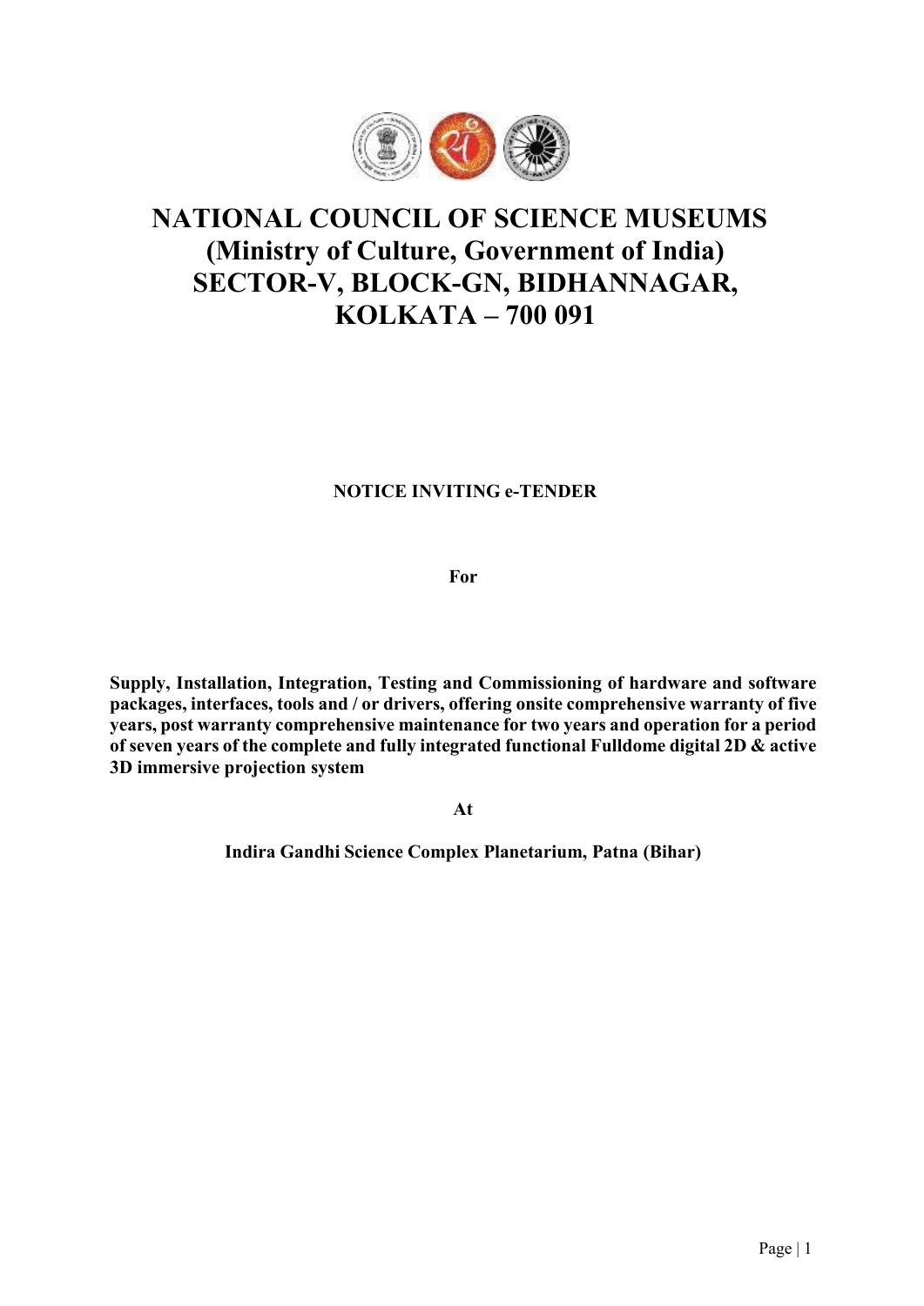# NATIONAL COUNCIL OF SCIENCE MUSEUMS
# (Ministry of Culture, Government of India)
# SECTOR-V, BLOCK-GN, BIDHANNAGAR, KOLKATA – 700 091

**NOTICE INVITING e-TENDER**

**For**

**Supply, Installation, Integration, Testing and Commissioning of hardware and software packages, interfaces, tools and / or drivers, offering onsite comprehensive warranty of five years, post warranty comprehensive maintenance for two years and operation for a period of seven years of the complete and fully integrated functional Fulldome digital 2D & active 3D immersive projection system**

**At**

**Indira Gandhi Science Complex Planetarium, Patna (Bihar)**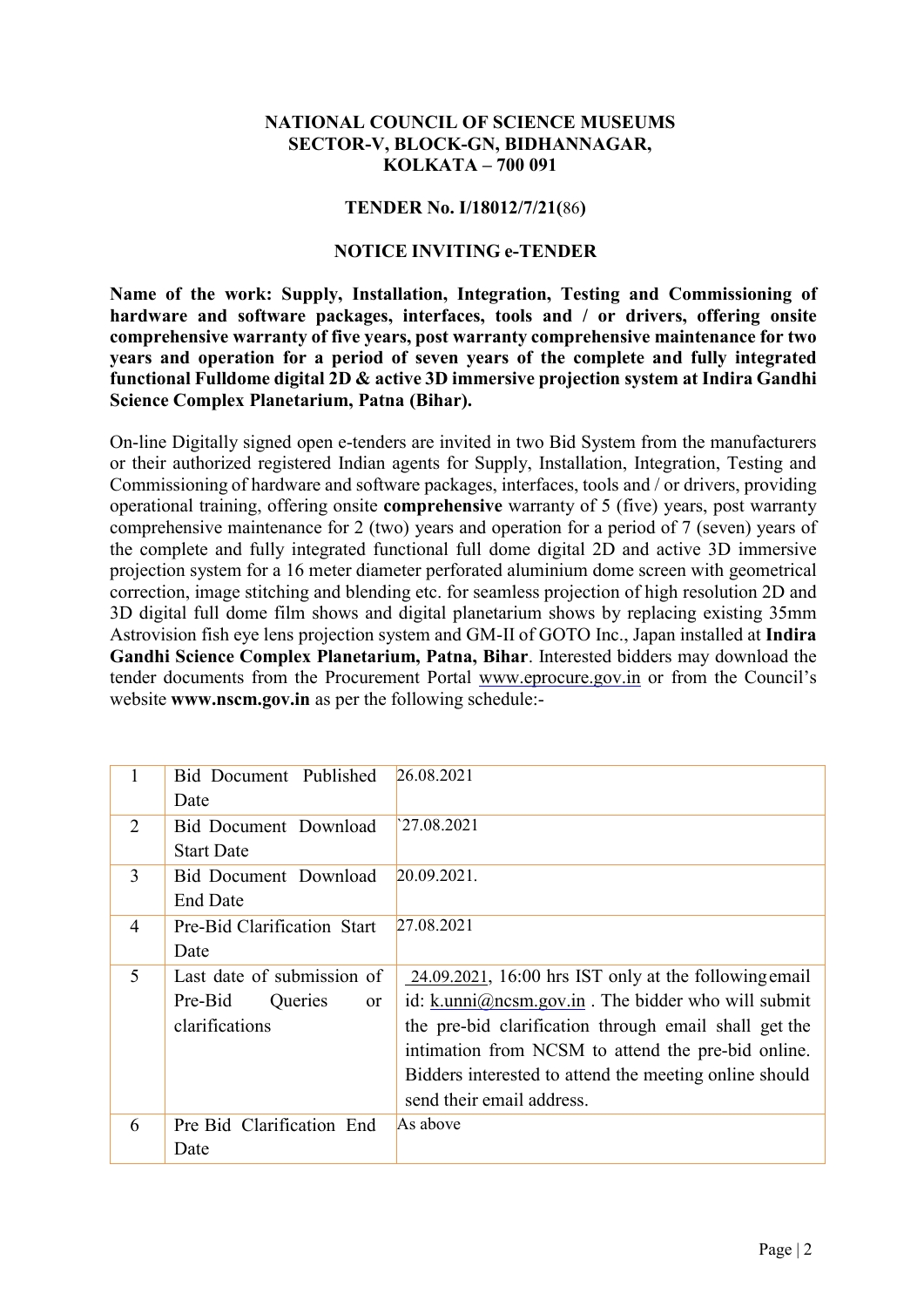**NATIONAL COUNCIL OF SCIENCE MUSEUMS**
**SECTOR-V, BLOCK-GN, BIDHANNAGAR,**
**KOLKATA – 700 091**

**TENDER No. I/18012/7/21(86)**

**NOTICE INVITING e-TENDER**

**Name of the work: Supply, Installation, Integration, Testing and Commissioning of hardware and software packages, interfaces, tools and / or drivers, offering onsite comprehensive warranty of five years, post warranty comprehensive maintenance for two years and operation for a period of seven years of the complete and fully integrated functional Fulldome digital 2D & active 3D immersive projection system at Indira Gandhi Science Complex Planetarium, Patna (Bihar).**

On-line Digitally signed open e-tenders are invited in two Bid System from the manufacturers or their authorized registered Indian agents for Supply, Installation, Integration, Testing and Commissioning of hardware and software packages, interfaces, tools and / or drivers, providing operational training, offering onsite **comprehensive** warranty of 5 (five) years, post warranty comprehensive maintenance for 2 (two) years and operation for a period of 7 (seven) years of the complete and fully integrated functional full dome digital 2D and active 3D immersive projection system for a 16 meter diameter perforated aluminium dome screen with geometrical correction, image stitching and blending etc. for seamless projection of high resolution 2D and 3D digital full dome film shows and digital planetarium shows by replacing existing 35mm Astrovision fish eye lens projection system and GM-II of GOTO Inc., Japan installed at **Indira Gandhi Science Complex Planetarium, Patna, Bihar**. Interested bidders may download the tender documents from the Procurement Portal www.eprocure.gov.in or from the Council's website **www.nscm.gov.in** as per the following schedule:-

| | | |
|---|---|---|
| 1 | Bid Document Published Date | 26.08.2021 |
| 2 | Bid Document Download Start Date | `27.08.2021 |
| 3 | Bid Document Download End Date | 20.09.2021. |
| 4 | Pre-Bid Clarification Start Date | 27.08.2021 |
| 5 | Last date of submission of Pre-Bid Queries or clarifications | 24.09.2021, 16:00 hrs IST only at the following email id: k.unni@ncsm.gov.in . The bidder who will submit the pre-bid clarification through email shall get the intimation from NCSM to attend the pre-bid online. Bidders interested to attend the meeting online should send their email address. |
| 6 | Pre Bid Clarification End Date | As above |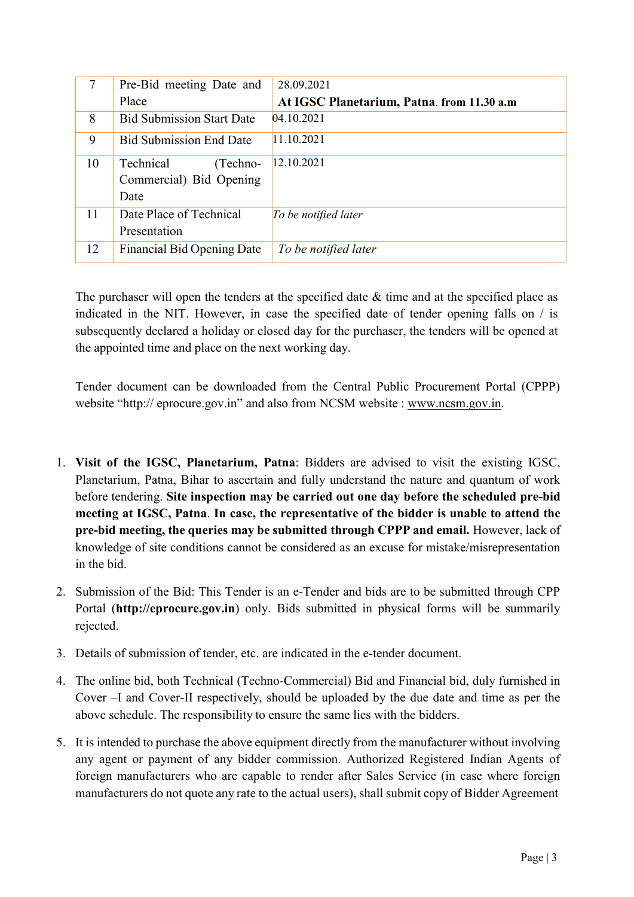| | | |
|---|---|---|
| 7 | Pre-Bid meeting Date and Place | 28.09.2021 **At IGSC Planetarium, Patna. from 11.30 a.m** |
| 8 | Bid Submission Start Date | 04.10.2021 |
| 9 | Bid Submission End Date | 11.10.2021 |
| 10 | Technical (Techno-Commercial) Bid Opening Date | 12.10.2021 |
| 11 | Date Place of Technical Presentation | *To be notified later* |
| 12 | Financial Bid Opening Date | *To be notified later* |

The purchaser will open the tenders at the specified date & time and at the specified place as indicated in the NIT. However, in case the specified date of tender opening falls on / is subsequently declared a holiday or closed day for the purchaser, the tenders will be opened at the appointed time and place on the next working day.

Tender document can be downloaded from the Central Public Procurement Portal (CPPP) website "http:// eprocure.gov.in" and also from NCSM website : www.ncsm.gov.in.

1. **Visit of the IGSC, Planetarium, Patna**: Bidders are advised to visit the existing IGSC, Planetarium, Patna, Bihar to ascertain and fully understand the nature and quantum of work before tendering. **Site inspection may be carried out one day before the scheduled pre-bid meeting at IGSC, Patna**. **In case, the representative of the bidder is unable to attend the pre-bid meeting, the queries may be submitted through CPPP and email.** However, lack of knowledge of site conditions cannot be considered as an excuse for mistake/misrepresentation in the bid.
2. Submission of the Bid: This Tender is an e-Tender and bids are to be submitted through CPP Portal (**http://eprocure.gov.in**) only. Bids submitted in physical forms will be summarily rejected.
3. Details of submission of tender, etc. are indicated in the e-tender document.
4. The online bid, both Technical (Techno-Commercial) Bid and Financial bid, duly furnished in Cover –I and Cover-II respectively, should be uploaded by the due date and time as per the above schedule. The responsibility to ensure the same lies with the bidders.
5. It is intended to purchase the above equipment directly from the manufacturer without involving any agent or payment of any bidder commission. Authorized Registered Indian Agents of foreign manufacturers who are capable to render after Sales Service (in case where foreign manufacturers do not quote any rate to the actual users), shall submit copy of Bidder Agreement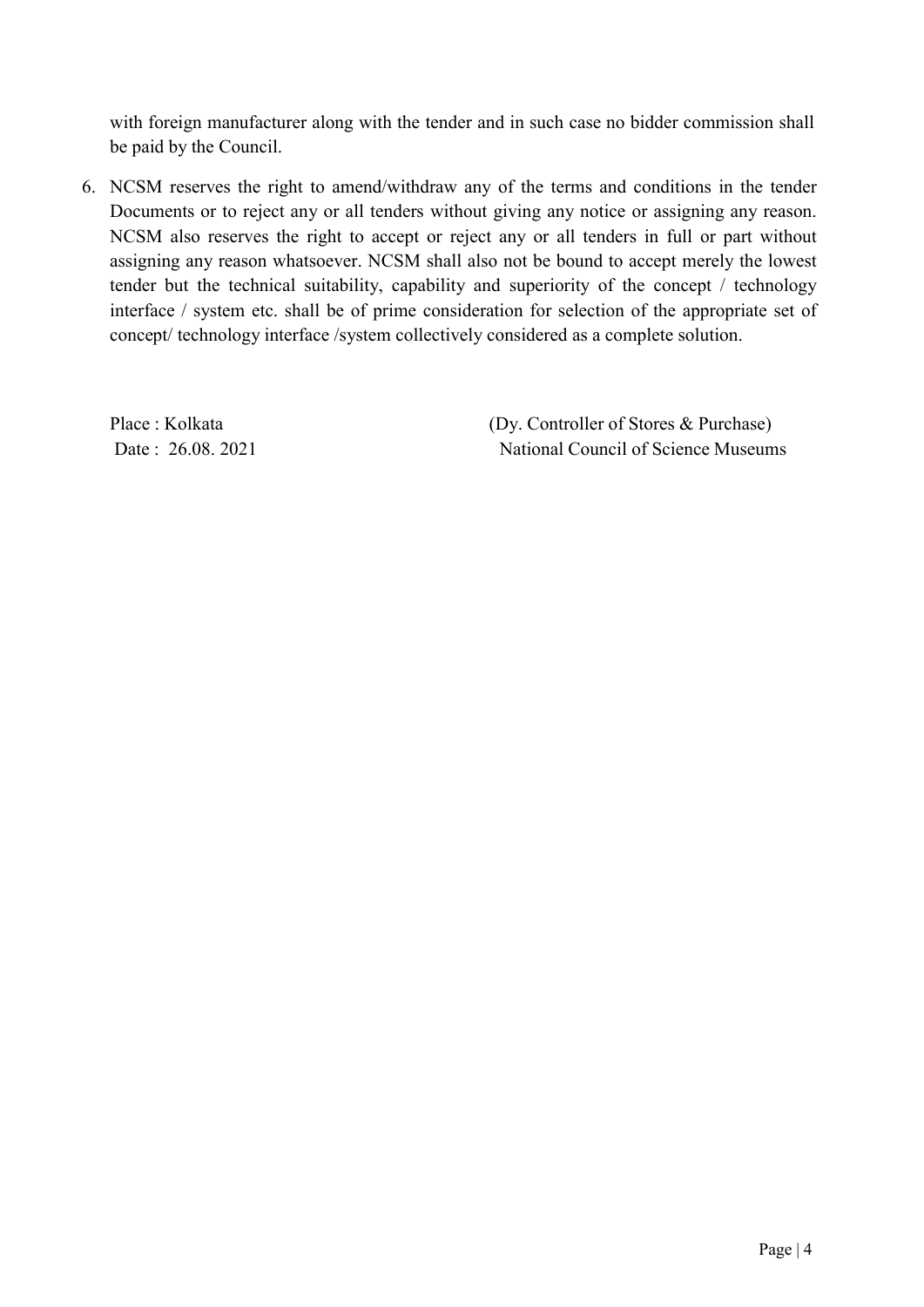with foreign manufacturer along with the tender and in such case no bidder commission shall be paid by the Council.

6. NCSM reserves the right to amend/withdraw any of the terms and conditions in the tender Documents or to reject any or all tenders without giving any notice or assigning any reason. NCSM also reserves the right to accept or reject any or all tenders in full or part without assigning any reason whatsoever. NCSM shall also not be bound to accept merely the lowest tender but the technical suitability, capability and superiority of the concept / technology interface / system etc. shall be of prime consideration for selection of the appropriate set of concept/ technology interface /system collectively considered as a complete solution.

Place : Kolkata

Date : 26.08. 2021

(Dy. Controller of Stores & Purchase)

National Council of Science Museums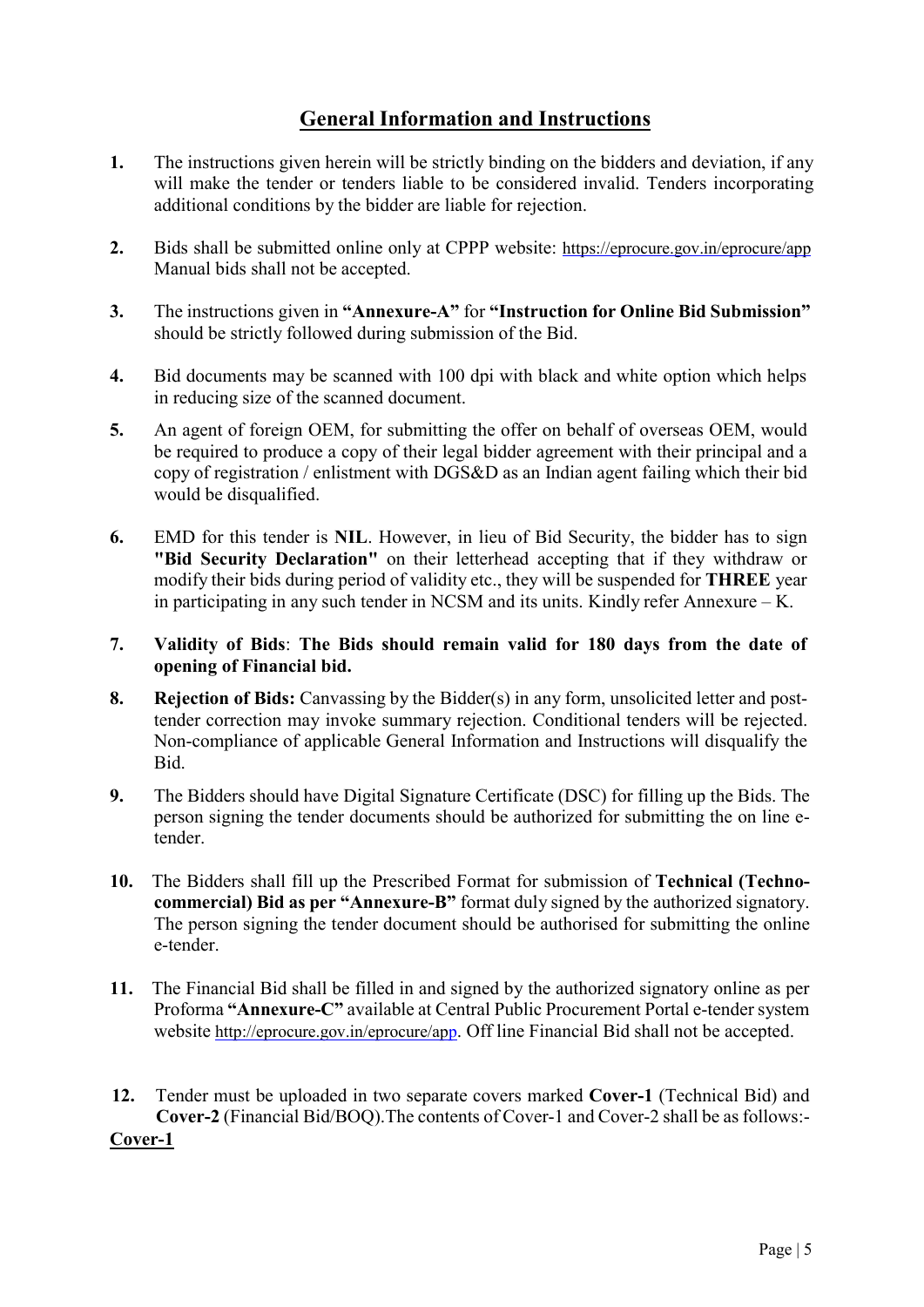## General Information and Instructions

1. The instructions given herein will be strictly binding on the bidders and deviation, if any will make the tender or tenders liable to be considered invalid. Tenders incorporating additional conditions by the bidder are liable for rejection.

2. Bids shall be submitted online only at CPPP website: https://eprocure.gov.in/eprocure/app Manual bids shall not be accepted.

3. The instructions given in **"Annexure-A"** for **"Instruction for Online Bid Submission"** should be strictly followed during submission of the Bid.

4. Bid documents may be scanned with 100 dpi with black and white option which helps in reducing size of the scanned document.

5. An agent of foreign OEM, for submitting the offer on behalf of overseas OEM, would be required to produce a copy of their legal bidder agreement with their principal and a copy of registration / enlistment with DGS&D as an Indian agent failing which their bid would be disqualified.

6. EMD for this tender is **NIL**. However, in lieu of Bid Security, the bidder has to sign **"Bid Security Declaration"** on their letterhead accepting that if they withdraw or modify their bids during period of validity etc., they will be suspended for **THREE** year in participating in any such tender in NCSM and its units. Kindly refer Annexure – K.

7. **Validity of Bids**: **The Bids should remain valid for 180 days from the date of opening of Financial bid.**

8. **Rejection of Bids:** Canvassing by the Bidder(s) in any form, unsolicited letter and post-tender correction may invoke summary rejection. Conditional tenders will be rejected. Non-compliance of applicable General Information and Instructions will disqualify the Bid.

9. The Bidders should have Digital Signature Certificate (DSC) for filling up the Bids. The person signing the tender documents should be authorized for submitting the on line e-tender.

10. The Bidders shall fill up the Prescribed Format for submission of **Technical (Techno-commercial) Bid as per "Annexure-B"** format duly signed by the authorized signatory. The person signing the tender document should be authorised for submitting the online e-tender.

11. The Financial Bid shall be filled in and signed by the authorized signatory online as per Proforma **"Annexure-C"** available at Central Public Procurement Portal e-tender system website http://eprocure.gov.in/eprocure/app. Off line Financial Bid shall not be accepted.

12. Tender must be uploaded in two separate covers marked **Cover-1** (Technical Bid) and **Cover-2** (Financial Bid/BOQ).The contents of Cover-1 and Cover-2 shall be as follows:-

**Cover-1**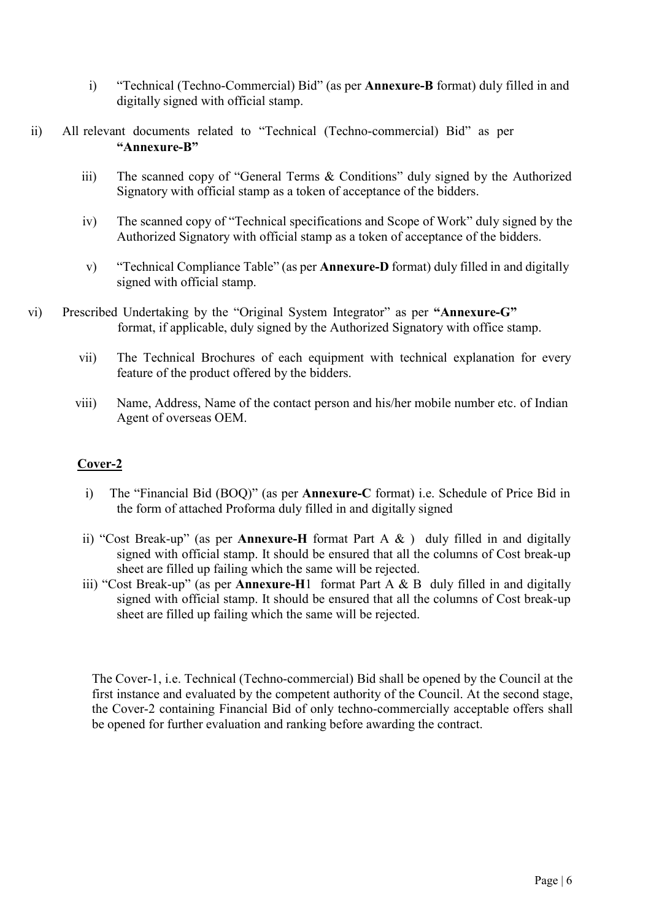i) "Technical (Techno-Commercial) Bid" (as per **Annexure-B** format) duly filled in and digitally signed with official stamp.

ii) All relevant documents related to "Technical (Techno-commercial) Bid" as per **"Annexure-B"**

iii) The scanned copy of "General Terms & Conditions" duly signed by the Authorized Signatory with official stamp as a token of acceptance of the bidders.

iv) The scanned copy of "Technical specifications and Scope of Work" duly signed by the Authorized Signatory with official stamp as a token of acceptance of the bidders.

v) "Technical Compliance Table" (as per **Annexure-D** format) duly filled in and digitally signed with official stamp.

vi) Prescribed Undertaking by the "Original System Integrator" as per **"Annexure-G"** format, if applicable, duly signed by the Authorized Signatory with office stamp.

vii) The Technical Brochures of each equipment with technical explanation for every feature of the product offered by the bidders.

viii) Name, Address, Name of the contact person and his/her mobile number etc. of Indian Agent of overseas OEM.

**Cover-2**

i) The "Financial Bid (BOQ)" (as per **Annexure-C** format) i.e. Schedule of Price Bid in the form of attached Proforma duly filled in and digitally signed

ii) "Cost Break-up" (as per **Annexure-H** format Part A & ) duly filled in and digitally signed with official stamp. It should be ensured that all the columns of Cost break-up sheet are filled up failing which the same will be rejected.

iii) "Cost Break-up" (as per **Annexure-H**1 format Part A & B duly filled in and digitally signed with official stamp. It should be ensured that all the columns of Cost break-up sheet are filled up failing which the same will be rejected.

The Cover-1, i.e. Technical (Techno-commercial) Bid shall be opened by the Council at the first instance and evaluated by the competent authority of the Council. At the second stage, the Cover-2 containing Financial Bid of only techno-commercially acceptable offers shall be opened for further evaluation and ranking before awarding the contract.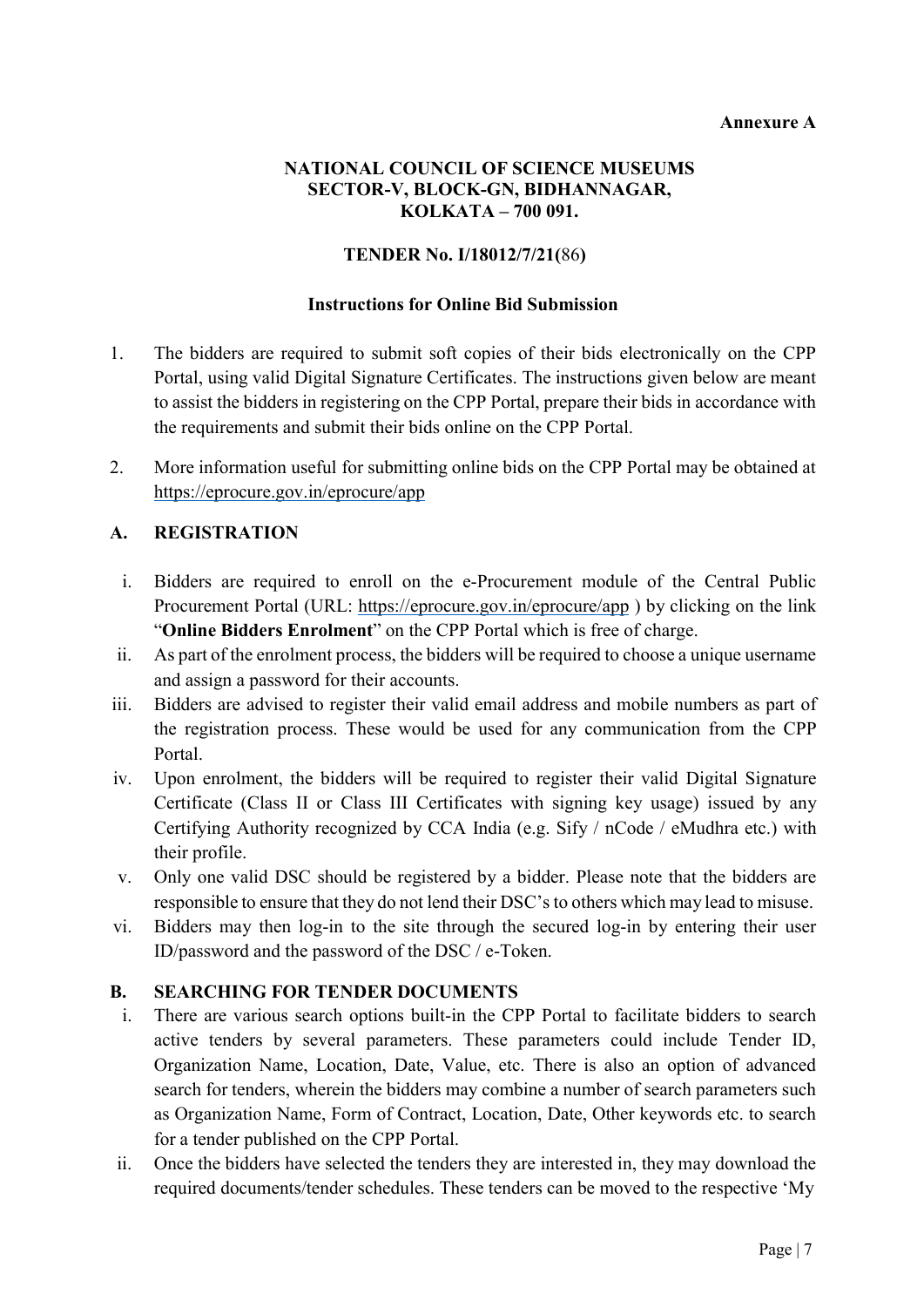**Annexure A**

**NATIONAL COUNCIL OF SCIENCE MUSEUMS**
**SECTOR-V, BLOCK-GN, BIDHANNAGAR,**
**KOLKATA – 700 091.**

**TENDER No. I/18012/7/21(**86**)**

**Instructions for Online Bid Submission**

1. The bidders are required to submit soft copies of their bids electronically on the CPP Portal, using valid Digital Signature Certificates. The instructions given below are meant to assist the bidders in registering on the CPP Portal, prepare their bids in accordance with the requirements and submit their bids online on the CPP Portal.

2. More information useful for submitting online bids on the CPP Portal may be obtained at https://eprocure.gov.in/eprocure/app

## A. REGISTRATION

i. Bidders are required to enroll on the e-Procurement module of the Central Public Procurement Portal (URL: https://eprocure.gov.in/eprocure/app ) by clicking on the link "**Online Bidders Enrolment**" on the CPP Portal which is free of charge.

ii. As part of the enrolment process, the bidders will be required to choose a unique username and assign a password for their accounts.

iii. Bidders are advised to register their valid email address and mobile numbers as part of the registration process. These would be used for any communication from the CPP Portal.

iv. Upon enrolment, the bidders will be required to register their valid Digital Signature Certificate (Class II or Class III Certificates with signing key usage) issued by any Certifying Authority recognized by CCA India (e.g. Sify / nCode / eMudhra etc.) with their profile.

v. Only one valid DSC should be registered by a bidder. Please note that the bidders are responsible to ensure that they do not lend their DSC's to others which may lead to misuse.

vi. Bidders may then log-in to the site through the secured log-in by entering their user ID/password and the password of the DSC / e-Token.

## B. SEARCHING FOR TENDER DOCUMENTS

i. There are various search options built-in the CPP Portal to facilitate bidders to search active tenders by several parameters. These parameters could include Tender ID, Organization Name, Location, Date, Value, etc. There is also an option of advanced search for tenders, wherein the bidders may combine a number of search parameters such as Organization Name, Form of Contract, Location, Date, Other keywords etc. to search for a tender published on the CPP Portal.

ii. Once the bidders have selected the tenders they are interested in, they may download the required documents/tender schedules. These tenders can be moved to the respective 'My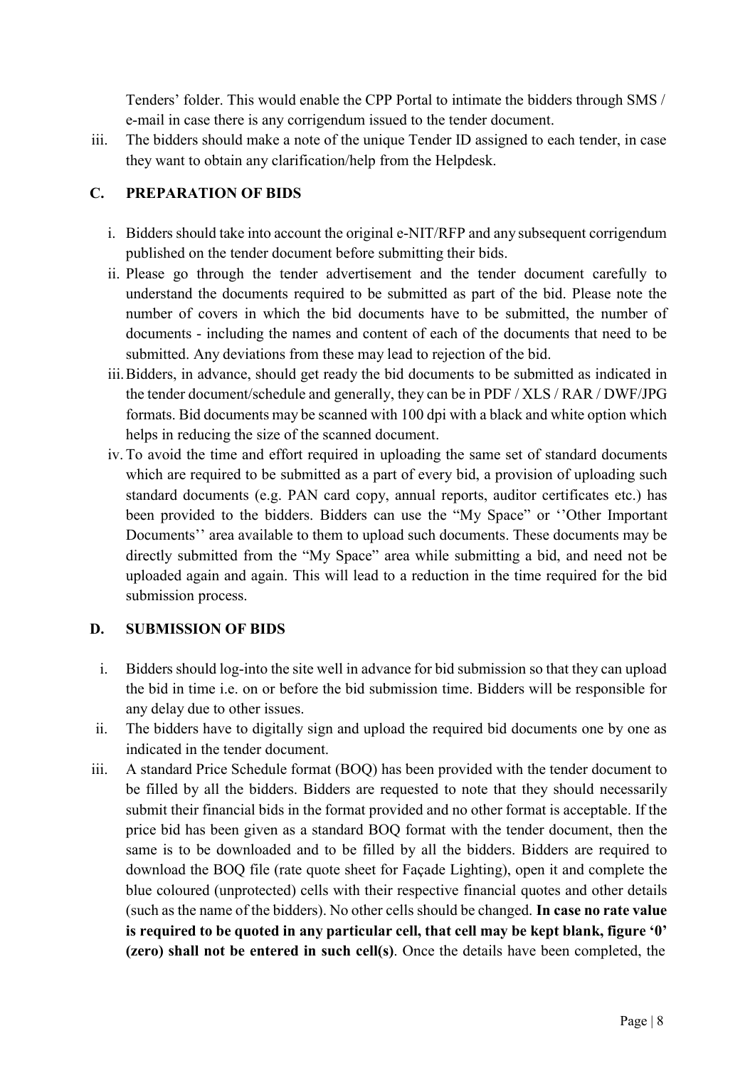Tenders' folder. This would enable the CPP Portal to intimate the bidders through SMS / e-mail in case there is any corrigendum issued to the tender document.

iii. The bidders should make a note of the unique Tender ID assigned to each tender, in case they want to obtain any clarification/help from the Helpdesk.

## C. PREPARATION OF BIDS

i. Bidders should take into account the original e-NIT/RFP and any subsequent corrigendum published on the tender document before submitting their bids.

ii. Please go through the tender advertisement and the tender document carefully to understand the documents required to be submitted as part of the bid. Please note the number of covers in which the bid documents have to be submitted, the number of documents - including the names and content of each of the documents that need to be submitted. Any deviations from these may lead to rejection of the bid.

iii. Bidders, in advance, should get ready the bid documents to be submitted as indicated in the tender document/schedule and generally, they can be in PDF / XLS / RAR / DWF/JPG formats. Bid documents may be scanned with 100 dpi with a black and white option which helps in reducing the size of the scanned document.

iv. To avoid the time and effort required in uploading the same set of standard documents which are required to be submitted as a part of every bid, a provision of uploading such standard documents (e.g. PAN card copy, annual reports, auditor certificates etc.) has been provided to the bidders. Bidders can use the "My Space" or ''Other Important Documents'' area available to them to upload such documents. These documents may be directly submitted from the "My Space" area while submitting a bid, and need not be uploaded again and again. This will lead to a reduction in the time required for the bid submission process.

## D. SUBMISSION OF BIDS

i. Bidders should log-into the site well in advance for bid submission so that they can upload the bid in time i.e. on or before the bid submission time. Bidders will be responsible for any delay due to other issues.

ii. The bidders have to digitally sign and upload the required bid documents one by one as indicated in the tender document.

iii. A standard Price Schedule format (BOQ) has been provided with the tender document to be filled by all the bidders. Bidders are requested to note that they should necessarily submit their financial bids in the format provided and no other format is acceptable. If the price bid has been given as a standard BOQ format with the tender document, then the same is to be downloaded and to be filled by all the bidders. Bidders are required to download the BOQ file (rate quote sheet for Façade Lighting), open it and complete the blue coloured (unprotected) cells with their respective financial quotes and other details (such as the name of the bidders). No other cells should be changed. **In case no rate value is required to be quoted in any particular cell, that cell may be kept blank, figure '0' (zero) shall not be entered in such cell(s)**. Once the details have been completed, the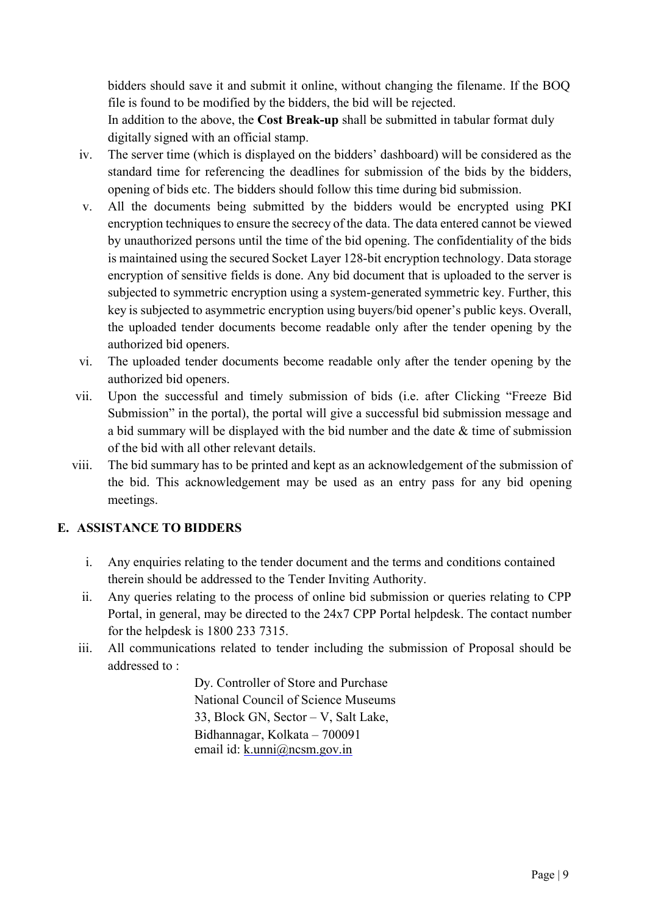bidders should save it and submit it online, without changing the filename. If the BOQ file is found to be modified by the bidders, the bid will be rejected.

In addition to the above, the **Cost Break-up** shall be submitted in tabular format duly digitally signed with an official stamp.

iv. The server time (which is displayed on the bidders' dashboard) will be considered as the standard time for referencing the deadlines for submission of the bids by the bidders, opening of bids etc. The bidders should follow this time during bid submission.

v. All the documents being submitted by the bidders would be encrypted using PKI encryption techniques to ensure the secrecy of the data. The data entered cannot be viewed by unauthorized persons until the time of the bid opening. The confidentiality of the bids is maintained using the secured Socket Layer 128-bit encryption technology. Data storage encryption of sensitive fields is done. Any bid document that is uploaded to the server is subjected to symmetric encryption using a system-generated symmetric key. Further, this key is subjected to asymmetric encryption using buyers/bid opener's public keys. Overall, the uploaded tender documents become readable only after the tender opening by the authorized bid openers.

vi. The uploaded tender documents become readable only after the tender opening by the authorized bid openers.

vii. Upon the successful and timely submission of bids (i.e. after Clicking "Freeze Bid Submission" in the portal), the portal will give a successful bid submission message and a bid summary will be displayed with the bid number and the date & time of submission of the bid with all other relevant details.

viii. The bid summary has to be printed and kept as an acknowledgement of the submission of the bid. This acknowledgement may be used as an entry pass for any bid opening meetings.

## E. ASSISTANCE TO BIDDERS

i. Any enquiries relating to the tender document and the terms and conditions contained therein should be addressed to the Tender Inviting Authority.

ii. Any queries relating to the process of online bid submission or queries relating to CPP Portal, in general, may be directed to the 24x7 CPP Portal helpdesk. The contact number for the helpdesk is 1800 233 7315.

iii. All communications related to tender including the submission of Proposal should be addressed to :

Dy. Controller of Store and Purchase
National Council of Science Museums
33, Block GN, Sector – V, Salt Lake,
Bidhannagar, Kolkata – 700091
email id: k.unni@ncsm.gov.in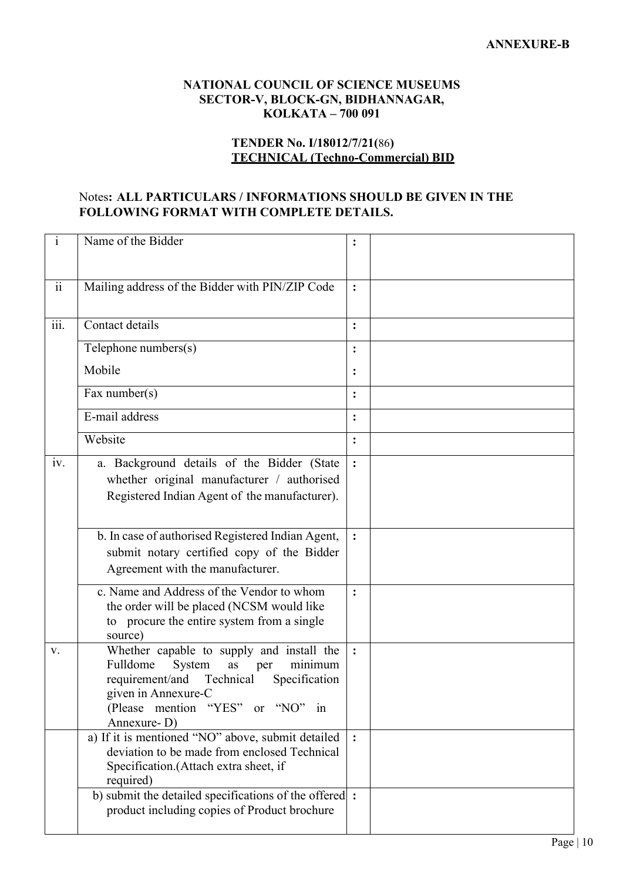**ANNEXURE-B**

**NATIONAL COUNCIL OF SCIENCE MUSEUMS**
**SECTOR-V, BLOCK-GN, BIDHANNAGAR,**
**KOLKATA – 700 091**

**TENDER No. I/18012/7/21(86)**
**TECHNICAL (Techno-Commercial) BID**

Notes**: ALL PARTICULARS / INFORMATIONS SHOULD BE GIVEN IN THE FOLLOWING FORMAT WITH COMPLETE DETAILS.**

| | | | |
|---|---|---|---|
| i | Name of the Bidder | : | |
| ii | Mailing address of the Bidder with PIN/ZIP Code | : | |
| iii. | Contact details | : | |
| | Telephone numbers(s) | : | |
| | Mobile | : | |
| | Fax number(s) | : | |
| | E-mail address | : | |
| | Website | : | |
| iv. | a. Background details of the Bidder (State whether original manufacturer / authorised Registered Indian Agent of the manufacturer). | : | |
| | b. In case of authorised Registered Indian Agent, submit notary certified copy of the Bidder Agreement with the manufacturer. | : | |
| | c. Name and Address of the Vendor to whom the order will be placed (NCSM would like to procure the entire system from a single source) | : | |
| v. | Whether capable to supply and install the Fulldome System as per minimum requirement/and Technical Specification given in Annexure-C (Please mention "YES" or "NO" in Annexure- D) | : | |
| | a) If it is mentioned "NO" above, submit detailed deviation to be made from enclosed Technical Specification.(Attach extra sheet, if required) | : | |
| | b) submit the detailed specifications of the offered product including copies of Product brochure | : | |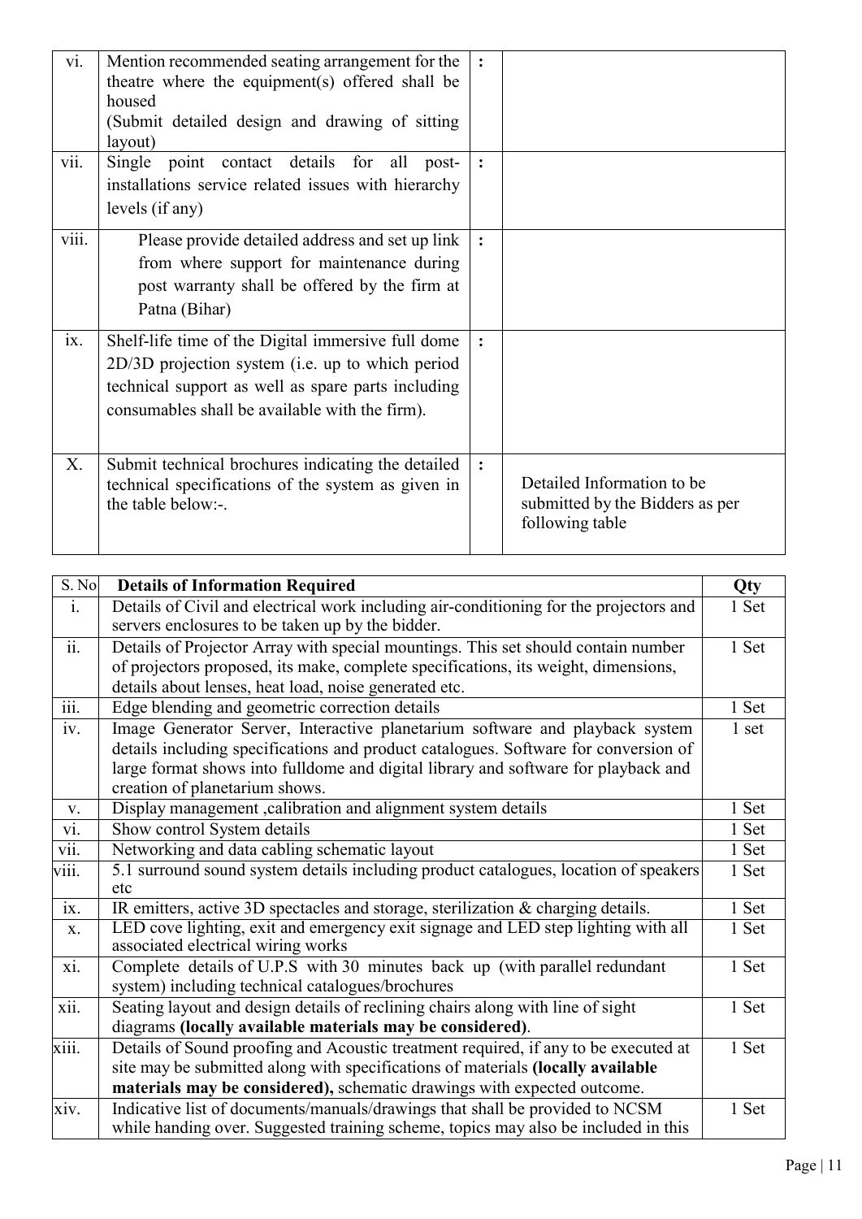| | | | |
|---|---|---|---|
| vi. | Mention recommended seating arrangement for the theatre where the equipment(s) offered shall be housed (Submit detailed design and drawing of sitting layout) | : | |
| vii. | Single point contact details for all post-installations service related issues with hierarchy levels (if any) | : | |
| viii. | Please provide detailed address and set up link from where support for maintenance during post warranty shall be offered by the firm at Patna (Bihar) | : | |
| ix. | Shelf-life time of the Digital immersive full dome 2D/3D projection system (i.e. up to which period technical support as well as spare parts including consumables shall be available with the firm). | : | |
| X. | Submit technical brochures indicating the detailed technical specifications of the system as given in the table below:-. | : | Detailed Information to be submitted by the Bidders as per following table |

| S. No | Details of Information Required | Qty |
|---|---|---|
| i. | Details of Civil and electrical work including air-conditioning for the projectors and servers enclosures to be taken up by the bidder. | 1 Set |
| ii. | Details of Projector Array with special mountings. This set should contain number of projectors proposed, its make, complete specifications, its weight, dimensions, details about lenses, heat load, noise generated etc. | 1 Set |
| iii. | Edge blending and geometric correction details | 1 Set |
| iv. | Image Generator Server, Interactive planetarium software and playback system details including specifications and product catalogues. Software for conversion of large format shows into fulldome and digital library and software for playback and creation of planetarium shows. | 1 set |
| v. | Display management ,calibration and alignment system details | 1 Set |
| vi. | Show control System details | 1 Set |
| vii. | Networking and data cabling schematic layout | 1 Set |
| viii. | 5.1 surround sound system details including product catalogues, location of speakers etc | 1 Set |
| ix. | IR emitters, active 3D spectacles and storage, sterilization & charging details. | 1 Set |
| x. | LED cove lighting, exit and emergency exit signage and LED step lighting with all associated electrical wiring works | 1 Set |
| xi. | Complete details of U.P.S with 30 minutes back up (with parallel redundant system) including technical catalogues/brochures | 1 Set |
| xii. | Seating layout and design details of reclining chairs along with line of sight diagrams **(locally available materials may be considered)**. | 1 Set |
| xiii. | Details of Sound proofing and Acoustic treatment required, if any to be executed at site may be submitted along with specifications of materials **(locally available materials may be considered),** schematic drawings with expected outcome. | 1 Set |
| xiv. | Indicative list of documents/manuals/drawings that shall be provided to NCSM while handing over. Suggested training scheme, topics may also be included in this | 1 Set |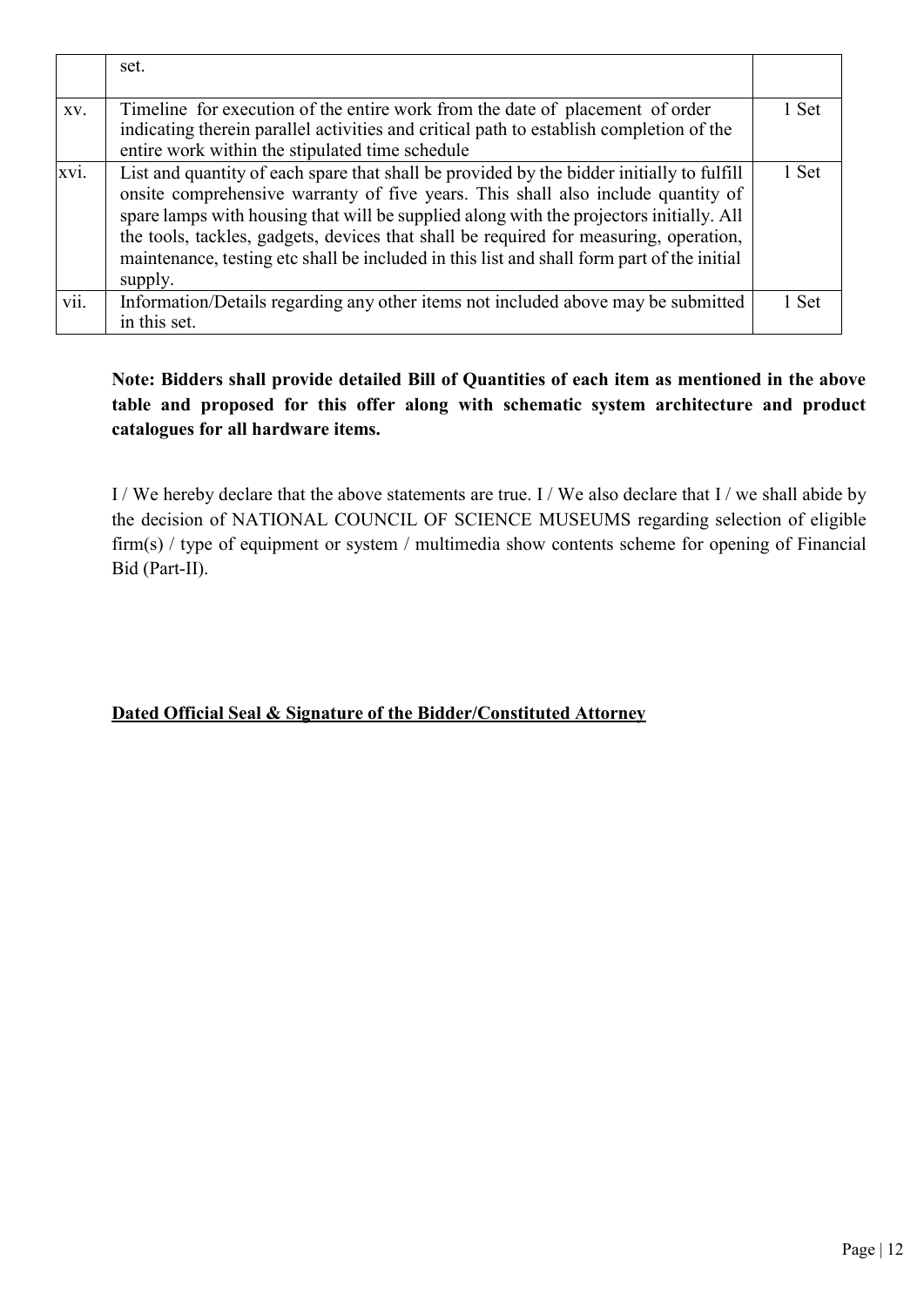| | | |
|---|---|---|
| | set. | |
| xv. | Timeline for execution of the entire work from the date of placement of order indicating therein parallel activities and critical path to establish completion of the entire work within the stipulated time schedule | 1 Set |
| xvi. | List and quantity of each spare that shall be provided by the bidder initially to fulfill onsite comprehensive warranty of five years. This shall also include quantity of spare lamps with housing that will be supplied along with the projectors initially. All the tools, tackles, gadgets, devices that shall be required for measuring, operation, maintenance, testing etc shall be included in this list and shall form part of the initial supply. | 1 Set |
| vii. | Information/Details regarding any other items not included above may be submitted in this set. | 1 Set |

**Note: Bidders shall provide detailed Bill of Quantities of each item as mentioned in the above table and proposed for this offer along with schematic system architecture and product catalogues for all hardware items.**

I / We hereby declare that the above statements are true. I / We also declare that I / we shall abide by the decision of NATIONAL COUNCIL OF SCIENCE MUSEUMS regarding selection of eligible firm(s) / type of equipment or system / multimedia show contents scheme for opening of Financial Bid (Part-II).

**Dated Official Seal & Signature of the Bidder/Constituted Attorney**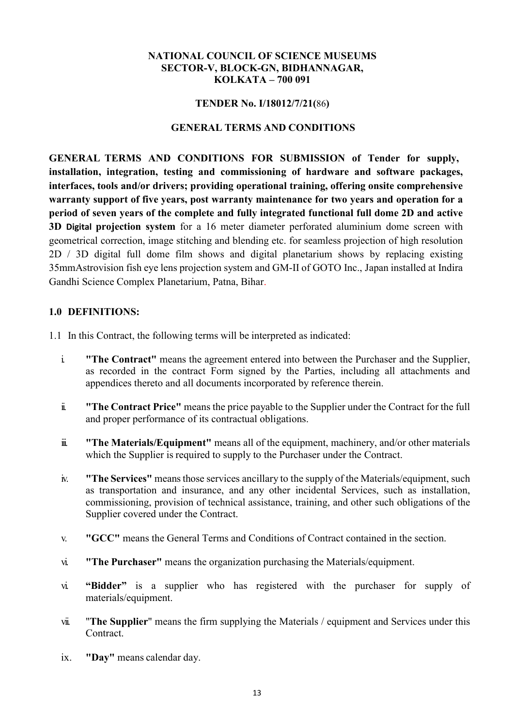**NATIONAL COUNCIL OF SCIENCE MUSEUMS**
**SECTOR-V, BLOCK-GN, BIDHANNAGAR,**
**KOLKATA – 700 091**

**TENDER No. I/18012/7/21(86)**

**GENERAL TERMS AND CONDITIONS**

**GENERAL TERMS AND CONDITIONS FOR SUBMISSION of Tender for supply, installation, integration, testing and commissioning of hardware and software packages, interfaces, tools and/or drivers; providing operational training, offering onsite comprehensive warranty support of five years, post warranty maintenance for two years and operation for a period of seven years of the complete and fully integrated functional full dome 2D and active 3D Digital projection system** for a 16 meter diameter perforated aluminium dome screen with geometrical correction, image stitching and blending etc. for seamless projection of high resolution 2D / 3D digital full dome film shows and digital planetarium shows by replacing existing 35mmAstrovision fish eye lens projection system and GM-II of GOTO Inc., Japan installed at Indira Gandhi Science Complex Planetarium, Patna, Bihar.

## 1.0 DEFINITIONS:

1.1 In this Contract, the following terms will be interpreted as indicated:

i. **"The Contract"** means the agreement entered into between the Purchaser and the Supplier, as recorded in the contract Form signed by the Parties, including all attachments and appendices thereto and all documents incorporated by reference therein.

ii. **"The Contract Price"** means the price payable to the Supplier under the Contract for the full and proper performance of its contractual obligations.

iii. **"The Materials/Equipment"** means all of the equipment, machinery, and/or other materials which the Supplier is required to supply to the Purchaser under the Contract.

iv. **"The Services"** means those services ancillary to the supply of the Materials/equipment, such as transportation and insurance, and any other incidental Services, such as installation, commissioning, provision of technical assistance, training, and other such obligations of the Supplier covered under the Contract.

v. **"GCC"** means the General Terms and Conditions of Contract contained in the section.

vi. **"The Purchaser"** means the organization purchasing the Materials/equipment.

vi. **"Bidder"** is a supplier who has registered with the purchaser for supply of materials/equipment.

vii. "**The Supplier**" means the firm supplying the Materials / equipment and Services under this Contract.

ix. **"Day"** means calendar day.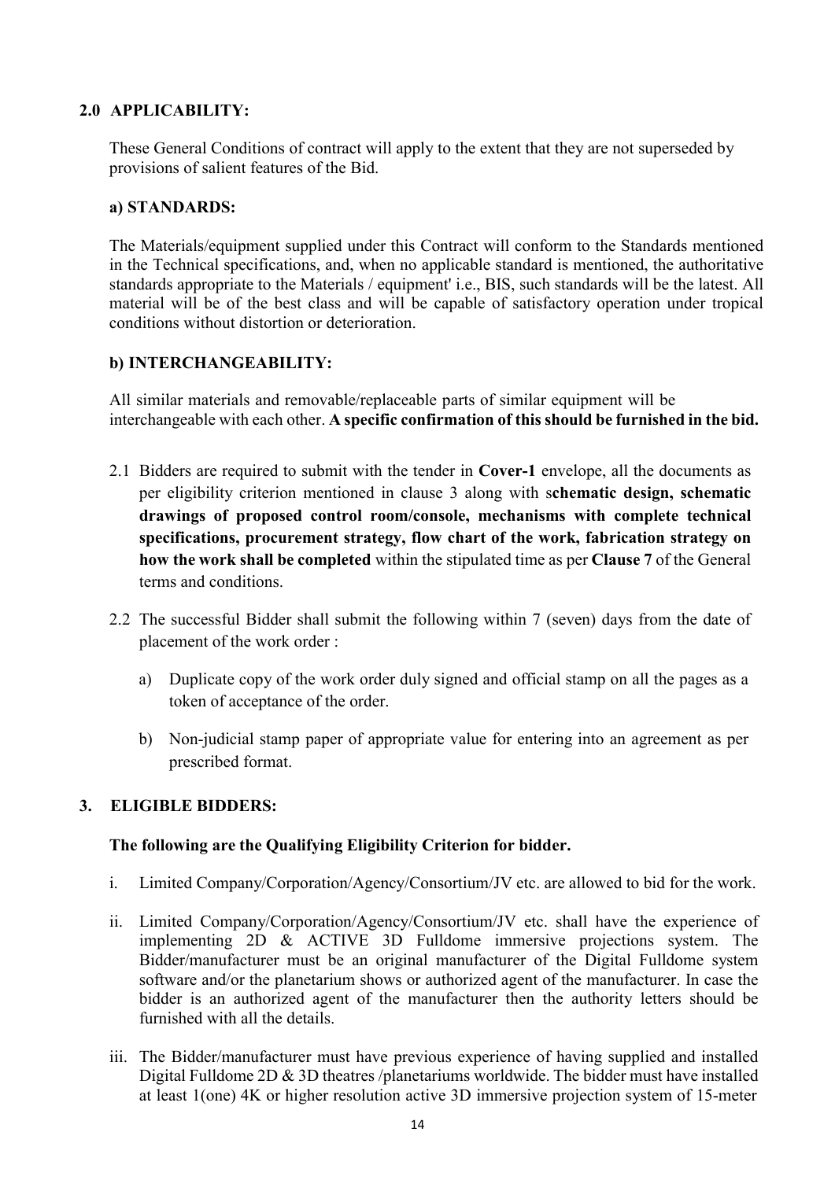## 2.0 APPLICABILITY:

These General Conditions of contract will apply to the extent that they are not superseded by provisions of salient features of the Bid.

### a) STANDARDS:

The Materials/equipment supplied under this Contract will conform to the Standards mentioned in the Technical specifications, and, when no applicable standard is mentioned, the authoritative standards appropriate to the Materials / equipment' i.e., BIS, such standards will be the latest. All material will be of the best class and will be capable of satisfactory operation under tropical conditions without distortion or deterioration.

### b) INTERCHANGEABILITY:

All similar materials and removable/replaceable parts of similar equipment will be interchangeable with each other. **A specific confirmation of this should be furnished in the bid.**

2.1 Bidders are required to submit with the tender in **Cover-1** envelope, all the documents as per eligibility criterion mentioned in clause 3 along with s**chematic design, schematic drawings of proposed control room/console, mechanisms with complete technical specifications, procurement strategy, flow chart of the work, fabrication strategy on how the work shall be completed** within the stipulated time as per **Clause 7** of the General terms and conditions.

2.2 The successful Bidder shall submit the following within 7 (seven) days from the date of placement of the work order :

   a) Duplicate copy of the work order duly signed and official stamp on all the pages as a token of acceptance of the order.

   b) Non-judicial stamp paper of appropriate value for entering into an agreement as per prescribed format.

## 3. ELIGIBLE BIDDERS:

**The following are the Qualifying Eligibility Criterion for bidder.**

i. Limited Company/Corporation/Agency/Consortium/JV etc. are allowed to bid for the work.

ii. Limited Company/Corporation/Agency/Consortium/JV etc. shall have the experience of implementing 2D & ACTIVE 3D Fulldome immersive projections system. The Bidder/manufacturer must be an original manufacturer of the Digital Fulldome system software and/or the planetarium shows or authorized agent of the manufacturer. In case the bidder is an authorized agent of the manufacturer then the authority letters should be furnished with all the details.

iii. The Bidder/manufacturer must have previous experience of having supplied and installed Digital Fulldome 2D & 3D theatres /planetariums worldwide. The bidder must have installed at least 1(one) 4K or higher resolution active 3D immersive projection system of 15-meter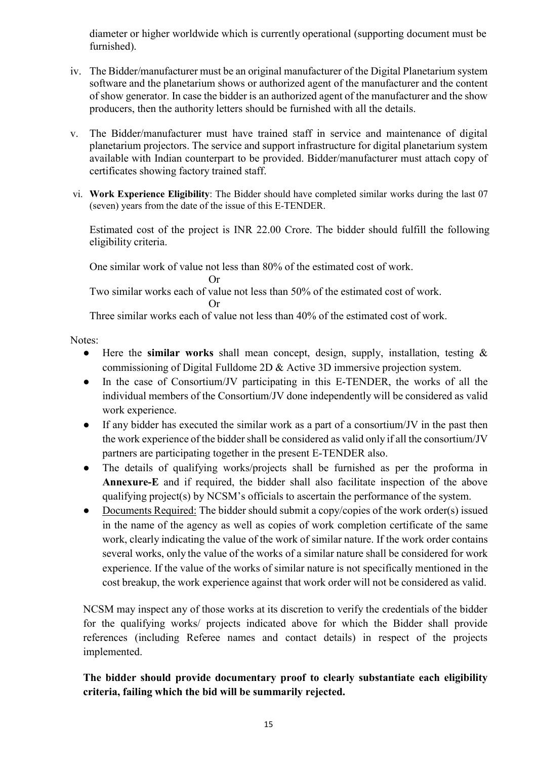diameter or higher worldwide which is currently operational (supporting document must be furnished).

iv. The Bidder/manufacturer must be an original manufacturer of the Digital Planetarium system software and the planetarium shows or authorized agent of the manufacturer and the content of show generator. In case the bidder is an authorized agent of the manufacturer and the show producers, then the authority letters should be furnished with all the details.

v. The Bidder/manufacturer must have trained staff in service and maintenance of digital planetarium projectors. The service and support infrastructure for digital planetarium system available with Indian counterpart to be provided. Bidder/manufacturer must attach copy of certificates showing factory trained staff.

vi. **Work Experience Eligibility**: The Bidder should have completed similar works during the last 07 (seven) years from the date of the issue of this E-TENDER.

Estimated cost of the project is INR 22.00 Crore. The bidder should fulfill the following eligibility criteria.

One similar work of value not less than 80% of the estimated cost of work.

Or

Two similar works each of value not less than 50% of the estimated cost of work.

Or

Three similar works each of value not less than 40% of the estimated cost of work.

Notes:

- Here the **similar works** shall mean concept, design, supply, installation, testing & commissioning of Digital Fulldome 2D & Active 3D immersive projection system.
- In the case of Consortium/JV participating in this E-TENDER, the works of all the individual members of the Consortium/JV done independently will be considered as valid work experience.
- If any bidder has executed the similar work as a part of a consortium/JV in the past then the work experience of the bidder shall be considered as valid only if all the consortium/JV partners are participating together in the present E-TENDER also.
- The details of qualifying works/projects shall be furnished as per the proforma in **Annexure-E** and if required, the bidder shall also facilitate inspection of the above qualifying project(s) by NCSM's officials to ascertain the performance of the system.
- Documents Required: The bidder should submit a copy/copies of the work order(s) issued in the name of the agency as well as copies of work completion certificate of the same work, clearly indicating the value of the work of similar nature. If the work order contains several works, only the value of the works of a similar nature shall be considered for work experience. If the value of the works of similar nature is not specifically mentioned in the cost breakup, the work experience against that work order will not be considered as valid.

NCSM may inspect any of those works at its discretion to verify the credentials of the bidder for the qualifying works/ projects indicated above for which the Bidder shall provide references (including Referee names and contact details) in respect of the projects implemented.

**The bidder should provide documentary proof to clearly substantiate each eligibility criteria, failing which the bid will be summarily rejected.**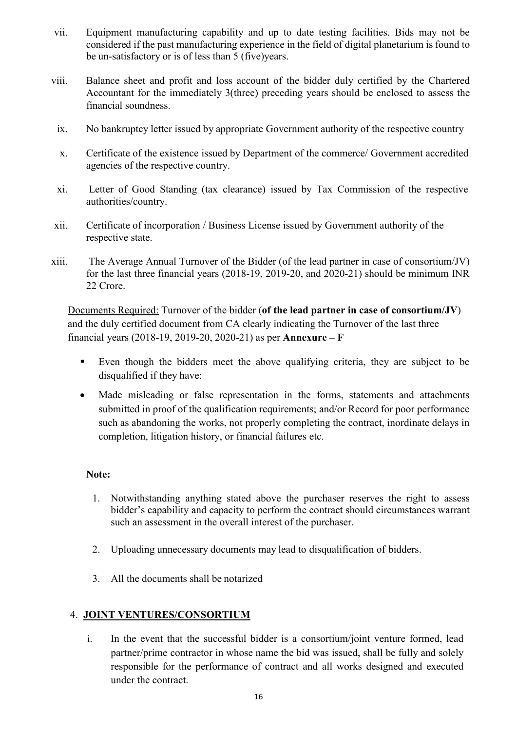vii. Equipment manufacturing capability and up to date testing facilities. Bids may not be considered if the past manufacturing experience in the field of digital planetarium is found to be un-satisfactory or is of less than 5 (five)years.

viii. Balance sheet and profit and loss account of the bidder duly certified by the Chartered Accountant for the immediately 3(three) preceding years should be enclosed to assess the financial soundness.

ix. No bankruptcy letter issued by appropriate Government authority of the respective country

x. Certificate of the existence issued by Department of the commerce/ Government accredited agencies of the respective country.

xi. Letter of Good Standing (tax clearance) issued by Tax Commission of the respective authorities/country.

xii. Certificate of incorporation / Business License issued by Government authority of the respective state.

xiii. The Average Annual Turnover of the Bidder (of the lead partner in case of consortium/JV) for the last three financial years (2018-19, 2019-20, and 2020-21) should be minimum INR 22 Crore.

Documents Required: Turnover of the bidder (**of the lead partner in case of consortium/JV**) and the duly certified document from CA clearly indicating the Turnover of the last three financial years (2018-19, 2019-20, 2020-21) as per **Annexure – F**

- Even though the bidders meet the above qualifying criteria, they are subject to be disqualified if they have:
- Made misleading or false representation in the forms, statements and attachments submitted in proof of the qualification requirements; and/or Record for poor performance such as abandoning the works, not properly completing the contract, inordinate delays in completion, litigation history, or financial failures etc.

**Note:**

1. Notwithstanding anything stated above the purchaser reserves the right to assess bidder's capability and capacity to perform the contract should circumstances warrant such an assessment in the overall interest of the purchaser.
2. Uploading unnecessary documents may lead to disqualification of bidders.
3. All the documents shall be notarized

## 4. JOINT VENTURES/CONSORTIUM

i. In the event that the successful bidder is a consortium/joint venture formed, lead partner/prime contractor in whose name the bid was issued, shall be fully and solely responsible for the performance of contract and all works designed and executed under the contract.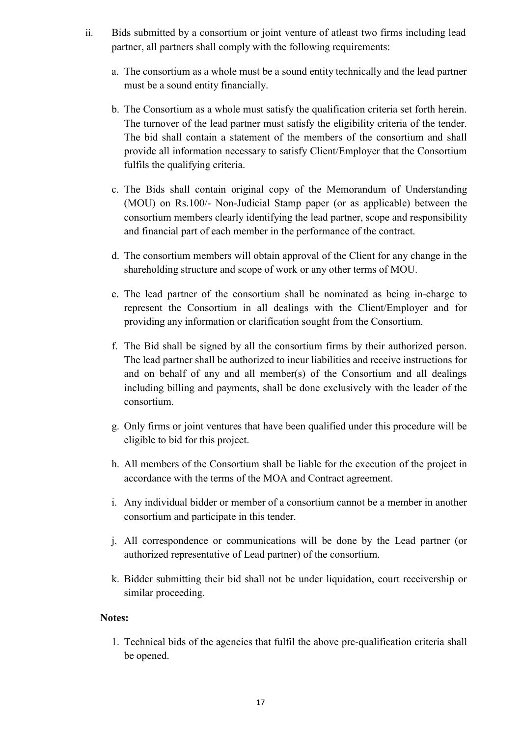ii. Bids submitted by a consortium or joint venture of atleast two firms including lead partner, all partners shall comply with the following requirements:

   a. The consortium as a whole must be a sound entity technically and the lead partner must be a sound entity financially.

   b. The Consortium as a whole must satisfy the qualification criteria set forth herein. The turnover of the lead partner must satisfy the eligibility criteria of the tender. The bid shall contain a statement of the members of the consortium and shall provide all information necessary to satisfy Client/Employer that the Consortium fulfils the qualifying criteria.

   c. The Bids shall contain original copy of the Memorandum of Understanding (MOU) on Rs.100/- Non-Judicial Stamp paper (or as applicable) between the consortium members clearly identifying the lead partner, scope and responsibility and financial part of each member in the performance of the contract.

   d. The consortium members will obtain approval of the Client for any change in the shareholding structure and scope of work or any other terms of MOU.

   e. The lead partner of the consortium shall be nominated as being in-charge to represent the Consortium in all dealings with the Client/Employer and for providing any information or clarification sought from the Consortium.

   f. The Bid shall be signed by all the consortium firms by their authorized person. The lead partner shall be authorized to incur liabilities and receive instructions for and on behalf of any and all member(s) of the Consortium and all dealings including billing and payments, shall be done exclusively with the leader of the consortium.

   g. Only firms or joint ventures that have been qualified under this procedure will be eligible to bid for this project.

   h. All members of the Consortium shall be liable for the execution of the project in accordance with the terms of the MOA and Contract agreement.

   i. Any individual bidder or member of a consortium cannot be a member in another consortium and participate in this tender.

   j. All correspondence or communications will be done by the Lead partner (or authorized representative of Lead partner) of the consortium.

   k. Bidder submitting their bid shall not be under liquidation, court receivership or similar proceeding.

**Notes:**

1. Technical bids of the agencies that fulfil the above pre-qualification criteria shall be opened.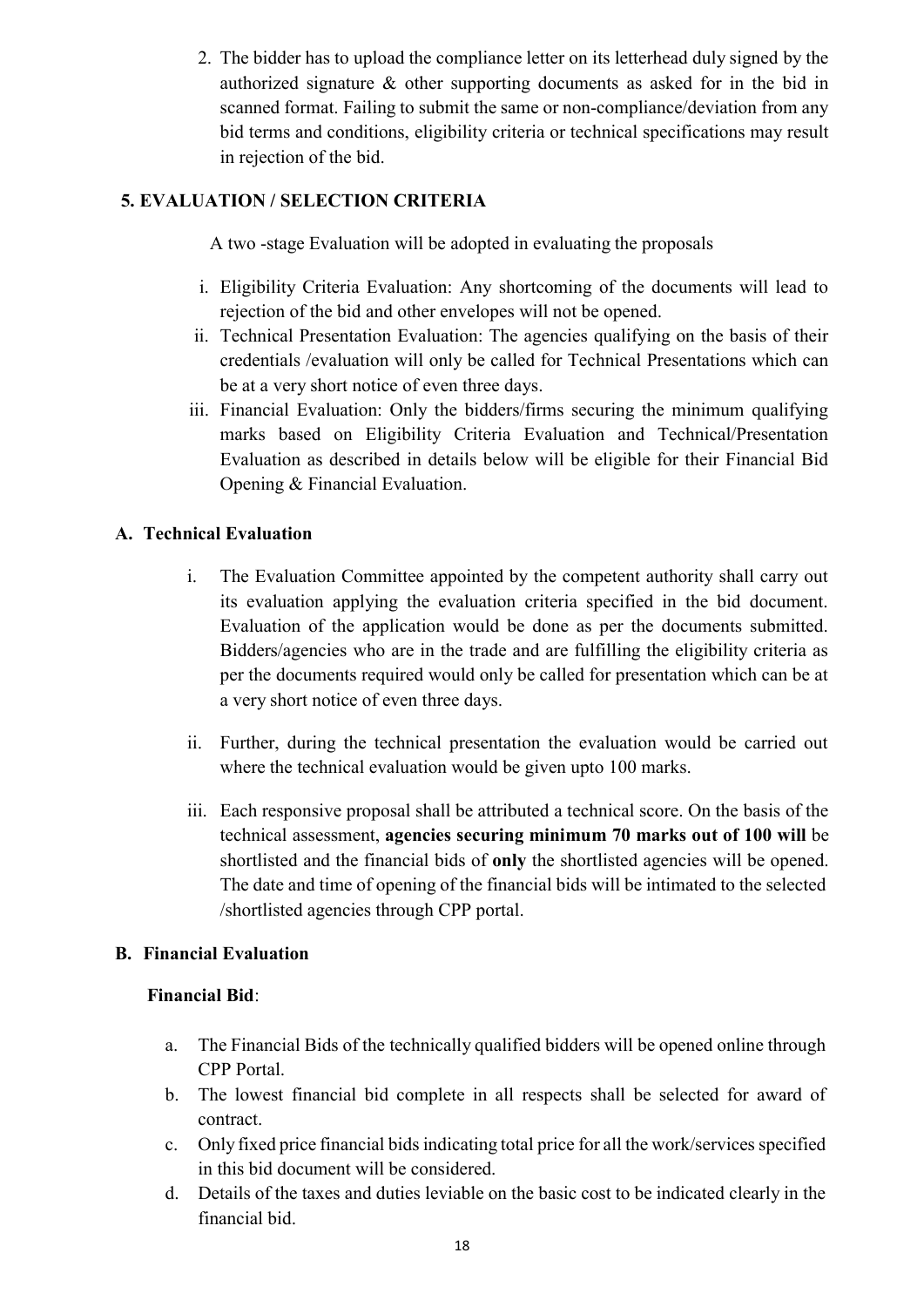2. The bidder has to upload the compliance letter on its letterhead duly signed by the authorized signature & other supporting documents as asked for in the bid in scanned format. Failing to submit the same or non-compliance/deviation from any bid terms and conditions, eligibility criteria or technical specifications may result in rejection of the bid.

## 5. EVALUATION / SELECTION CRITERIA

A two -stage Evaluation will be adopted in evaluating the proposals

i. Eligibility Criteria Evaluation: Any shortcoming of the documents will lead to rejection of the bid and other envelopes will not be opened.
ii. Technical Presentation Evaluation: The agencies qualifying on the basis of their credentials /evaluation will only be called for Technical Presentations which can be at a very short notice of even three days.
iii. Financial Evaluation: Only the bidders/firms securing the minimum qualifying marks based on Eligibility Criteria Evaluation and Technical/Presentation Evaluation as described in details below will be eligible for their Financial Bid Opening & Financial Evaluation.

### A. Technical Evaluation

i. The Evaluation Committee appointed by the competent authority shall carry out its evaluation applying the evaluation criteria specified in the bid document. Evaluation of the application would be done as per the documents submitted. Bidders/agencies who are in the trade and are fulfilling the eligibility criteria as per the documents required would only be called for presentation which can be at a very short notice of even three days.

ii. Further, during the technical presentation the evaluation would be carried out where the technical evaluation would be given upto 100 marks.

iii. Each responsive proposal shall be attributed a technical score. On the basis of the technical assessment, **agencies securing minimum 70 marks out of 100 will** be shortlisted and the financial bids of **only** the shortlisted agencies will be opened. The date and time of opening of the financial bids will be intimated to the selected /shortlisted agencies through CPP portal.

### B. Financial Evaluation

**Financial Bid**:

a. The Financial Bids of the technically qualified bidders will be opened online through CPP Portal.
b. The lowest financial bid complete in all respects shall be selected for award of contract.
c. Only fixed price financial bids indicating total price for all the work/services specified in this bid document will be considered.
d. Details of the taxes and duties leviable on the basic cost to be indicated clearly in the financial bid.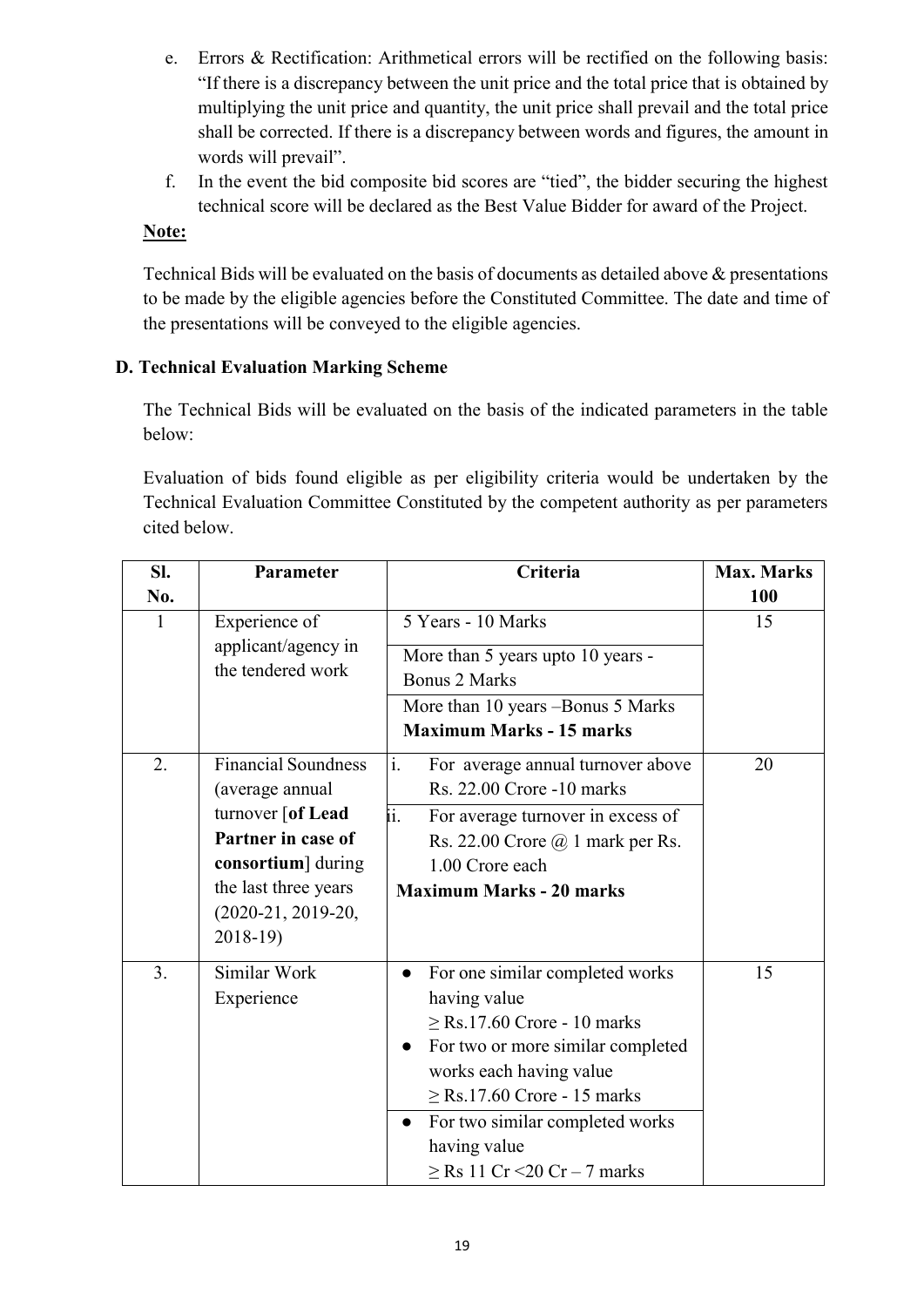e. Errors & Rectification: Arithmetical errors will be rectified on the following basis: "If there is a discrepancy between the unit price and the total price that is obtained by multiplying the unit price and quantity, the unit price shall prevail and the total price shall be corrected. If there is a discrepancy between words and figures, the amount in words will prevail".

f. In the event the bid composite bid scores are "tied", the bidder securing the highest technical score will be declared as the Best Value Bidder for award of the Project.

**Note:**

Technical Bids will be evaluated on the basis of documents as detailed above & presentations to be made by the eligible agencies before the Constituted Committee. The date and time of the presentations will be conveyed to the eligible agencies.

**D. Technical Evaluation Marking Scheme**

The Technical Bids will be evaluated on the basis of the indicated parameters in the table below:

Evaluation of bids found eligible as per eligibility criteria would be undertaken by the Technical Evaluation Committee Constituted by the competent authority as per parameters cited below.

| Sl. No. | Parameter | Criteria | Max. Marks 100 |
|---|---|---|---|
| 1 | Experience of applicant/agency in the tendered work | 5 Years - 10 Marks<br>More than 5 years upto 10 years - Bonus 2 Marks<br>More than 10 years –Bonus 5 Marks<br>**Maximum Marks - 15 marks** | 15 |
| 2. | Financial Soundness (average annual turnover [**of Lead Partner in case of consortium**] during the last three years (2020-21, 2019-20, 2018-19) | i. For average annual turnover above Rs. 22.00 Crore -10 marks<br>ii. For average turnover in excess of Rs. 22.00 Crore @ 1 mark per Rs. 1.00 Crore each<br>**Maximum Marks - 20 marks** | 20 |
| 3. | Similar Work Experience | • For one similar completed works having value ≥ Rs.17.60 Crore - 10 marks<br>• For two or more similar completed works each having value ≥ Rs.17.60 Crore - 15 marks<br>• For two similar completed works having value ≥ Rs 11 Cr <20 Cr – 7 marks | 15 |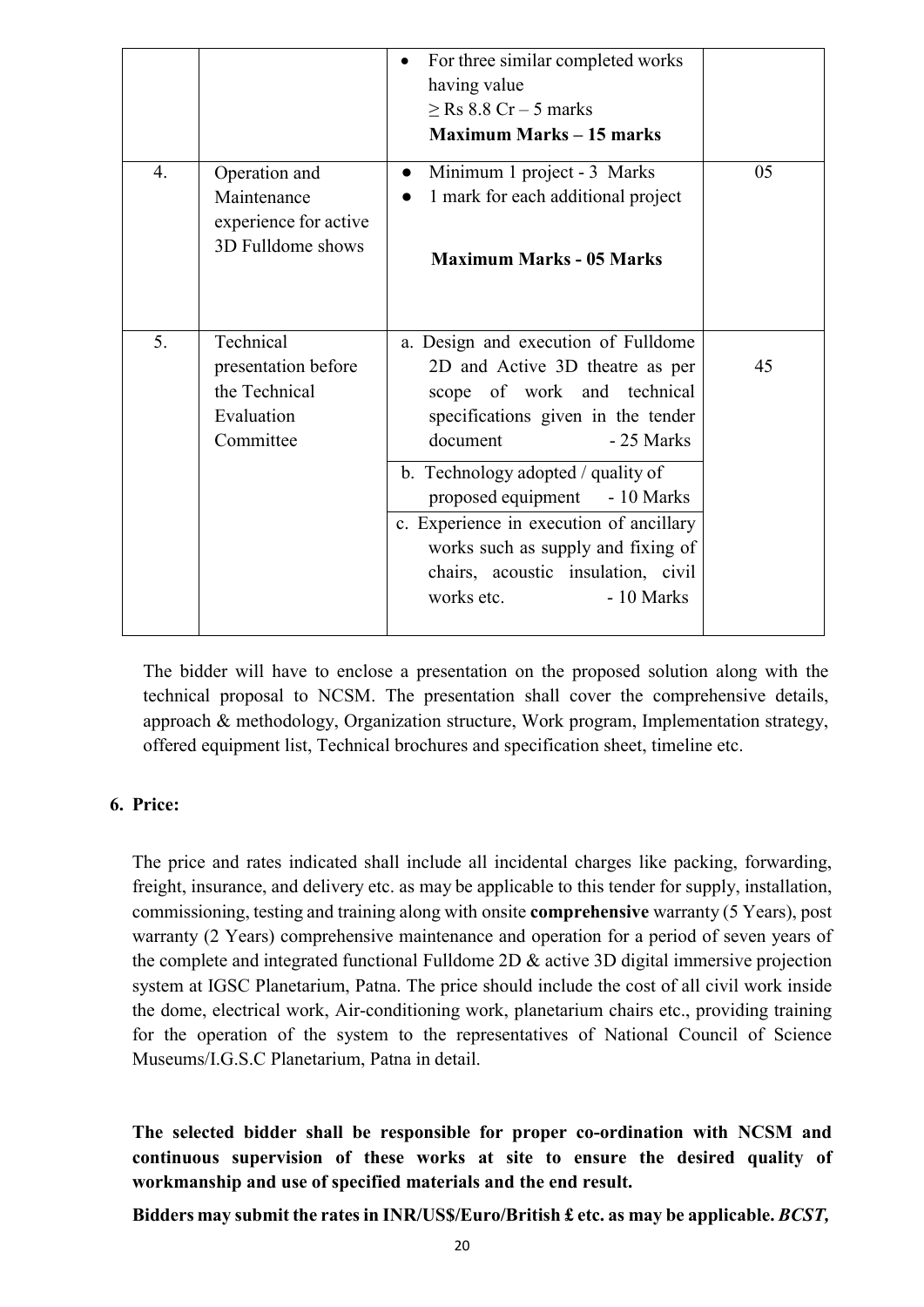| | | | |
|---|---|---|---|
| | | • For three similar completed works having value ≥ Rs 8.8 Cr – 5 marks<br>**Maximum Marks – 15 marks** | |
| 4. | Operation and Maintenance experience for active 3D Fulldome shows | • Minimum 1 project - 3 Marks<br>• 1 mark for each additional project<br><br>**Maximum Marks - 05 Marks** | 05 |
| 5. | Technical presentation before the Technical Evaluation Committee | a. Design and execution of Fulldome 2D and Active 3D theatre as per scope of work and technical specifications given in the tender document - 25 Marks<br>b. Technology adopted / quality of proposed equipment - 10 Marks<br>c. Experience in execution of ancillary works such as supply and fixing of chairs, acoustic insulation, civil works etc. - 10 Marks | 45 |

The bidder will have to enclose a presentation on the proposed solution along with the technical proposal to NCSM. The presentation shall cover the comprehensive details, approach & methodology, Organization structure, Work program, Implementation strategy, offered equipment list, Technical brochures and specification sheet, timeline etc.

**6. Price:**

The price and rates indicated shall include all incidental charges like packing, forwarding, freight, insurance, and delivery etc. as may be applicable to this tender for supply, installation, commissioning, testing and training along with onsite **comprehensive** warranty (5 Years), post warranty (2 Years) comprehensive maintenance and operation for a period of seven years of the complete and integrated functional Fulldome 2D & active 3D digital immersive projection system at IGSC Planetarium, Patna. The price should include the cost of all civil work inside the dome, electrical work, Air-conditioning work, planetarium chairs etc., providing training for the operation of the system to the representatives of National Council of Science Museums/I.G.S.C Planetarium, Patna in detail.

**The selected bidder shall be responsible for proper co-ordination with NCSM and continuous supervision of these works at site to ensure the desired quality of workmanship and use of specified materials and the end result.**

**Bidders may submit the rates in INR/US$/Euro/British £ etc. as may be applicable. *BCST,***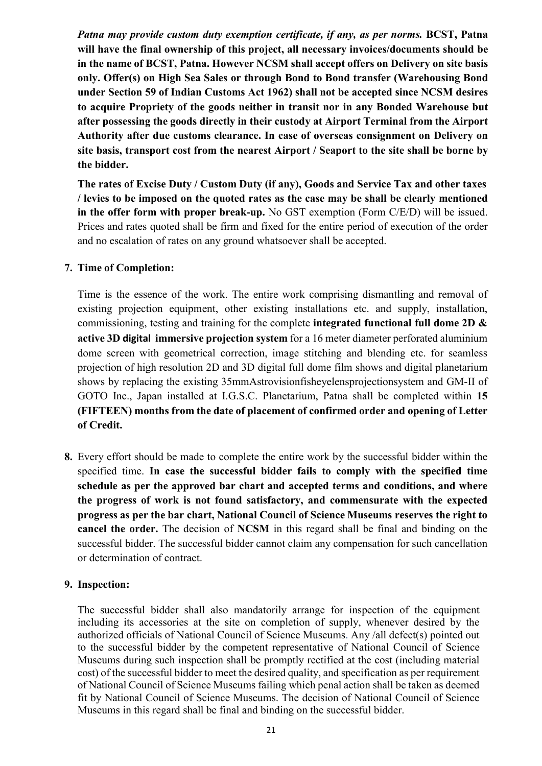***Patna may provide custom duty exemption certificate, if any, as per norms.*** **BCST, Patna will have the final ownership of this project, all necessary invoices/documents should be in the name of BCST, Patna. However NCSM shall accept offers on Delivery on site basis only. Offer(s) on High Sea Sales or through Bond to Bond transfer (Warehousing Bond under Section 59 of Indian Customs Act 1962) shall not be accepted since NCSM desires to acquire Propriety of the goods neither in transit nor in any Bonded Warehouse but after possessing the goods directly in their custody at Airport Terminal from the Airport Authority after due customs clearance. In case of overseas consignment on Delivery on site basis, transport cost from the nearest Airport / Seaport to the site shall be borne by the bidder.**

**The rates of Excise Duty / Custom Duty (if any), Goods and Service Tax and other taxes / levies to be imposed on the quoted rates as the case may be shall be clearly mentioned in the offer form with proper break-up.** No GST exemption (Form C/E/D) will be issued. Prices and rates quoted shall be firm and fixed for the entire period of execution of the order and no escalation of rates on any ground whatsoever shall be accepted.

**7. Time of Completion:**

Time is the essence of the work. The entire work comprising dismantling and removal of existing projection equipment, other existing installations etc. and supply, installation, commissioning, testing and training for the complete **integrated functional full dome 2D & active 3D digital immersive projection system** for a 16 meter diameter perforated aluminium dome screen with geometrical correction, image stitching and blending etc. for seamless projection of high resolution 2D and 3D digital full dome film shows and digital planetarium shows by replacing the existing 35mmAstrovisionfisheyelensprojectionsystem and GM-II of GOTO Inc., Japan installed at I.G.S.C. Planetarium, Patna shall be completed within **15 (FIFTEEN) months from the date of placement of confirmed order and opening of Letter of Credit.**

**8.** Every effort should be made to complete the entire work by the successful bidder within the specified time. **In case the successful bidder fails to comply with the specified time schedule as per the approved bar chart and accepted terms and conditions, and where the progress of work is not found satisfactory, and commensurate with the expected progress as per the bar chart, National Council of Science Museums reserves the right to cancel the order.** The decision of **NCSM** in this regard shall be final and binding on the successful bidder. The successful bidder cannot claim any compensation for such cancellation or determination of contract.

**9. Inspection:**

The successful bidder shall also mandatorily arrange for inspection of the equipment including its accessories at the site on completion of supply, whenever desired by the authorized officials of National Council of Science Museums. Any /all defect(s) pointed out to the successful bidder by the competent representative of National Council of Science Museums during such inspection shall be promptly rectified at the cost (including material cost) of the successful bidder to meet the desired quality, and specification as per requirement of National Council of Science Museums failing which penal action shall be taken as deemed fit by National Council of Science Museums. The decision of National Council of Science Museums in this regard shall be final and binding on the successful bidder.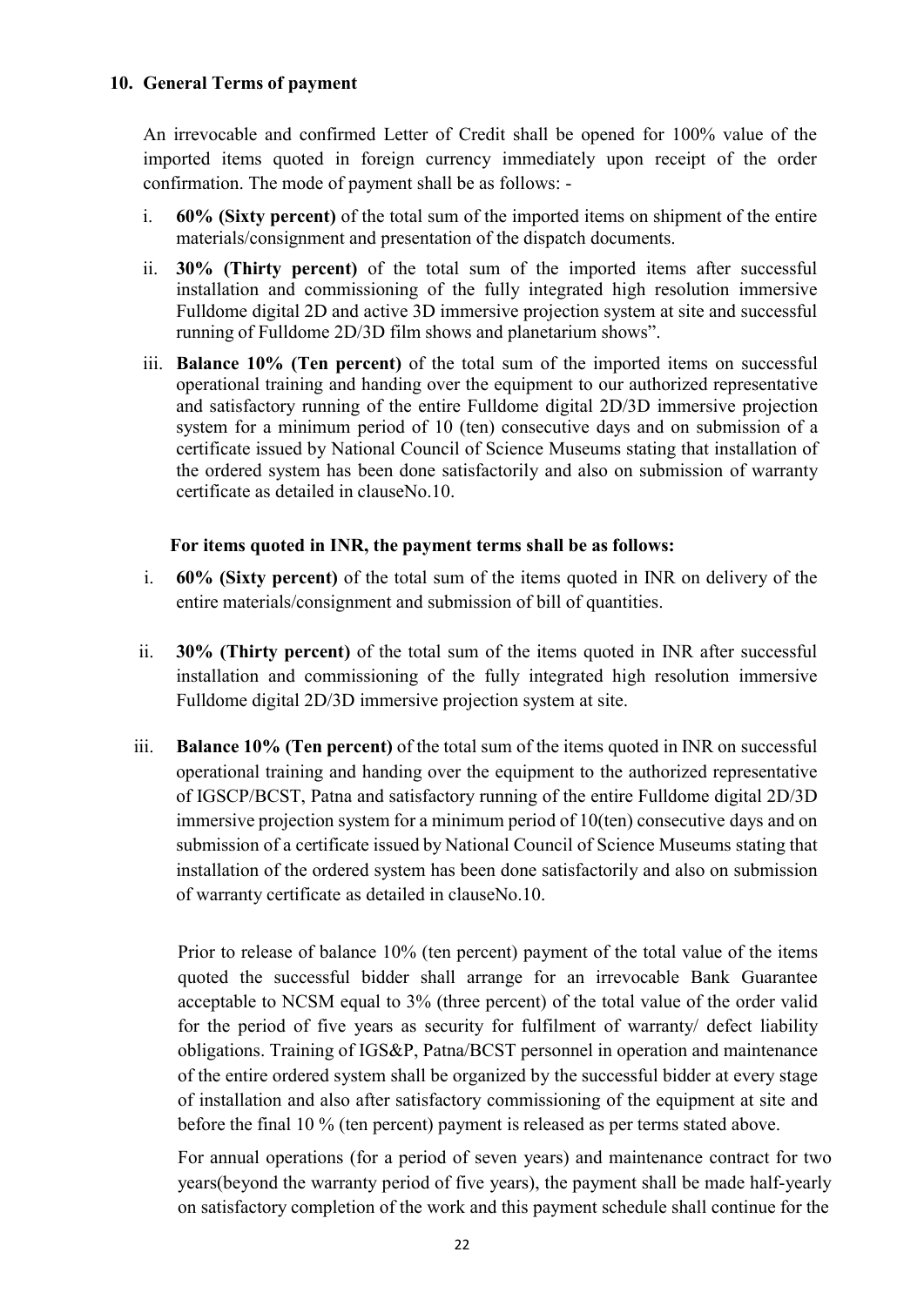## 10. General Terms of payment

An irrevocable and confirmed Letter of Credit shall be opened for 100% value of the imported items quoted in foreign currency immediately upon receipt of the order confirmation. The mode of payment shall be as follows: -

i. **60% (Sixty percent)** of the total sum of the imported items on shipment of the entire materials/consignment and presentation of the dispatch documents.

ii. **30% (Thirty percent)** of the total sum of the imported items after successful installation and commissioning of the fully integrated high resolution immersive Fulldome digital 2D and active 3D immersive projection system at site and successful running of Fulldome 2D/3D film shows and planetarium shows".

iii. **Balance 10% (Ten percent)** of the total sum of the imported items on successful operational training and handing over the equipment to our authorized representative and satisfactory running of the entire Fulldome digital 2D/3D immersive projection system for a minimum period of 10 (ten) consecutive days and on submission of a certificate issued by National Council of Science Museums stating that installation of the ordered system has been done satisfactorily and also on submission of warranty certificate as detailed in clauseNo.10.

**For items quoted in INR, the payment terms shall be as follows:**

i. **60% (Sixty percent)** of the total sum of the items quoted in INR on delivery of the entire materials/consignment and submission of bill of quantities.

ii. **30% (Thirty percent)** of the total sum of the items quoted in INR after successful installation and commissioning of the fully integrated high resolution immersive Fulldome digital 2D/3D immersive projection system at site.

iii. **Balance 10% (Ten percent)** of the total sum of the items quoted in INR on successful operational training and handing over the equipment to the authorized representative of IGSCP/BCST, Patna and satisfactory running of the entire Fulldome digital 2D/3D immersive projection system for a minimum period of 10(ten) consecutive days and on submission of a certificate issued by National Council of Science Museums stating that installation of the ordered system has been done satisfactorily and also on submission of warranty certificate as detailed in clauseNo.10.

Prior to release of balance 10% (ten percent) payment of the total value of the items quoted the successful bidder shall arrange for an irrevocable Bank Guarantee acceptable to NCSM equal to 3% (three percent) of the total value of the order valid for the period of five years as security for fulfilment of warranty/ defect liability obligations. Training of IGS&P, Patna/BCST personnel in operation and maintenance of the entire ordered system shall be organized by the successful bidder at every stage of installation and also after satisfactory commissioning of the equipment at site and before the final 10 % (ten percent) payment is released as per terms stated above.

For annual operations (for a period of seven years) and maintenance contract for two years(beyond the warranty period of five years), the payment shall be made half-yearly on satisfactory completion of the work and this payment schedule shall continue for the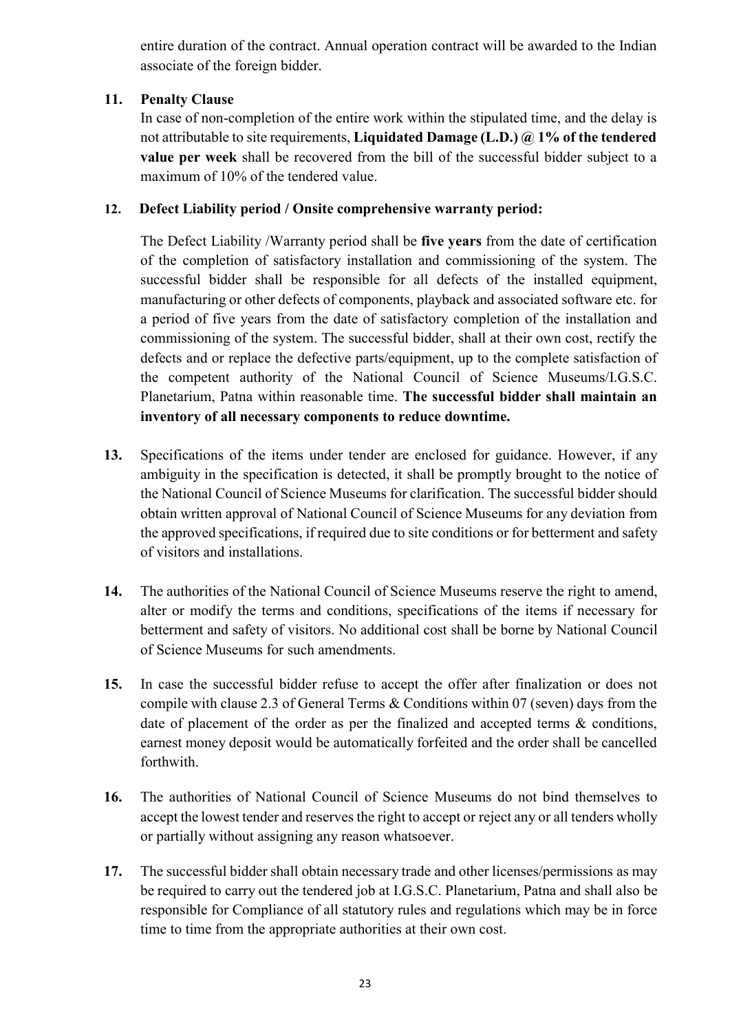entire duration of the contract. Annual operation contract will be awarded to the Indian associate of the foreign bidder.

**11. Penalty Clause**

In case of non-completion of the entire work within the stipulated time, and the delay is not attributable to site requirements, **Liquidated Damage (L.D.) @ 1% of the tendered value per week** shall be recovered from the bill of the successful bidder subject to a maximum of 10% of the tendered value.

**12. Defect Liability period / Onsite comprehensive warranty period:**

The Defect Liability /Warranty period shall be **five years** from the date of certification of the completion of satisfactory installation and commissioning of the system. The successful bidder shall be responsible for all defects of the installed equipment, manufacturing or other defects of components, playback and associated software etc. for a period of five years from the date of satisfactory completion of the installation and commissioning of the system. The successful bidder, shall at their own cost, rectify the defects and or replace the defective parts/equipment, up to the complete satisfaction of the competent authority of the National Council of Science Museums/I.G.S.C. Planetarium, Patna within reasonable time. **The successful bidder shall maintain an inventory of all necessary components to reduce downtime.**

**13.** Specifications of the items under tender are enclosed for guidance. However, if any ambiguity in the specification is detected, it shall be promptly brought to the notice of the National Council of Science Museums for clarification. The successful bidder should obtain written approval of National Council of Science Museums for any deviation from the approved specifications, if required due to site conditions or for betterment and safety of visitors and installations.

**14.** The authorities of the National Council of Science Museums reserve the right to amend, alter or modify the terms and conditions, specifications of the items if necessary for betterment and safety of visitors. No additional cost shall be borne by National Council of Science Museums for such amendments.

**15.** In case the successful bidder refuse to accept the offer after finalization or does not compile with clause 2.3 of General Terms & Conditions within 07 (seven) days from the date of placement of the order as per the finalized and accepted terms & conditions, earnest money deposit would be automatically forfeited and the order shall be cancelled forthwith.

**16.** The authorities of National Council of Science Museums do not bind themselves to accept the lowest tender and reserves the right to accept or reject any or all tenders wholly or partially without assigning any reason whatsoever.

**17.** The successful bidder shall obtain necessary trade and other licenses/permissions as may be required to carry out the tendered job at I.G.S.C. Planetarium, Patna and shall also be responsible for Compliance of all statutory rules and regulations which may be in force time to time from the appropriate authorities at their own cost.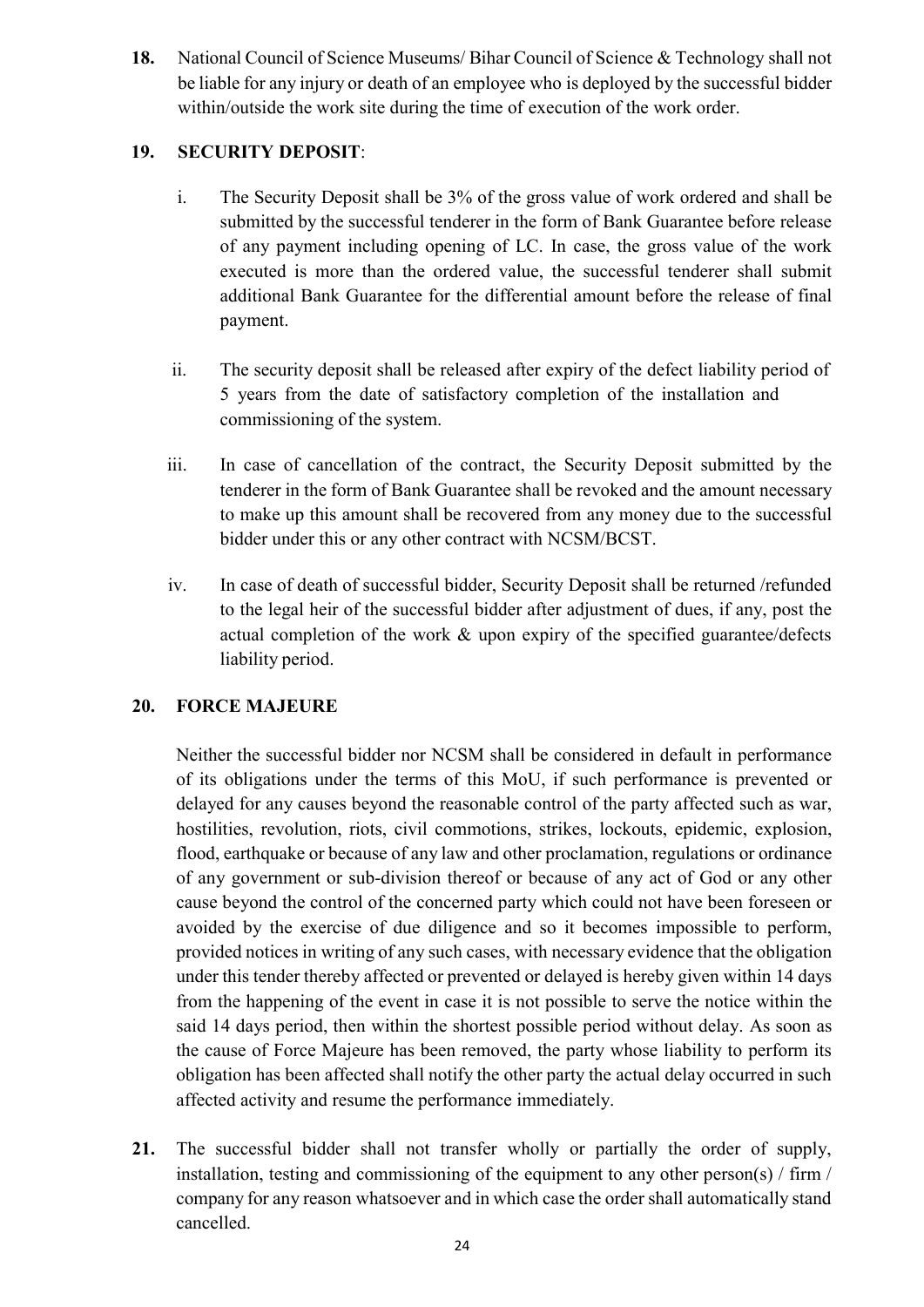**18.** National Council of Science Museums/ Bihar Council of Science & Technology shall not be liable for any injury or death of an employee who is deployed by the successful bidder within/outside the work site during the time of execution of the work order.

**19. SECURITY DEPOSIT**:

i. The Security Deposit shall be 3% of the gross value of work ordered and shall be submitted by the successful tenderer in the form of Bank Guarantee before release of any payment including opening of LC. In case, the gross value of the work executed is more than the ordered value, the successful tenderer shall submit additional Bank Guarantee for the differential amount before the release of final payment.

ii. The security deposit shall be released after expiry of the defect liability period of 5 years from the date of satisfactory completion of the installation and commissioning of the system.

iii. In case of cancellation of the contract, the Security Deposit submitted by the tenderer in the form of Bank Guarantee shall be revoked and the amount necessary to make up this amount shall be recovered from any money due to the successful bidder under this or any other contract with NCSM/BCST.

iv. In case of death of successful bidder, Security Deposit shall be returned /refunded to the legal heir of the successful bidder after adjustment of dues, if any, post the actual completion of the work & upon expiry of the specified guarantee/defects liability period.

**20. FORCE MAJEURE**

Neither the successful bidder nor NCSM shall be considered in default in performance of its obligations under the terms of this MoU, if such performance is prevented or delayed for any causes beyond the reasonable control of the party affected such as war, hostilities, revolution, riots, civil commotions, strikes, lockouts, epidemic, explosion, flood, earthquake or because of any law and other proclamation, regulations or ordinance of any government or sub-division thereof or because of any act of God or any other cause beyond the control of the concerned party which could not have been foreseen or avoided by the exercise of due diligence and so it becomes impossible to perform, provided notices in writing of any such cases, with necessary evidence that the obligation under this tender thereby affected or prevented or delayed is hereby given within 14 days from the happening of the event in case it is not possible to serve the notice within the said 14 days period, then within the shortest possible period without delay. As soon as the cause of Force Majeure has been removed, the party whose liability to perform its obligation has been affected shall notify the other party the actual delay occurred in such affected activity and resume the performance immediately.

**21.** The successful bidder shall not transfer wholly or partially the order of supply, installation, testing and commissioning of the equipment to any other person(s) / firm / company for any reason whatsoever and in which case the order shall automatically stand cancelled.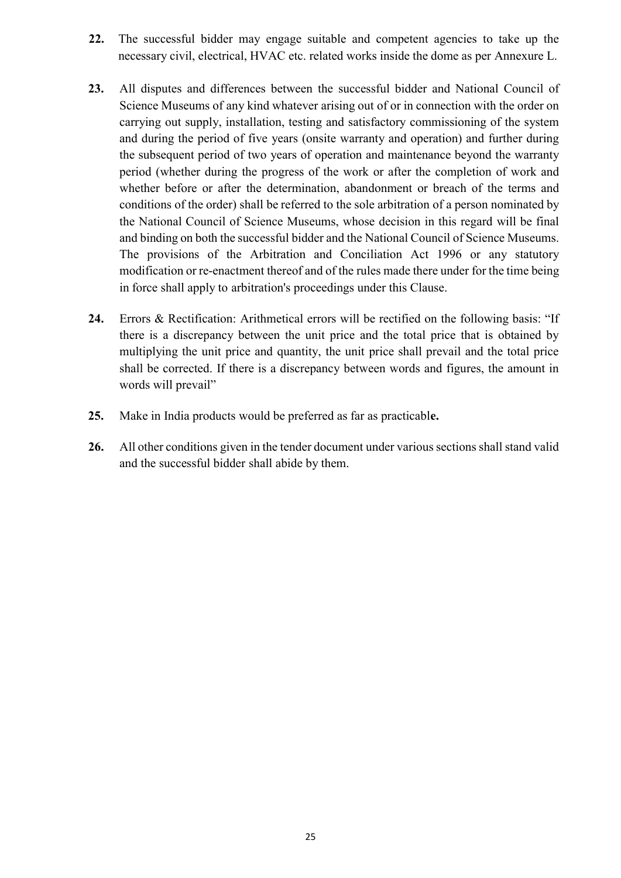**22.** The successful bidder may engage suitable and competent agencies to take up the necessary civil, electrical, HVAC etc. related works inside the dome as per Annexure L.

**23.** All disputes and differences between the successful bidder and National Council of Science Museums of any kind whatever arising out of or in connection with the order on carrying out supply, installation, testing and satisfactory commissioning of the system and during the period of five years (onsite warranty and operation) and further during the subsequent period of two years of operation and maintenance beyond the warranty period (whether during the progress of the work or after the completion of work and whether before or after the determination, abandonment or breach of the terms and conditions of the order) shall be referred to the sole arbitration of a person nominated by the National Council of Science Museums, whose decision in this regard will be final and binding on both the successful bidder and the National Council of Science Museums. The provisions of the Arbitration and Conciliation Act 1996 or any statutory modification or re-enactment thereof and of the rules made there under for the time being in force shall apply to arbitration's proceedings under this Clause.

**24.** Errors & Rectification: Arithmetical errors will be rectified on the following basis: "If there is a discrepancy between the unit price and the total price that is obtained by multiplying the unit price and quantity, the unit price shall prevail and the total price shall be corrected. If there is a discrepancy between words and figures, the amount in words will prevail"

**25.** Make in India products would be preferred as far as practicabl**e.**

**26.** All other conditions given in the tender document under various sections shall stand valid and the successful bidder shall abide by them.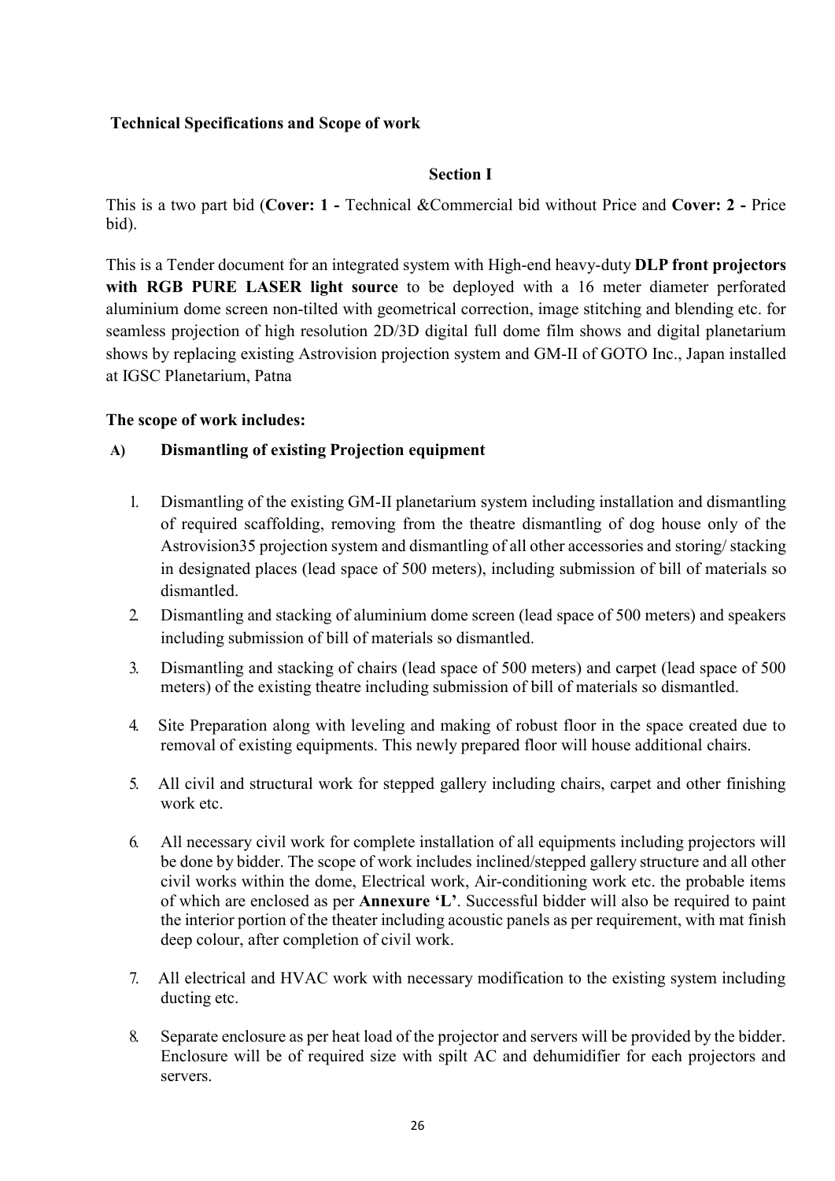**Technical Specifications and Scope of work**

**Section I**

This is a two part bid (**Cover: 1 -** Technical &Commercial bid without Price and **Cover: 2 -** Price bid).

This is a Tender document for an integrated system with High-end heavy-duty **DLP front projectors with RGB PURE LASER light source** to be deployed with a 16 meter diameter perforated aluminium dome screen non-tilted with geometrical correction, image stitching and blending etc. for seamless projection of high resolution 2D/3D digital full dome film shows and digital planetarium shows by replacing existing Astrovision projection system and GM-II of GOTO Inc., Japan installed at IGSC Planetarium, Patna

**The scope of work includes:**

**A) Dismantling of existing Projection equipment**

1. Dismantling of the existing GM-II planetarium system including installation and dismantling of required scaffolding, removing from the theatre dismantling of dog house only of the Astrovision35 projection system and dismantling of all other accessories and storing/ stacking in designated places (lead space of 500 meters), including submission of bill of materials so dismantled.
2. Dismantling and stacking of aluminium dome screen (lead space of 500 meters) and speakers including submission of bill of materials so dismantled.
3. Dismantling and stacking of chairs (lead space of 500 meters) and carpet (lead space of 500 meters) of the existing theatre including submission of bill of materials so dismantled.
4. Site Preparation along with leveling and making of robust floor in the space created due to removal of existing equipments. This newly prepared floor will house additional chairs.
5. All civil and structural work for stepped gallery including chairs, carpet and other finishing work etc.
6. All necessary civil work for complete installation of all equipments including projectors will be done by bidder. The scope of work includes inclined/stepped gallery structure and all other civil works within the dome, Electrical work, Air-conditioning work etc. the probable items of which are enclosed as per **Annexure 'L'**. Successful bidder will also be required to paint the interior portion of the theater including acoustic panels as per requirement, with mat finish deep colour, after completion of civil work.
7. All electrical and HVAC work with necessary modification to the existing system including ducting etc.
8. Separate enclosure as per heat load of the projector and servers will be provided by the bidder. Enclosure will be of required size with spilt AC and dehumidifier for each projectors and servers.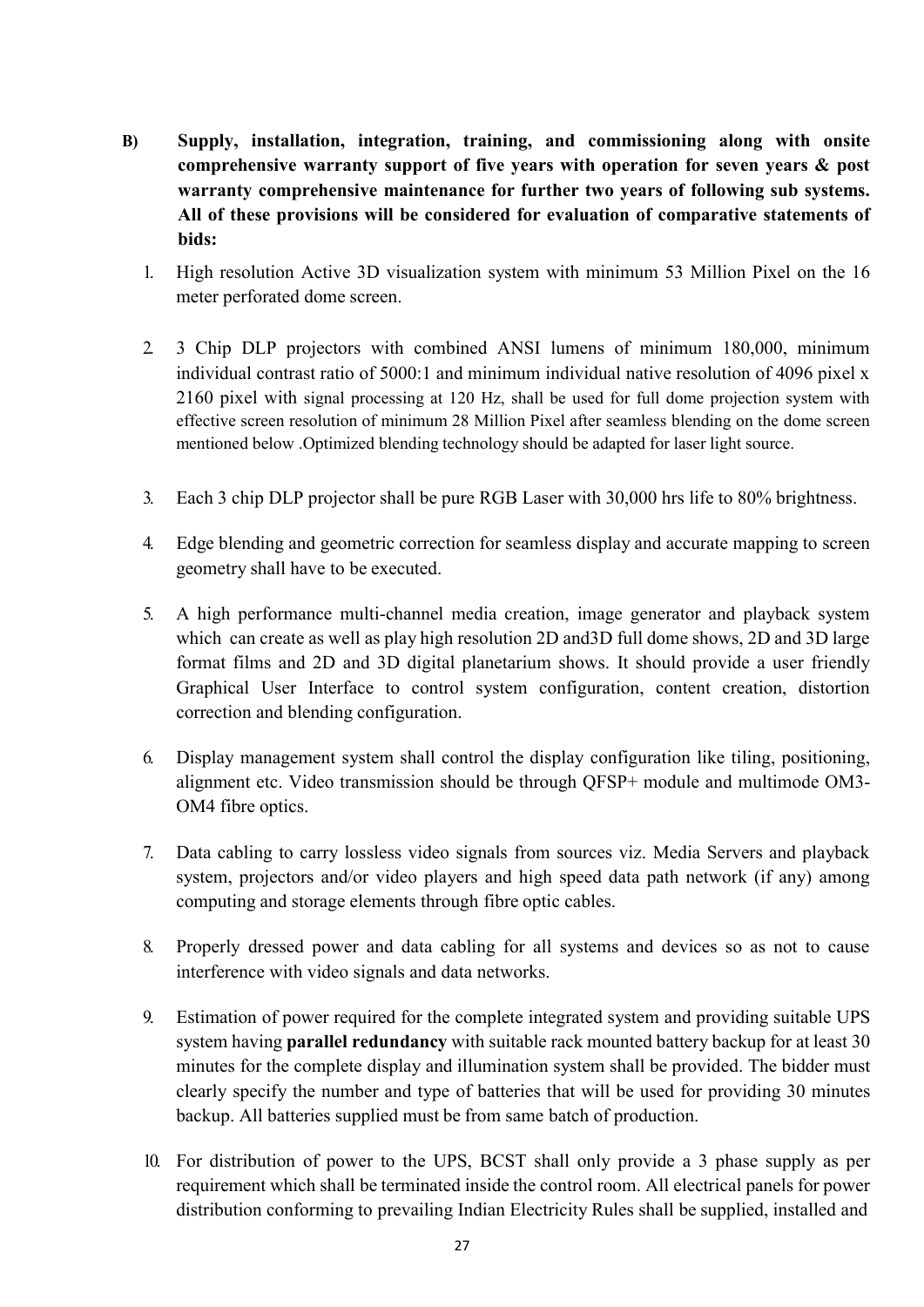**B) Supply, installation, integration, training, and commissioning along with onsite comprehensive warranty support of five years with operation for seven years & post warranty comprehensive maintenance for further two years of following sub systems. All of these provisions will be considered for evaluation of comparative statements of bids:**

1. High resolution Active 3D visualization system with minimum 53 Million Pixel on the 16 meter perforated dome screen.

2. 3 Chip DLP projectors with combined ANSI lumens of minimum 180,000, minimum individual contrast ratio of 5000:1 and minimum individual native resolution of 4096 pixel x 2160 pixel with signal processing at 120 Hz, shall be used for full dome projection system with effective screen resolution of minimum 28 Million Pixel after seamless blending on the dome screen mentioned below .Optimized blending technology should be adapted for laser light source.

3. Each 3 chip DLP projector shall be pure RGB Laser with 30,000 hrs life to 80% brightness.

4. Edge blending and geometric correction for seamless display and accurate mapping to screen geometry shall have to be executed.

5. A high performance multi-channel media creation, image generator and playback system which can create as well as play high resolution 2D and3D full dome shows, 2D and 3D large format films and 2D and 3D digital planetarium shows. It should provide a user friendly Graphical User Interface to control system configuration, content creation, distortion correction and blending configuration.

6. Display management system shall control the display configuration like tiling, positioning, alignment etc. Video transmission should be through QFSP+ module and multimode OM3-OM4 fibre optics.

7. Data cabling to carry lossless video signals from sources viz. Media Servers and playback system, projectors and/or video players and high speed data path network (if any) among computing and storage elements through fibre optic cables.

8. Properly dressed power and data cabling for all systems and devices so as not to cause interference with video signals and data networks.

9. Estimation of power required for the complete integrated system and providing suitable UPS system having **parallel redundancy** with suitable rack mounted battery backup for at least 30 minutes for the complete display and illumination system shall be provided. The bidder must clearly specify the number and type of batteries that will be used for providing 30 minutes backup. All batteries supplied must be from same batch of production.

10. For distribution of power to the UPS, BCST shall only provide a 3 phase supply as per requirement which shall be terminated inside the control room. All electrical panels for power distribution conforming to prevailing Indian Electricity Rules shall be supplied, installed and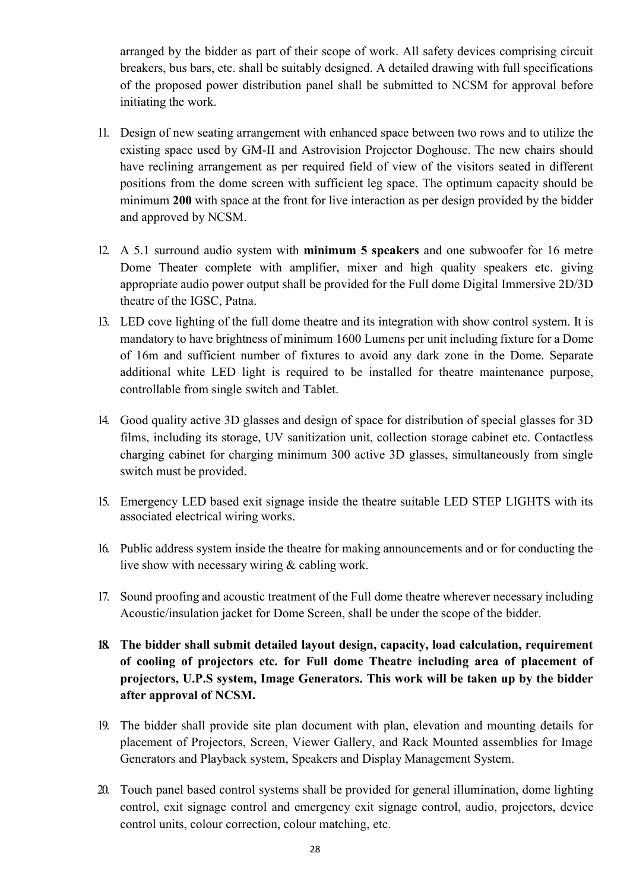arranged by the bidder as part of their scope of work. All safety devices comprising circuit breakers, bus bars, etc. shall be suitably designed. A detailed drawing with full specifications of the proposed power distribution panel shall be submitted to NCSM for approval before initiating the work.

11. Design of new seating arrangement with enhanced space between two rows and to utilize the existing space used by GM-II and Astrovision Projector Doghouse. The new chairs should have reclining arrangement as per required field of view of the visitors seated in different positions from the dome screen with sufficient leg space. The optimum capacity should be minimum **200** with space at the front for live interaction as per design provided by the bidder and approved by NCSM.

12. A 5.1 surround audio system with **minimum 5 speakers** and one subwoofer for 16 metre Dome Theater complete with amplifier, mixer and high quality speakers etc. giving appropriate audio power output shall be provided for the Full dome Digital Immersive 2D/3D theatre of the IGSC, Patna.

13. LED cove lighting of the full dome theatre and its integration with show control system. It is mandatory to have brightness of minimum 1600 Lumens per unit including fixture for a Dome of 16m and sufficient number of fixtures to avoid any dark zone in the Dome. Separate additional white LED light is required to be installed for theatre maintenance purpose, controllable from single switch and Tablet.

14. Good quality active 3D glasses and design of space for distribution of special glasses for 3D films, including its storage, UV sanitization unit, collection storage cabinet etc. Contactless charging cabinet for charging minimum 300 active 3D glasses, simultaneously from single switch must be provided.

15. Emergency LED based exit signage inside the theatre suitable LED STEP LIGHTS with its associated electrical wiring works.

16. Public address system inside the theatre for making announcements and or for conducting the live show with necessary wiring & cabling work.

17. Sound proofing and acoustic treatment of the Full dome theatre wherever necessary including Acoustic/insulation jacket for Dome Screen, shall be under the scope of the bidder.

18. **The bidder shall submit detailed layout design, capacity, load calculation, requirement of cooling of projectors etc. for Full dome Theatre including area of placement of projectors, U.P.S system, Image Generators. This work will be taken up by the bidder after approval of NCSM.**

19. The bidder shall provide site plan document with plan, elevation and mounting details for placement of Projectors, Screen, Viewer Gallery, and Rack Mounted assemblies for Image Generators and Playback system, Speakers and Display Management System.

20. Touch panel based control systems shall be provided for general illumination, dome lighting control, exit signage control and emergency exit signage control, audio, projectors, device control units, colour correction, colour matching, etc.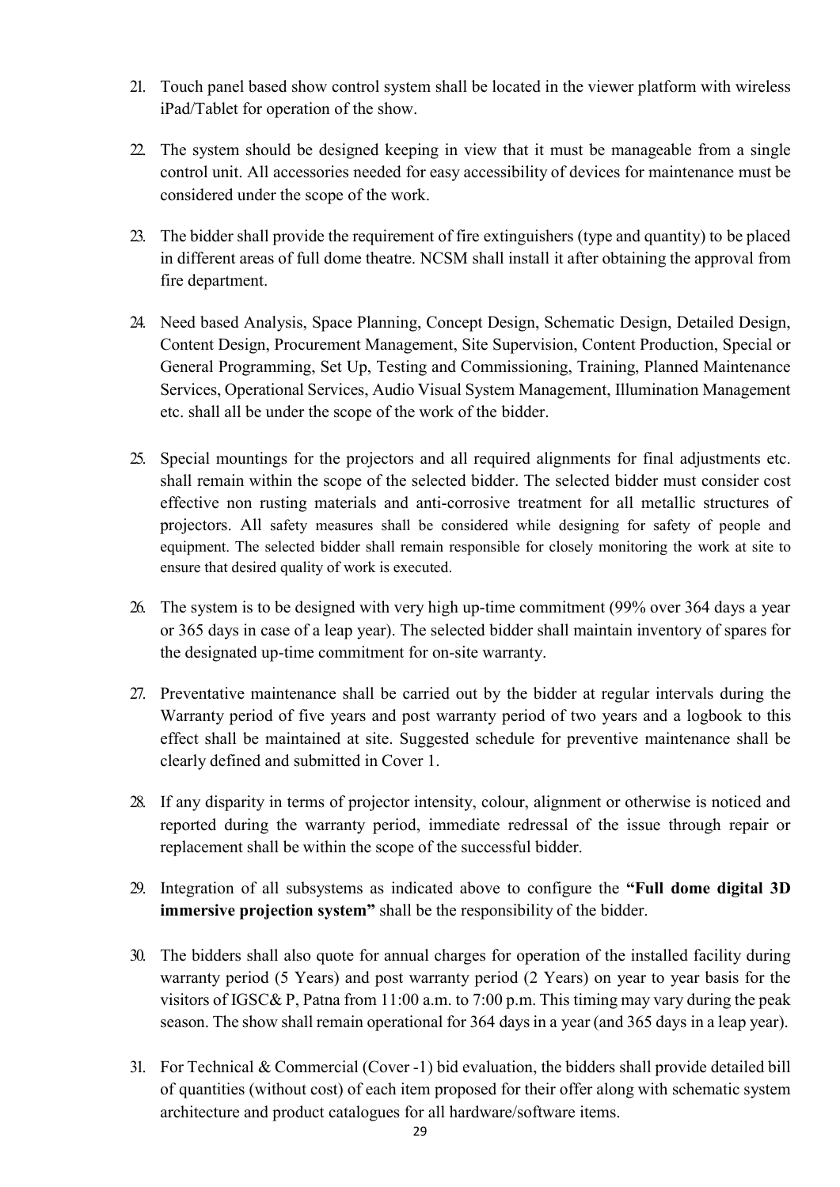21. Touch panel based show control system shall be located in the viewer platform with wireless iPad/Tablet for operation of the show.

22. The system should be designed keeping in view that it must be manageable from a single control unit. All accessories needed for easy accessibility of devices for maintenance must be considered under the scope of the work.

23. The bidder shall provide the requirement of fire extinguishers (type and quantity) to be placed in different areas of full dome theatre. NCSM shall install it after obtaining the approval from fire department.

24. Need based Analysis, Space Planning, Concept Design, Schematic Design, Detailed Design, Content Design, Procurement Management, Site Supervision, Content Production, Special or General Programming, Set Up, Testing and Commissioning, Training, Planned Maintenance Services, Operational Services, Audio Visual System Management, Illumination Management etc. shall all be under the scope of the work of the bidder.

25. Special mountings for the projectors and all required alignments for final adjustments etc. shall remain within the scope of the selected bidder. The selected bidder must consider cost effective non rusting materials and anti-corrosive treatment for all metallic structures of projectors. All safety measures shall be considered while designing for safety of people and equipment. The selected bidder shall remain responsible for closely monitoring the work at site to ensure that desired quality of work is executed.

26. The system is to be designed with very high up-time commitment (99% over 364 days a year or 365 days in case of a leap year). The selected bidder shall maintain inventory of spares for the designated up-time commitment for on-site warranty.

27. Preventative maintenance shall be carried out by the bidder at regular intervals during the Warranty period of five years and post warranty period of two years and a logbook to this effect shall be maintained at site. Suggested schedule for preventive maintenance shall be clearly defined and submitted in Cover 1.

28. If any disparity in terms of projector intensity, colour, alignment or otherwise is noticed and reported during the warranty period, immediate redressal of the issue through repair or replacement shall be within the scope of the successful bidder.

29. Integration of all subsystems as indicated above to configure the **"Full dome digital 3D immersive projection system"** shall be the responsibility of the bidder.

30. The bidders shall also quote for annual charges for operation of the installed facility during warranty period (5 Years) and post warranty period (2 Years) on year to year basis for the visitors of IGSC& P, Patna from 11:00 a.m. to 7:00 p.m. This timing may vary during the peak season. The show shall remain operational for 364 days in a year (and 365 days in a leap year).

31. For Technical & Commercial (Cover -1) bid evaluation, the bidders shall provide detailed bill of quantities (without cost) of each item proposed for their offer along with schematic system architecture and product catalogues for all hardware/software items.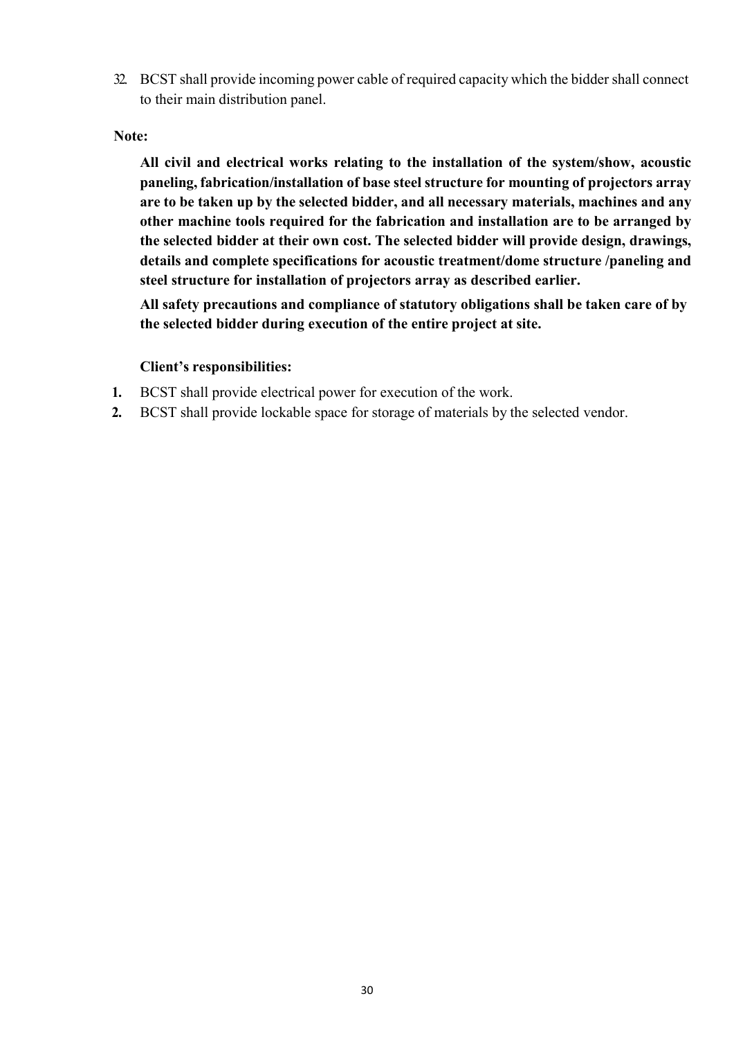32. BCST shall provide incoming power cable of required capacity which the bidder shall connect to their main distribution panel.

**Note:**

**All civil and electrical works relating to the installation of the system/show, acoustic paneling, fabrication/installation of base steel structure for mounting of projectors array are to be taken up by the selected bidder, and all necessary materials, machines and any other machine tools required for the fabrication and installation are to be arranged by the selected bidder at their own cost. The selected bidder will provide design, drawings, details and complete specifications for acoustic treatment/dome structure /paneling and steel structure for installation of projectors array as described earlier.**

**All safety precautions and compliance of statutory obligations shall be taken care of by the selected bidder during execution of the entire project at site.**

**Client's responsibilities:**

1. BCST shall provide electrical power for execution of the work.
2. BCST shall provide lockable space for storage of materials by the selected vendor.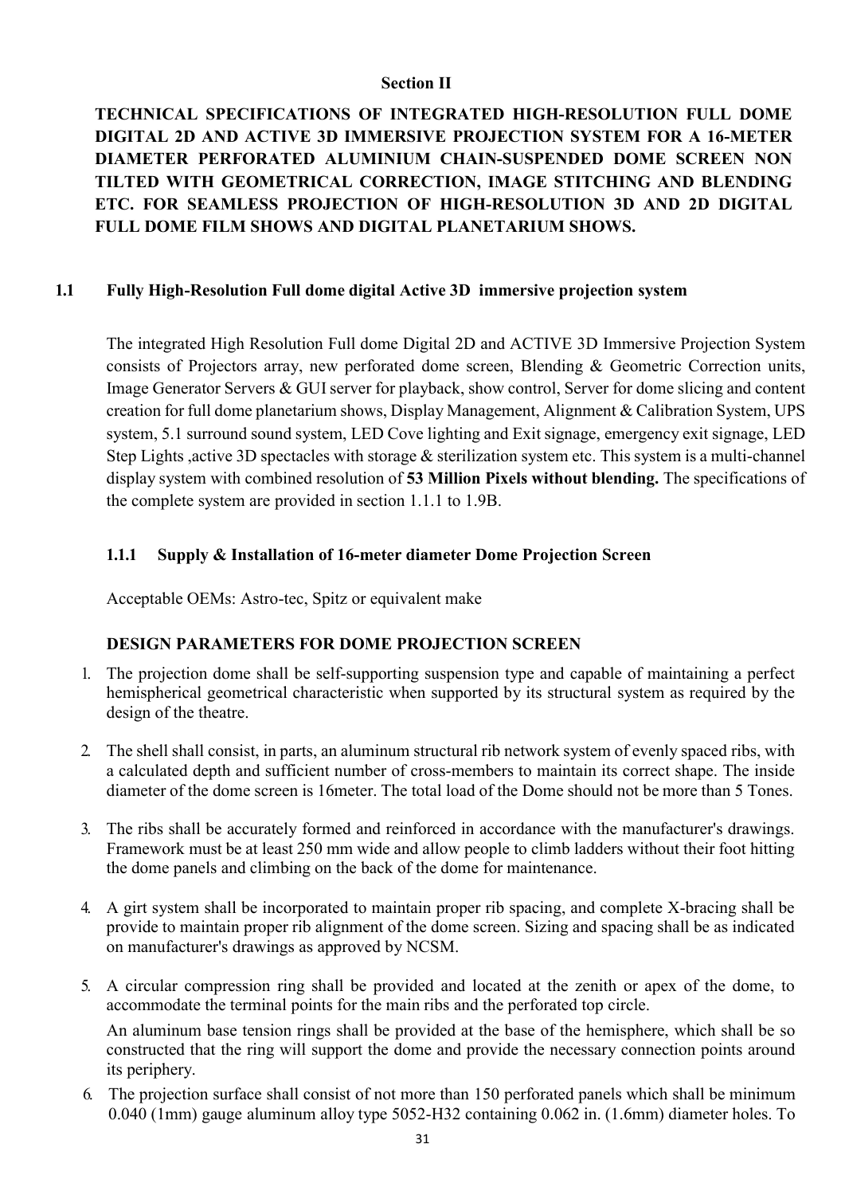**Section II**

**TECHNICAL SPECIFICATIONS OF INTEGRATED HIGH-RESOLUTION FULL DOME DIGITAL 2D AND ACTIVE 3D IMMERSIVE PROJECTION SYSTEM FOR A 16-METER DIAMETER PERFORATED ALUMINIUM CHAIN-SUSPENDED DOME SCREEN NON TILTED WITH GEOMETRICAL CORRECTION, IMAGE STITCHING AND BLENDING ETC. FOR SEAMLESS PROJECTION OF HIGH-RESOLUTION 3D AND 2D DIGITAL FULL DOME FILM SHOWS AND DIGITAL PLANETARIUM SHOWS.**

## 1.1 Fully High-Resolution Full dome digital Active 3D immersive projection system

The integrated High Resolution Full dome Digital 2D and ACTIVE 3D Immersive Projection System consists of Projectors array, new perforated dome screen, Blending & Geometric Correction units, Image Generator Servers & GUI server for playback, show control, Server for dome slicing and content creation for full dome planetarium shows, Display Management, Alignment & Calibration System, UPS system, 5.1 surround sound system, LED Cove lighting and Exit signage, emergency exit signage, LED Step Lights ,active 3D spectacles with storage & sterilization system etc. This system is a multi-channel display system with combined resolution of **53 Million Pixels without blending.** The specifications of the complete system are provided in section 1.1.1 to 1.9B.

### 1.1.1 Supply & Installation of 16-meter diameter Dome Projection Screen

Acceptable OEMs: Astro-tec, Spitz or equivalent make

**DESIGN PARAMETERS FOR DOME PROJECTION SCREEN**

1. The projection dome shall be self-supporting suspension type and capable of maintaining a perfect hemispherical geometrical characteristic when supported by its structural system as required by the design of the theatre.
2. The shell shall consist, in parts, an aluminum structural rib network system of evenly spaced ribs, with a calculated depth and sufficient number of cross-members to maintain its correct shape. The inside diameter of the dome screen is 16meter. The total load of the Dome should not be more than 5 Tones.
3. The ribs shall be accurately formed and reinforced in accordance with the manufacturer's drawings. Framework must be at least 250 mm wide and allow people to climb ladders without their foot hitting the dome panels and climbing on the back of the dome for maintenance.
4. A girt system shall be incorporated to maintain proper rib spacing, and complete X-bracing shall be provide to maintain proper rib alignment of the dome screen. Sizing and spacing shall be as indicated on manufacturer's drawings as approved by NCSM.
5. A circular compression ring shall be provided and located at the zenith or apex of the dome, to accommodate the terminal points for the main ribs and the perforated top circle.

   An aluminum base tension rings shall be provided at the base of the hemisphere, which shall be so constructed that the ring will support the dome and provide the necessary connection points around its periphery.
6. The projection surface shall consist of not more than 150 perforated panels which shall be minimum 0.040 (1mm) gauge aluminum alloy type 5052-H32 containing 0.062 in. (1.6mm) diameter holes. To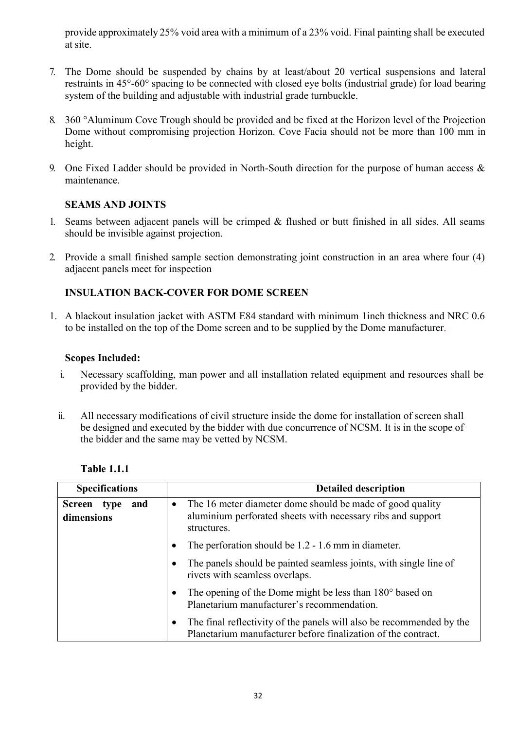provide approximately 25% void area with a minimum of a 23% void. Final painting shall be executed at site.

7. The Dome should be suspended by chains by at least/about 20 vertical suspensions and lateral restraints in 45°-60° spacing to be connected with closed eye bolts (industrial grade) for load bearing system of the building and adjustable with industrial grade turnbuckle.

8. 360 °Aluminum Cove Trough should be provided and be fixed at the Horizon level of the Projection Dome without compromising projection Horizon. Cove Facia should not be more than 100 mm in height.

9. One Fixed Ladder should be provided in North-South direction for the purpose of human access & maintenance.

**SEAMS AND JOINTS**

1. Seams between adjacent panels will be crimped & flushed or butt finished in all sides. All seams should be invisible against projection.

2. Provide a small finished sample section demonstrating joint construction in an area where four (4) adjacent panels meet for inspection

**INSULATION BACK-COVER FOR DOME SCREEN**

1. A blackout insulation jacket with ASTM E84 standard with minimum 1inch thickness and NRC 0.6 to be installed on the top of the Dome screen and to be supplied by the Dome manufacturer.

**Scopes Included:**

i. Necessary scaffolding, man power and all installation related equipment and resources shall be provided by the bidder.

ii. All necessary modifications of civil structure inside the dome for installation of screen shall be designed and executed by the bidder with due concurrence of NCSM. It is in the scope of the bidder and the same may be vetted by NCSM.

**Table 1.1.1**

| Specifications | Detailed description |
|---|---|
| **Screen type and dimensions** | • The 16 meter diameter dome should be made of good quality aluminium perforated sheets with necessary ribs and support structures.<br>• The perforation should be 1.2 - 1.6 mm in diameter.<br>• The panels should be painted seamless joints, with single line of rivets with seamless overlaps.<br>• The opening of the Dome might be less than 180° based on Planetarium manufacturer's recommendation.<br>• The final reflectivity of the panels will also be recommended by the Planetarium manufacturer before finalization of the contract. |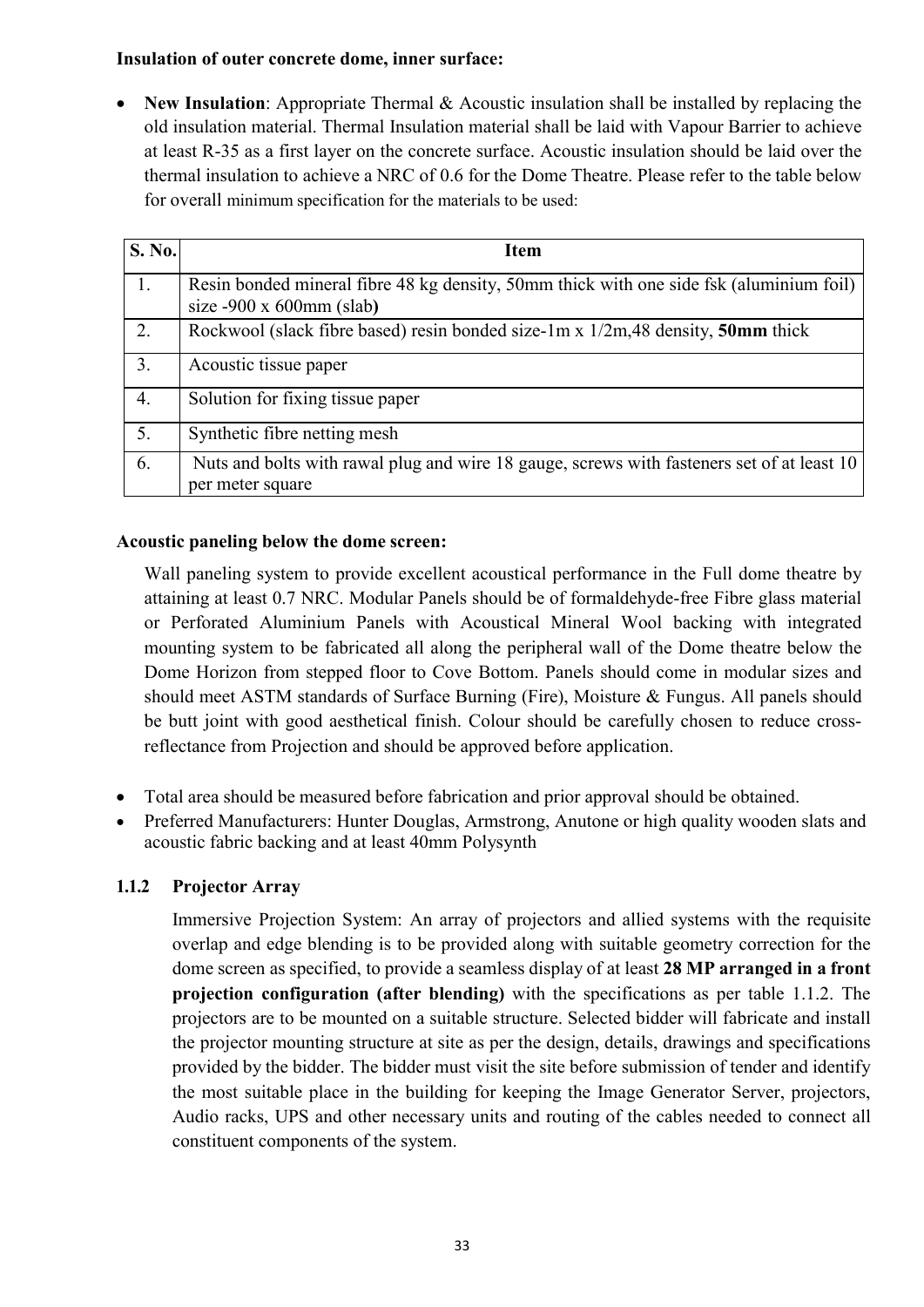**Insulation of outer concrete dome, inner surface:**

- **New Insulation**: Appropriate Thermal & Acoustic insulation shall be installed by replacing the old insulation material. Thermal Insulation material shall be laid with Vapour Barrier to achieve at least R-35 as a first layer on the concrete surface. Acoustic insulation should be laid over the thermal insulation to achieve a NRC of 0.6 for the Dome Theatre. Please refer to the table below for overall minimum specification for the materials to be used:

| S. No. | Item |
|---|---|
| 1. | Resin bonded mineral fibre 48 kg density, 50mm thick with one side fsk (aluminium foil) size -900 x 600mm (slab**)** |
| 2. | Rockwool (slack fibre based) resin bonded size-1m x 1/2m,48 density, **50mm** thick |
| 3. | Acoustic tissue paper |
| 4. | Solution for fixing tissue paper |
| 5. | Synthetic fibre netting mesh |
| 6. | Nuts and bolts with rawal plug and wire 18 gauge, screws with fasteners set of at least 10 per meter square |

**Acoustic paneling below the dome screen:**

Wall paneling system to provide excellent acoustical performance in the Full dome theatre by attaining at least 0.7 NRC. Modular Panels should be of formaldehyde-free Fibre glass material or Perforated Aluminium Panels with Acoustical Mineral Wool backing with integrated mounting system to be fabricated all along the peripheral wall of the Dome theatre below the Dome Horizon from stepped floor to Cove Bottom. Panels should come in modular sizes and should meet ASTM standards of Surface Burning (Fire), Moisture & Fungus. All panels should be butt joint with good aesthetical finish. Colour should be carefully chosen to reduce cross-reflectance from Projection and should be approved before application.

- Total area should be measured before fabrication and prior approval should be obtained.
- Preferred Manufacturers: Hunter Douglas, Armstrong, Anutone or high quality wooden slats and acoustic fabric backing and at least 40mm Polysynth

### 1.1.2 Projector Array

Immersive Projection System: An array of projectors and allied systems with the requisite overlap and edge blending is to be provided along with suitable geometry correction for the dome screen as specified, to provide a seamless display of at least **28 MP arranged in a front projection configuration (after blending)** with the specifications as per table 1.1.2. The projectors are to be mounted on a suitable structure. Selected bidder will fabricate and install the projector mounting structure at site as per the design, details, drawings and specifications provided by the bidder. The bidder must visit the site before submission of tender and identify the most suitable place in the building for keeping the Image Generator Server, projectors, Audio racks, UPS and other necessary units and routing of the cables needed to connect all constituent components of the system.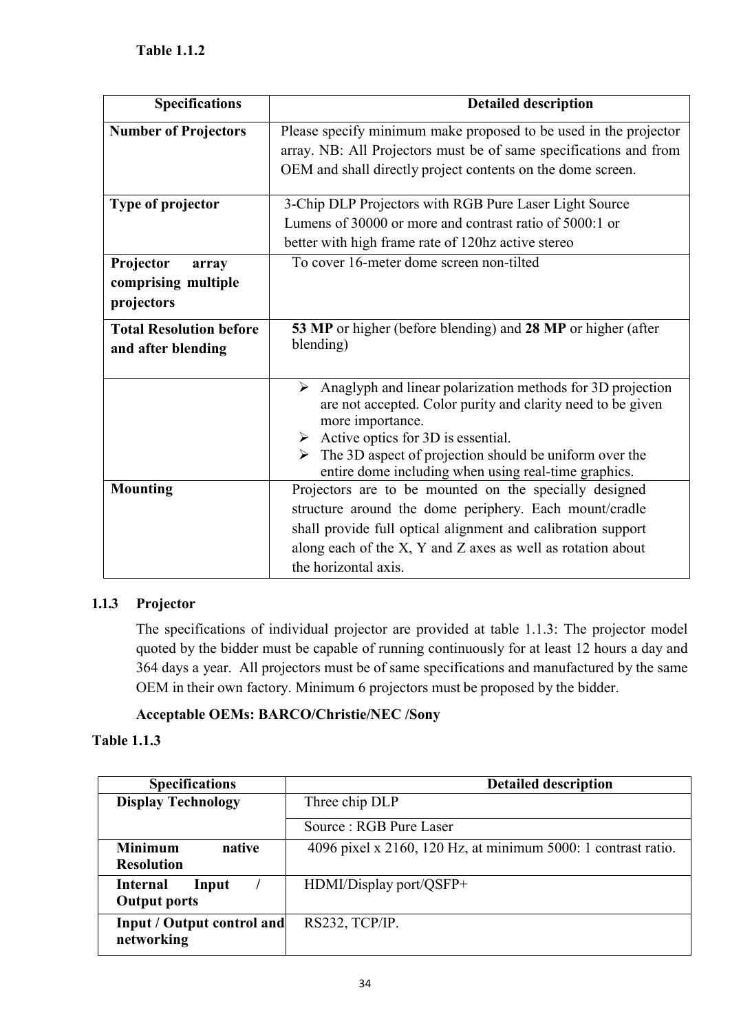**Table 1.1.2**

| Specifications | Detailed description |
|---|---|
| **Number of Projectors** | Please specify minimum make proposed to be used in the projector array. NB: All Projectors must be of same specifications and from OEM and shall directly project contents on the dome screen. |
| **Type of projector** | 3-Chip DLP Projectors with RGB Pure Laser Light Source Lumens of 30000 or more and contrast ratio of 5000:1 or better with high frame rate of 120hz active stereo |
| **Projector array comprising multiple projectors** | To cover 16-meter dome screen non-tilted |
| **Total Resolution before and after blending** | **53 MP** or higher (before blending) and **28 MP** or higher (after blending) |
| | ➢ Anaglyph and linear polarization methods for 3D projection are not accepted. Color purity and clarity need to be given more importance.<br>➢ Active optics for 3D is essential.<br>➢ The 3D aspect of projection should be uniform over the entire dome including when using real-time graphics. |
| **Mounting** | Projectors are to be mounted on the specially designed structure around the dome periphery. Each mount/cradle shall provide full optical alignment and calibration support along each of the X, Y and Z axes as well as rotation about the horizontal axis. |

### 1.1.3 Projector

The specifications of individual projector are provided at table 1.1.3: The projector model quoted by the bidder must be capable of running continuously for at least 12 hours a day and 364 days a year. All projectors must be of same specifications and manufactured by the same OEM in their own factory. Minimum 6 projectors must be proposed by the bidder.

**Acceptable OEMs: BARCO/Christie/NEC /Sony**

**Table 1.1.3**

| Specifications | Detailed description |
|---|---|
| **Display Technology** | Three chip DLP |
| | Source : RGB Pure Laser |
| **Minimum native Resolution** | 4096 pixel x 2160, 120 Hz, at minimum 5000: 1 contrast ratio. |
| **Internal Input / Output ports** | HDMI/Display port/QSFP+ |
| **Input / Output control and networking** | RS232, TCP/IP. |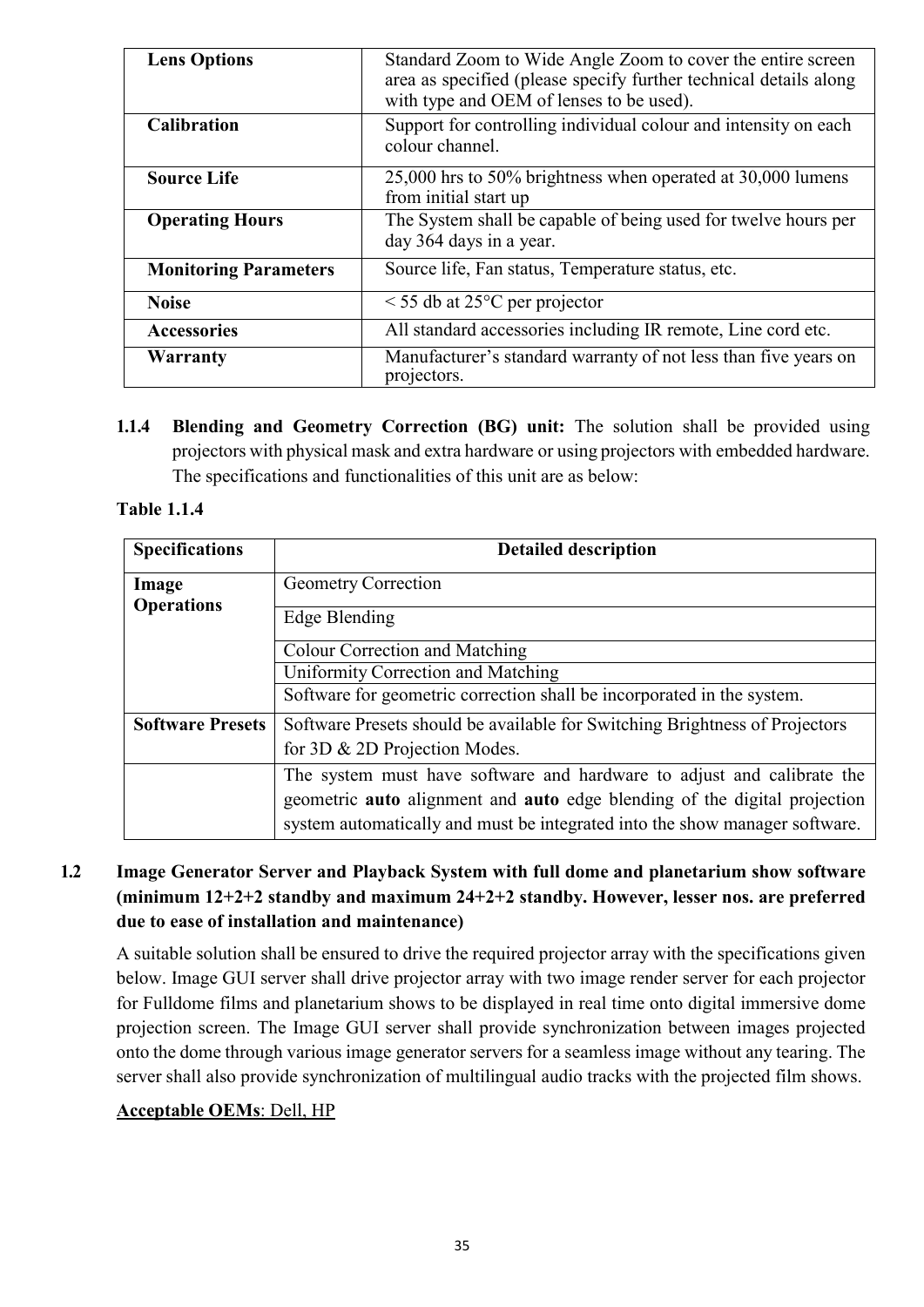| | |
|---|---|
| **Lens Options** | Standard Zoom to Wide Angle Zoom to cover the entire screen area as specified (please specify further technical details along with type and OEM of lenses to be used). |
| **Calibration** | Support for controlling individual colour and intensity on each colour channel. |
| **Source Life** | 25,000 hrs to 50% brightness when operated at 30,000 lumens from initial start up |
| **Operating Hours** | The System shall be capable of being used for twelve hours per day 364 days in a year. |
| **Monitoring Parameters** | Source life, Fan status, Temperature status, etc. |
| **Noise** | < 55 db at 25°C per projector |
| **Accessories** | All standard accessories including IR remote, Line cord etc. |
| **Warranty** | Manufacturer's standard warranty of not less than five years on projectors. |

**1.1.4 Blending and Geometry Correction (BG) unit:** The solution shall be provided using projectors with physical mask and extra hardware or using projectors with embedded hardware. The specifications and functionalities of this unit are as below:

**Table 1.1.4**

| Specifications | Detailed description |
|---|---|
| **Image Operations** | Geometry Correction |
| | Edge Blending |
| | Colour Correction and Matching |
| | Uniformity Correction and Matching |
| | Software for geometric correction shall be incorporated in the system. |
| **Software Presets** | Software Presets should be available for Switching Brightness of Projectors for 3D & 2D Projection Modes. |
| | The system must have software and hardware to adjust and calibrate the geometric **auto** alignment and **auto** edge blending of the digital projection system automatically and must be integrated into the show manager software. |

## 1.2 Image Generator Server and Playback System with full dome and planetarium show software (minimum 12+2+2 standby and maximum 24+2+2 standby. However, lesser nos. are preferred due to ease of installation and maintenance)

A suitable solution shall be ensured to drive the required projector array with the specifications given below. Image GUI server shall drive projector array with two image render server for each projector for Fulldome films and planetarium shows to be displayed in real time onto digital immersive dome projection screen. The Image GUI server shall provide synchronization between images projected onto the dome through various image generator servers for a seamless image without any tearing. The server shall also provide synchronization of multilingual audio tracks with the projected film shows.

**Acceptable OEMs**: Dell, HP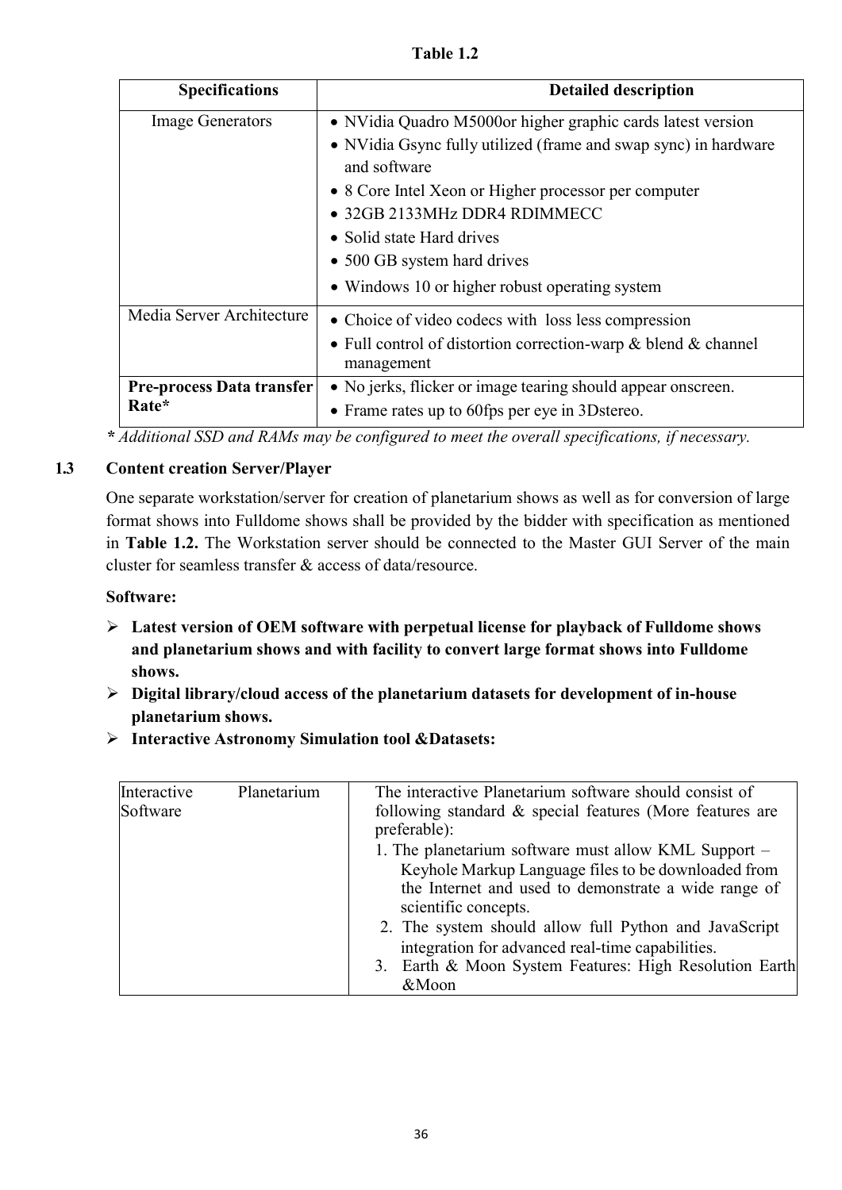**Table 1.2**

| Specifications | Detailed description |
|---|---|
| Image Generators | • NVidia Quadro M5000or higher graphic cards latest version<br>• NVidia Gsync fully utilized (frame and swap sync) in hardware and software<br>• 8 Core Intel Xeon or Higher processor per computer<br>• 32GB 2133MHz DDR4 RDIMMECC<br>• Solid state Hard drives<br>• 500 GB system hard drives<br>• Windows 10 or higher robust operating system |
| Media Server Architecture | • Choice of video codecs with loss less compression<br>• Full control of distortion correction-warp & blend & channel management |
| **Pre-process Data transfer Rate*** | • No jerks, flicker or image tearing should appear onscreen.<br>• Frame rates up to 60fps per eye in 3Dstereo. |

***** *Additional SSD and RAMs may be configured to meet the overall specifications, if necessary.*

### 1.3 Content creation Server/Player

One separate workstation/server for creation of planetarium shows as well as for conversion of large format shows into Fulldome shows shall be provided by the bidder with specification as mentioned in **Table 1.2.** The Workstation server should be connected to the Master GUI Server of the main cluster for seamless transfer & access of data/resource.

**Software:**

- **Latest version of OEM software with perpetual license for playback of Fulldome shows and planetarium shows and with facility to convert large format shows into Fulldome shows.**
- **Digital library/cloud access of the planetarium datasets for development of in-house planetarium shows.**
- **Interactive Astronomy Simulation tool &Datasets:**

| | |
|---|---|
| Interactive Planetarium Software | The interactive Planetarium software should consist of following standard & special features (More features are preferable):<br>1. The planetarium software must allow KML Support – Keyhole Markup Language files to be downloaded from the Internet and used to demonstrate a wide range of scientific concepts.<br>2. The system should allow full Python and JavaScript integration for advanced real-time capabilities.<br>3. Earth & Moon System Features: High Resolution Earth &Moon |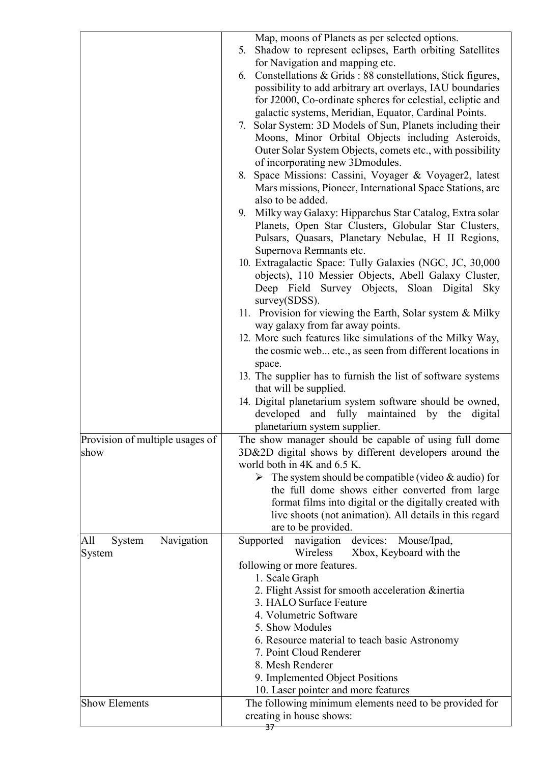| | |
|---|---|
| | Map, moons of Planets as per selected options.<br>5. Shadow to represent eclipses, Earth orbiting Satellites for Navigation and mapping etc.<br>6. Constellations & Grids : 88 constellations, Stick figures, possibility to add arbitrary art overlays, IAU boundaries for J2000, Co-ordinate spheres for celestial, ecliptic and galactic systems, Meridian, Equator, Cardinal Points.<br>7. Solar System: 3D Models of Sun, Planets including their Moons, Minor Orbital Objects including Asteroids, Outer Solar System Objects, comets etc., with possibility of incorporating new 3Dmodules.<br>8. Space Missions: Cassini, Voyager & Voyager2, latest Mars missions, Pioneer, International Space Stations, are also to be added.<br>9. Milky way Galaxy: Hipparchus Star Catalog, Extra solar Planets, Open Star Clusters, Globular Star Clusters, Pulsars, Quasars, Planetary Nebulae, H II Regions, Supernova Remnants etc.<br>10. Extragalactic Space: Tully Galaxies (NGC, JC, 30,000 objects), 110 Messier Objects, Abell Galaxy Cluster, Deep Field Survey Objects, Sloan Digital Sky survey(SDSS).<br>11. Provision for viewing the Earth, Solar system & Milky way galaxy from far away points.<br>12. More such features like simulations of the Milky Way, the cosmic web... etc., as seen from different locations in space.<br>13. The supplier has to furnish the list of software systems that will be supplied.<br>14. Digital planetarium system software should be owned, developed and fully maintained by the digital planetarium system supplier. |
| Provision of multiple usages of show | The show manager should be capable of using full dome 3D&2D digital shows by different developers around the world both in 4K and 6.5 K.<br>➢ The system should be compatible (video & audio) for the full dome shows either converted from large format films into digital or the digitally created with live shoots (not animation). All details in this regard are to be provided. |
| All System Navigation System | Supported navigation devices: Mouse/Ipad, Wireless Xbox, Keyboard with the following or more features.<br>1. Scale Graph<br>2. Flight Assist for smooth acceleration &inertia<br>3. HALO Surface Feature<br>4. Volumetric Software<br>5. Show Modules<br>6. Resource material to teach basic Astronomy<br>7. Point Cloud Renderer<br>8. Mesh Renderer<br>9. Implemented Object Positions<br>10. Laser pointer and more features |
| Show Elements | The following minimum elements need to be provided for creating in house shows: |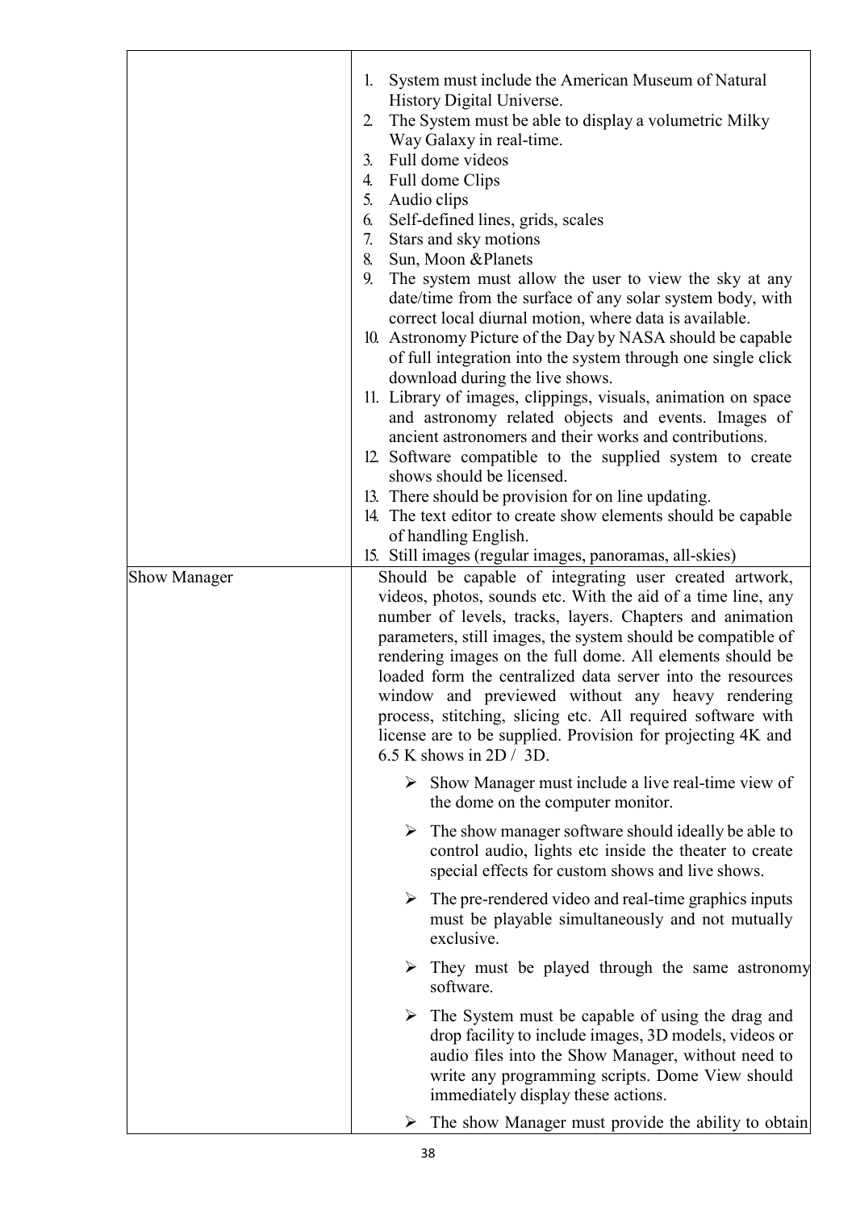| | |
|---|---|
| | 1. System must include the American Museum of Natural History Digital Universe.<br>2. The System must be able to display a volumetric Milky Way Galaxy in real-time.<br>3. Full dome videos<br>4. Full dome Clips<br>5. Audio clips<br>6. Self-defined lines, grids, scales<br>7. Stars and sky motions<br>8. Sun, Moon &Planets<br>9. The system must allow the user to view the sky at any date/time from the surface of any solar system body, with correct local diurnal motion, where data is available.<br>10. Astronomy Picture of the Day by NASA should be capable of full integration into the system through one single click download during the live shows.<br>11. Library of images, clippings, visuals, animation on space and astronomy related objects and events. Images of ancient astronomers and their works and contributions.<br>12. Software compatible to the supplied system to create shows should be licensed.<br>13. There should be provision for on line updating.<br>14. The text editor to create show elements should be capable of handling English.<br>15. Still images (regular images, panoramas, all-skies) |
| Show Manager | Should be capable of integrating user created artwork, videos, photos, sounds etc. With the aid of a time line, any number of levels, tracks, layers. Chapters and animation parameters, still images, the system should be compatible of rendering images on the full dome. All elements should be loaded form the centralized data server into the resources window and previewed without any heavy rendering process, stitching, slicing etc. All required software with license are to be supplied. Provision for projecting 4K and 6.5 K shows in 2D / 3D.<br><br>➢ Show Manager must include a live real-time view of the dome on the computer monitor.<br><br>➢ The show manager software should ideally be able to control audio, lights etc inside the theater to create special effects for custom shows and live shows.<br><br>➢ The pre-rendered video and real-time graphics inputs must be playable simultaneously and not mutually exclusive.<br><br>➢ They must be played through the same astronomy software.<br><br>➢ The System must be capable of using the drag and drop facility to include images, 3D models, videos or audio files into the Show Manager, without need to write any programming scripts. Dome View should immediately display these actions.<br><br>➢ The show Manager must provide the ability to obtain |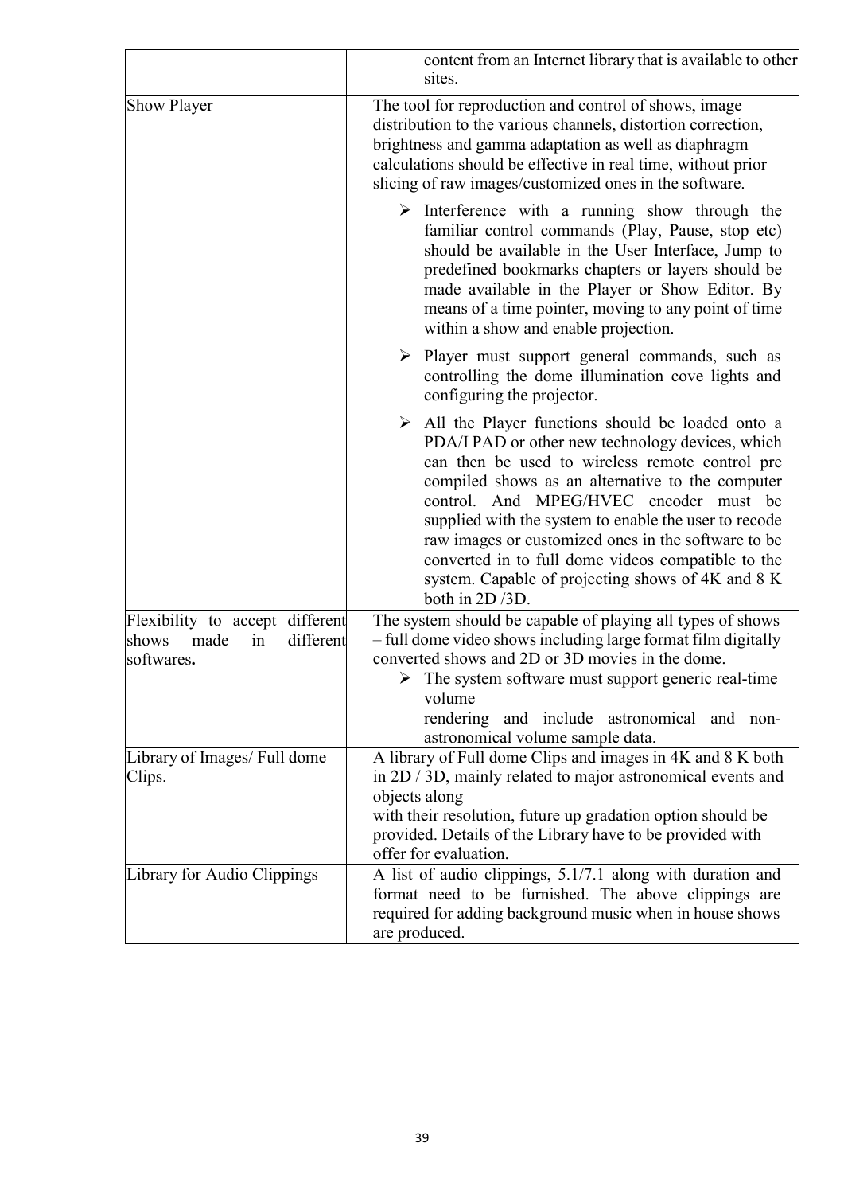| | |
|---|---|
| | content from an Internet library that is available to other sites. |
| Show Player | The tool for reproduction and control of shows, image distribution to the various channels, distortion correction, brightness and gamma adaptation as well as diaphragm calculations should be effective in real time, without prior slicing of raw images/customized ones in the software.<br>➢ Interference with a running show through the familiar control commands (Play, Pause, stop etc) should be available in the User Interface, Jump to predefined bookmarks chapters or layers should be made available in the Player or Show Editor. By means of a time pointer, moving to any point of time within a show and enable projection.<br>➢ Player must support general commands, such as controlling the dome illumination cove lights and configuring the projector.<br>➢ All the Player functions should be loaded onto a PDA/I PAD or other new technology devices, which can then be used to wireless remote control pre compiled shows as an alternative to the computer control. And MPEG/HVEC encoder must be supplied with the system to enable the user to recode raw images or customized ones in the software to be converted in to full dome videos compatible to the system. Capable of projecting shows of 4K and 8 K both in 2D /3D. |
| Flexibility to accept different shows made in different softwares**.** | The system should be capable of playing all types of shows – full dome video shows including large format film digitally converted shows and 2D or 3D movies in the dome.<br>➢ The system software must support generic real-time volume rendering and include astronomical and non-astronomical volume sample data. |
| Library of Images/ Full dome Clips. | A library of Full dome Clips and images in 4K and 8 K both in 2D / 3D, mainly related to major astronomical events and objects along with their resolution, future up gradation option should be provided. Details of the Library have to be provided with offer for evaluation. |
| Library for Audio Clippings | A list of audio clippings, 5.1/7.1 along with duration and format need to be furnished. The above clippings are required for adding background music when in house shows are produced. |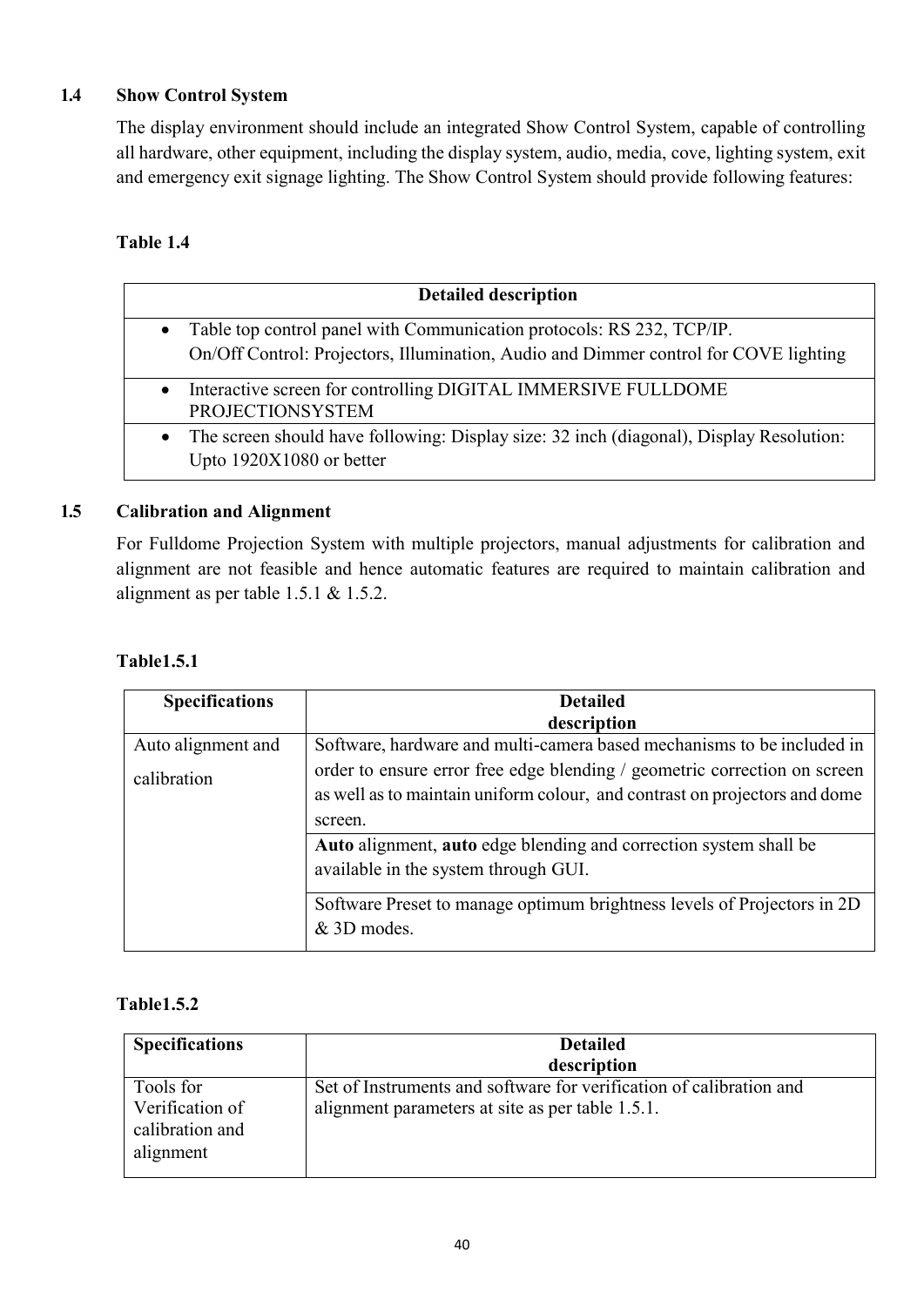## 1.4 Show Control System

The display environment should include an integrated Show Control System, capable of controlling all hardware, other equipment, including the display system, audio, media, cove, lighting system, exit and emergency exit signage lighting. The Show Control System should provide following features:

**Table 1.4**

| Detailed description |
|---|
| • Table top control panel with Communication protocols: RS 232, TCP/IP. On/Off Control: Projectors, Illumination, Audio and Dimmer control for COVE lighting |
| • Interactive screen for controlling DIGITAL IMMERSIVE FULLDOME PROJECTIONSYSTEM |
| • The screen should have following: Display size: 32 inch (diagonal), Display Resolution: Upto 1920X1080 or better |

## 1.5 Calibration and Alignment

For Fulldome Projection System with multiple projectors, manual adjustments for calibration and alignment are not feasible and hence automatic features are required to maintain calibration and alignment as per table 1.5.1 & 1.5.2.

**Table1.5.1**

| Specifications | Detailed description |
|---|---|
| Auto alignment and calibration | Software, hardware and multi-camera based mechanisms to be included in order to ensure error free edge blending / geometric correction on screen as well as to maintain uniform colour, and contrast on projectors and dome screen. |
| | **Auto** alignment, **auto** edge blending and correction system shall be available in the system through GUI. |
| | Software Preset to manage optimum brightness levels of Projectors in 2D & 3D modes. |

**Table1.5.2**

| Specifications | Detailed description |
|---|---|
| Tools for Verification of calibration and alignment | Set of Instruments and software for verification of calibration and alignment parameters at site as per table 1.5.1. |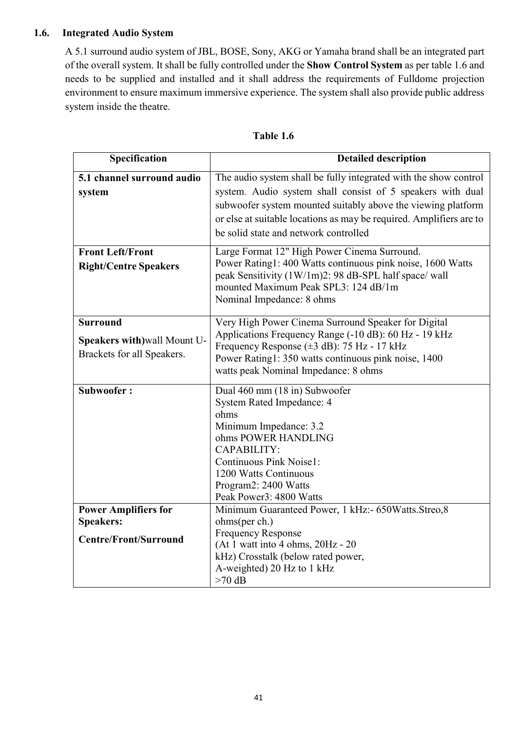### 1.6. Integrated Audio System

A 5.1 surround audio system of JBL, BOSE, Sony, AKG or Yamaha brand shall be an integrated part of the overall system. It shall be fully controlled under the **Show Control System** as per table 1.6 and needs to be supplied and installed and it shall address the requirements of Fulldome projection environment to ensure maximum immersive experience. The system shall also provide public address system inside the theatre.

**Table 1.6**

| Specification | Detailed description |
|---|---|
| **5.1 channel surround audio system** | The audio system shall be fully integrated with the show control system. Audio system shall consist of 5 speakers with dual subwoofer system mounted suitably above the viewing platform or else at suitable locations as may be required. Amplifiers are to be solid state and network controlled |
| **Front Left/Front Right/Centre Speakers** | Large Format 12" High Power Cinema Surround.<br>Power Rating1: 400 Watts continuous pink noise, 1600 Watts peak Sensitivity (1W/1m)2: 98 dB-SPL half space/ wall mounted Maximum Peak SPL3: 124 dB/1m<br>Nominal Impedance: 8 ohms |
| **Surround**<br>**Speakers with)**wall Mount U-Brackets for all Speakers. | Very High Power Cinema Surround Speaker for Digital Applications Frequency Range (-10 dB): 60 Hz - 19 kHz<br>Frequency Response (±3 dB): 75 Hz - 17 kHz<br>Power Rating1: 350 watts continuous pink noise, 1400 watts peak Nominal Impedance: 8 ohms |
| **Subwoofer :** | Dual 460 mm (18 in) Subwoofer<br>System Rated Impedance: 4 ohms<br>Minimum Impedance: 3.2 ohms POWER HANDLING CAPABILITY:<br>Continuous Pink Noise1:<br>1200 Watts Continuous<br>Program2: 2400 Watts<br>Peak Power3: 4800 Watts |
| **Power Amplifiers for Speakers:**<br>**Centre/Front/Surround** | Minimum Guaranteed Power, 1 kHz:- 650Watts.Streo,8 ohms(per ch.)<br>Frequency Response<br>(At 1 watt into 4 ohms, 20Hz - 20 kHz) Crosstalk (below rated power, A-weighted) 20 Hz to 1 kHz<br>>70 dB |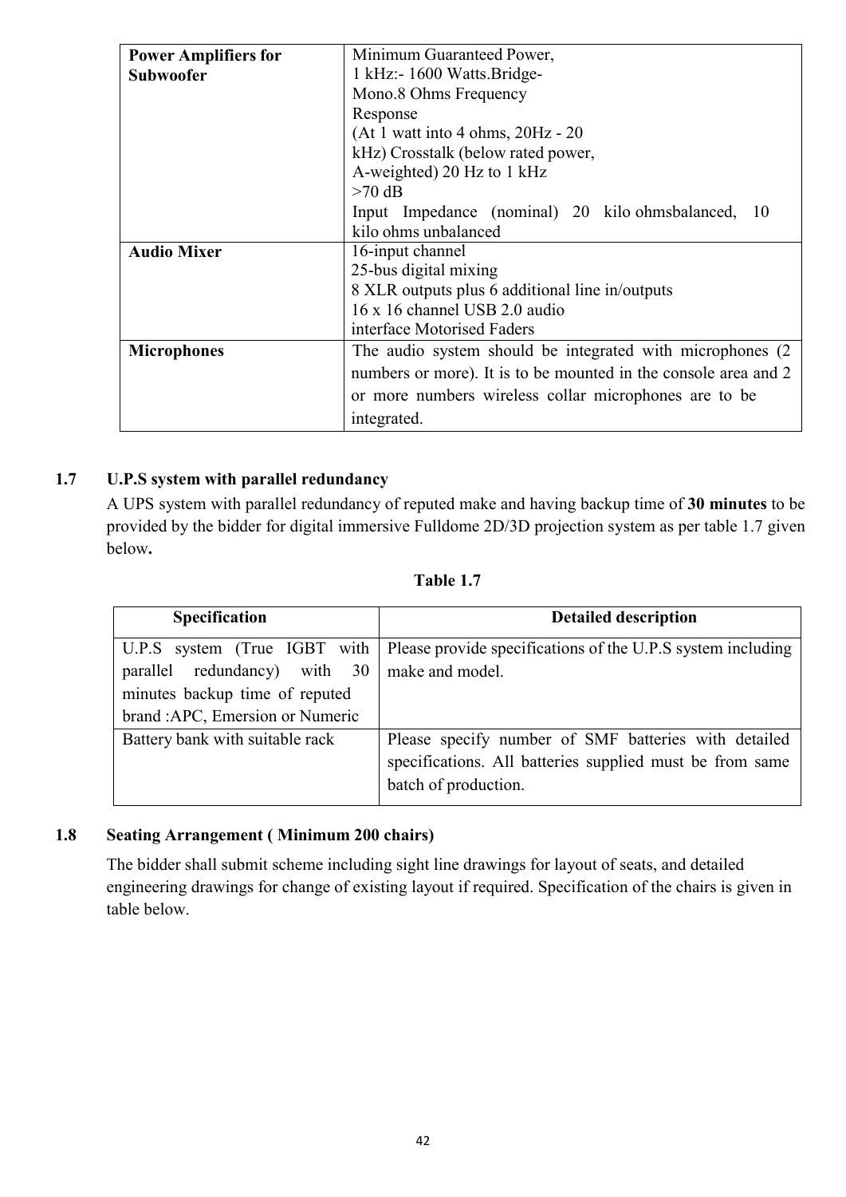| | |
|---|---|
| **Power Amplifiers for Subwoofer** | Minimum Guaranteed Power,<br>1 kHz:- 1600 Watts.Bridge-<br>Mono.8 Ohms Frequency<br>Response<br>(At 1 watt into 4 ohms, 20Hz - 20<br>kHz) Crosstalk (below rated power,<br>A-weighted) 20 Hz to 1 kHz<br>>70 dB<br>Input Impedance (nominal) 20 kilo ohmsbalanced, 10 kilo ohms unbalanced |
| **Audio Mixer** | 16-input channel<br>25-bus digital mixing<br>8 XLR outputs plus 6 additional line in/outputs<br>16 x 16 channel USB 2.0 audio<br>interface Motorised Faders |
| **Microphones** | The audio system should be integrated with microphones (2 numbers or more). It is to be mounted in the console area and 2 or more numbers wireless collar microphones are to be integrated. |

**1.7 U.P.S system with parallel redundancy**

A UPS system with parallel redundancy of reputed make and having backup time of **30 minutes** to be provided by the bidder for digital immersive Fulldome 2D/3D projection system as per table 1.7 given below**.**

**Table 1.7**

| **Specification** | **Detailed description** |
|---|---|
| U.P.S system (True IGBT with parallel redundancy) with 30 minutes backup time of reputed brand :APC, Emersion or Numeric | Please provide specifications of the U.P.S system including make and model. |
| Battery bank with suitable rack | Please specify number of SMF batteries with detailed specifications. All batteries supplied must be from same batch of production. |

**1.8 Seating Arrangement ( Minimum 200 chairs)**

The bidder shall submit scheme including sight line drawings for layout of seats, and detailed engineering drawings for change of existing layout if required. Specification of the chairs is given in table below.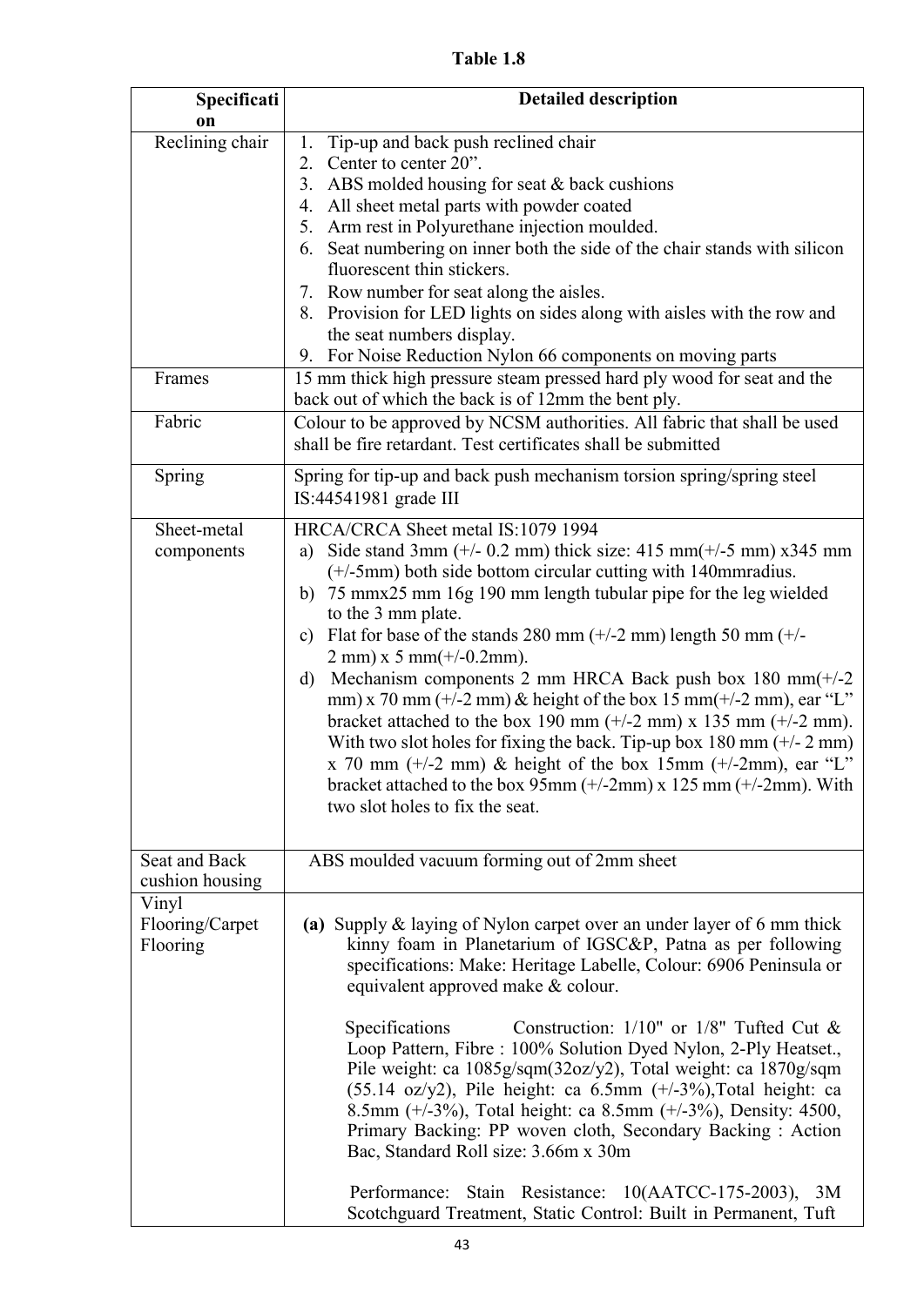**Table 1.8**

| Specification | Detailed description |
|---|---|
| Reclining chair | 1. Tip-up and back push reclined chair<br>2. Center to center 20”.<br>3. ABS molded housing for seat & back cushions<br>4. All sheet metal parts with powder coated<br>5. Arm rest in Polyurethane injection moulded.<br>6. Seat numbering on inner both the side of the chair stands with silicon fluorescent thin stickers.<br>7. Row number for seat along the aisles.<br>8. Provision for LED lights on sides along with aisles with the row and the seat numbers display.<br>9. For Noise Reduction Nylon 66 components on moving parts |
| Frames | 15 mm thick high pressure steam pressed hard ply wood for seat and the back out of which the back is of 12mm the bent ply. |
| Fabric | Colour to be approved by NCSM authorities. All fabric that shall be used shall be fire retardant. Test certificates shall be submitted |
| Spring | Spring for tip-up and back push mechanism torsion spring/spring steel IS:44541981 grade III |
| Sheet-metal components | HRCA/CRCA Sheet metal IS:1079 1994<br>a) Side stand 3mm (+/- 0.2 mm) thick size: 415 mm(+/-5 mm) x345 mm (+/-5mm) both side bottom circular cutting with 140mmradius.<br>b) 75 mmx25 mm 16g 190 mm length tubular pipe for the leg wielded to the 3 mm plate.<br>c) Flat for base of the stands 280 mm (+/-2 mm) length 50 mm (+/- 2 mm) x 5 mm(+/-0.2mm).<br>d) Mechanism components 2 mm HRCA Back push box 180 mm(+/-2 mm) x 70 mm (+/-2 mm) & height of the box 15 mm(+/-2 mm), ear “L” bracket attached to the box 190 mm (+/-2 mm) x 135 mm (+/-2 mm). With two slot holes for fixing the back. Tip-up box 180 mm (+/- 2 mm) x 70 mm (+/-2 mm) & height of the box 15mm (+/-2mm), ear “L” bracket attached to the box 95mm (+/-2mm) x 125 mm (+/-2mm). With two slot holes to fix the seat. |
| Seat and Back cushion housing | ABS moulded vacuum forming out of 2mm sheet |
| Vinyl Flooring/Carpet Flooring | **(a)** Supply & laying of Nylon carpet over an under layer of 6 mm thick kinny foam in Planetarium of IGSC&P, Patna as per following specifications: Make: Heritage Labelle, Colour: 6906 Peninsula or equivalent approved make & colour.<br><br>Specifications Construction: 1/10" or 1/8" Tufted Cut & Loop Pattern, Fibre : 100% Solution Dyed Nylon, 2-Ply Heatset., Pile weight: ca 1085g/sqm(32oz/y2), Total weight: ca 1870g/sqm (55.14 oz/y2), Pile height: ca 6.5mm (+/-3%),Total height: ca 8.5mm (+/-3%), Total height: ca 8.5mm (+/-3%), Density: 4500, Primary Backing: PP woven cloth, Secondary Backing : Action Bac, Standard Roll size: 3.66m x 30m<br><br>Performance: Stain Resistance: 10(AATCC-175-2003), 3M Scotchguard Treatment, Static Control: Built in Permanent, Tuft |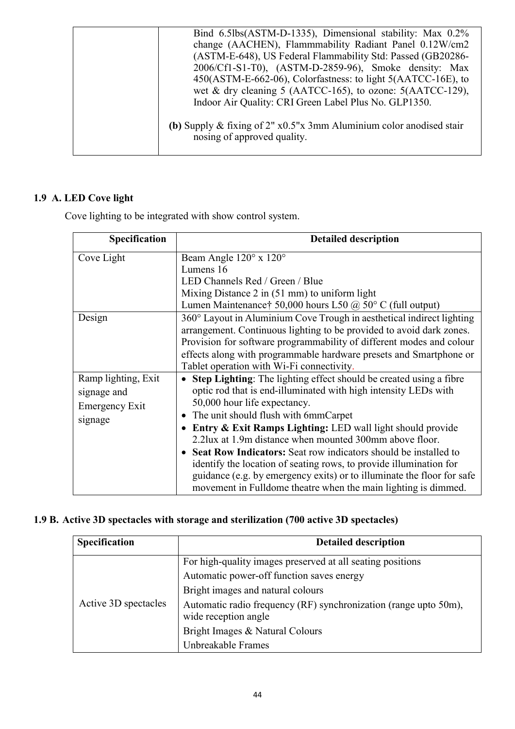| | Bind 6.5lbs(ASTM-D-1335), Dimensional stability: Max 0.2% change (AACHEN), Flammmability Radiant Panel 0.12W/cm2 (ASTM-E-648), US Federal Flammability Std: Passed (GB20286-2006/Cf1-S1-T0), (ASTM-D-2859-96), Smoke density: Max 450(ASTM-E-662-06), Colorfastness: to light 5(AATCC-16E), to wet & dry cleaning 5 (AATCC-165), to ozone: 5(AATCC-129), Indoor Air Quality: CRI Green Label Plus No. GLP1350.<br><br>**(b)** Supply & fixing of 2" x0.5"x 3mm Aluminium color anodised stair nosing of approved quality. |
|---|---|

## 1.9 A. LED Cove light

Cove lighting to be integrated with show control system.

| Specification | Detailed description |
|---|---|
| Cove Light | Beam Angle 120° x 120°<br>Lumens 16<br>LED Channels Red / Green / Blue<br>Mixing Distance 2 in (51 mm) to uniform light<br>Lumen Maintenance† 50,000 hours L50 @ 50° C (full output) |
| Design | 360° Layout in Aluminium Cove Trough in aesthetical indirect lighting arrangement. Continuous lighting to be provided to avoid dark zones. Provision for software programmability of different modes and colour effects along with programmable hardware presets and Smartphone or Tablet operation with Wi-Fi connectivity. |
| Ramp lighting, Exit signage and Emergency Exit signage | • **Step Lighting**: The lighting effect should be created using a fibre optic rod that is end-illuminated with high intensity LEDs with 50,000 hour life expectancy.<br>• The unit should flush with 6mmCarpet<br>• **Entry & Exit Ramps Lighting:** LED wall light should provide 2.2lux at 1.9m distance when mounted 300mm above floor.<br>• **Seat Row Indicators:** Seat row indicators should be installed to identify the location of seating rows, to provide illumination for guidance (e.g. by emergency exits) or to illuminate the floor for safe movement in Fulldome theatre when the main lighting is dimmed. |

## 1.9 B. Active 3D spectacles with storage and sterilization (700 active 3D spectacles)

| Specification | Detailed description |
|---|---|
| Active 3D spectacles | For high-quality images preserved at all seating positions<br>Automatic power-off function saves energy<br>Bright images and natural colours<br>Automatic radio frequency (RF) synchronization (range upto 50m), wide reception angle<br>Bright Images & Natural Colours<br>Unbreakable Frames |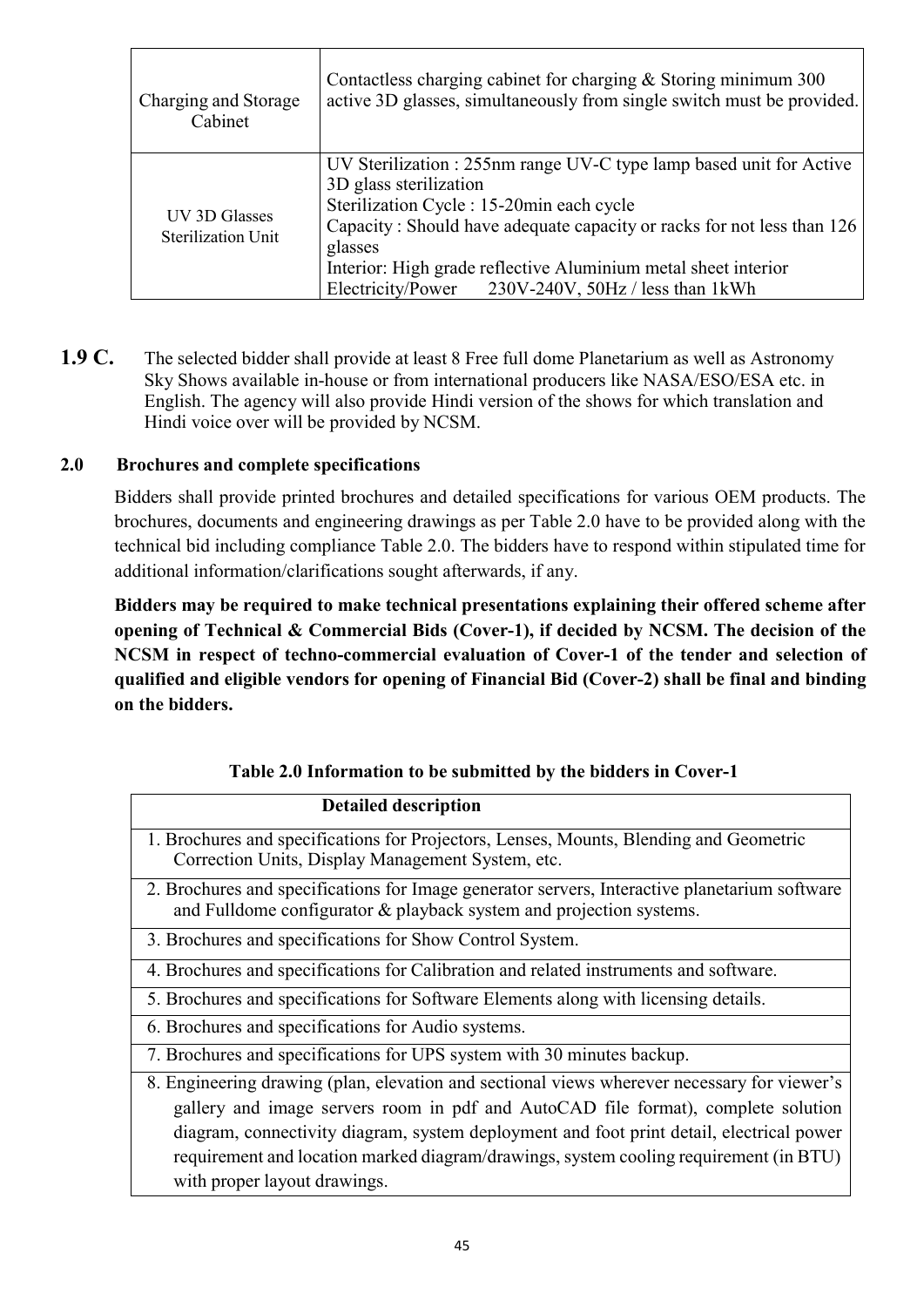| | |
|---|---|
| Charging and Storage Cabinet | Contactless charging cabinet for charging & Storing minimum 300 active 3D glasses, simultaneously from single switch must be provided. |
| UV 3D Glasses Sterilization Unit | UV Sterilization : 255nm range UV-C type lamp based unit for Active 3D glass sterilization<br>Sterilization Cycle : 15-20min each cycle<br>Capacity : Should have adequate capacity or racks for not less than 126 glasses<br>Interior: High grade reflective Aluminium metal sheet interior<br>Electricity/Power 230V-240V, 50Hz / less than 1kWh |

**1.9 C.** The selected bidder shall provide at least 8 Free full dome Planetarium as well as Astronomy Sky Shows available in-house or from international producers like NASA/ESO/ESA etc. in English. The agency will also provide Hindi version of the shows for which translation and Hindi voice over will be provided by NCSM.

**2.0 Brochures and complete specifications**

Bidders shall provide printed brochures and detailed specifications for various OEM products. The brochures, documents and engineering drawings as per Table 2.0 have to be provided along with the technical bid including compliance Table 2.0. The bidders have to respond within stipulated time for additional information/clarifications sought afterwards, if any.

**Bidders may be required to make technical presentations explaining their offered scheme after opening of Technical & Commercial Bids (Cover-1), if decided by NCSM. The decision of the NCSM in respect of techno-commercial evaluation of Cover-1 of the tender and selection of qualified and eligible vendors for opening of Financial Bid (Cover-2) shall be final and binding on the bidders.**

**Table 2.0 Information to be submitted by the bidders in Cover-1**

| Detailed description |
|---|
| 1. Brochures and specifications for Projectors, Lenses, Mounts, Blending and Geometric Correction Units, Display Management System, etc. |
| 2. Brochures and specifications for Image generator servers, Interactive planetarium software and Fulldome configurator & playback system and projection systems. |
| 3. Brochures and specifications for Show Control System. |
| 4. Brochures and specifications for Calibration and related instruments and software. |
| 5. Brochures and specifications for Software Elements along with licensing details. |
| 6. Brochures and specifications for Audio systems. |
| 7. Brochures and specifications for UPS system with 30 minutes backup. |
| 8. Engineering drawing (plan, elevation and sectional views wherever necessary for viewer's gallery and image servers room in pdf and AutoCAD file format), complete solution diagram, connectivity diagram, system deployment and foot print detail, electrical power requirement and location marked diagram/drawings, system cooling requirement (in BTU) with proper layout drawings. |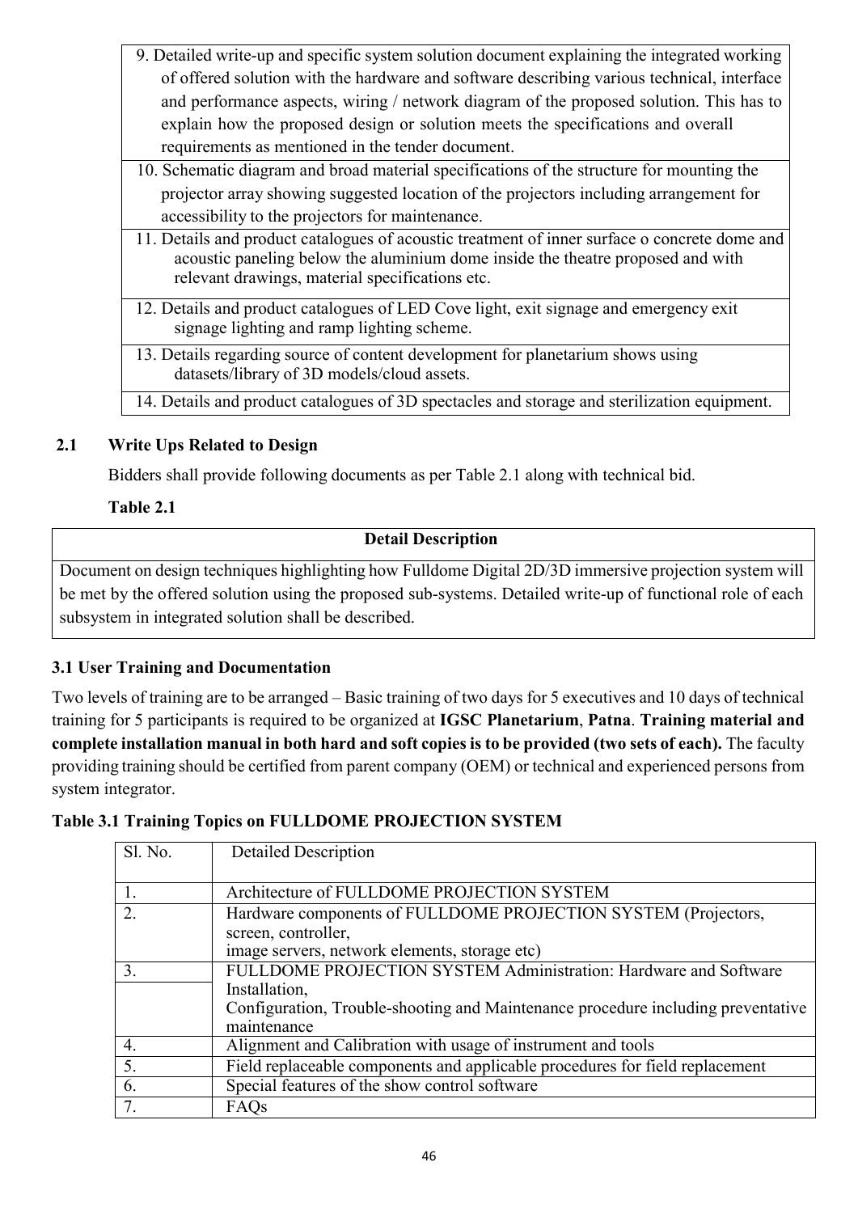| |
|---|
| 9. Detailed write-up and specific system solution document explaining the integrated working of offered solution with the hardware and software describing various technical, interface and performance aspects, wiring / network diagram of the proposed solution. This has to explain how the proposed design or solution meets the specifications and overall requirements as mentioned in the tender document. |
| 10. Schematic diagram and broad material specifications of the structure for mounting the projector array showing suggested location of the projectors including arrangement for accessibility to the projectors for maintenance. |
| 11. Details and product catalogues of acoustic treatment of inner surface o concrete dome and acoustic paneling below the aluminium dome inside the theatre proposed and with relevant drawings, material specifications etc. |
| 12. Details and product catalogues of LED Cove light, exit signage and emergency exit signage lighting and ramp lighting scheme. |
| 13. Details regarding source of content development for planetarium shows using datasets/library of 3D models/cloud assets. |
| 14. Details and product catalogues of 3D spectacles and storage and sterilization equipment. |

## 2.1 Write Ups Related to Design

Bidders shall provide following documents as per Table 2.1 along with technical bid.

**Table 2.1**

| Detail Description |
|---|
| Document on design techniques highlighting how Fulldome Digital 2D/3D immersive projection system will be met by the offered solution using the proposed sub-systems. Detailed write-up of functional role of each subsystem in integrated solution shall be described. |

## 3.1 User Training and Documentation

Two levels of training are to be arranged – Basic training of two days for 5 executives and 10 days of technical training for 5 participants is required to be organized at **IGSC Planetarium**, **Patna**. **Training material and complete installation manual in both hard and soft copies is to be provided (two sets of each).** The faculty providing training should be certified from parent company (OEM) or technical and experienced persons from system integrator.

**Table 3.1 Training Topics on FULLDOME PROJECTION SYSTEM**

| Sl. No. | Detailed Description |
|---|---|
| 1. | Architecture of FULLDOME PROJECTION SYSTEM |
| 2. | Hardware components of FULLDOME PROJECTION SYSTEM (Projectors, screen, controller, image servers, network elements, storage etc) |
| 3. | FULLDOME PROJECTION SYSTEM Administration: Hardware and Software Installation, Configuration, Trouble-shooting and Maintenance procedure including preventative maintenance |
| 4. | Alignment and Calibration with usage of instrument and tools |
| 5. | Field replaceable components and applicable procedures for field replacement |
| 6. | Special features of the show control software |
| 7. | FAQs |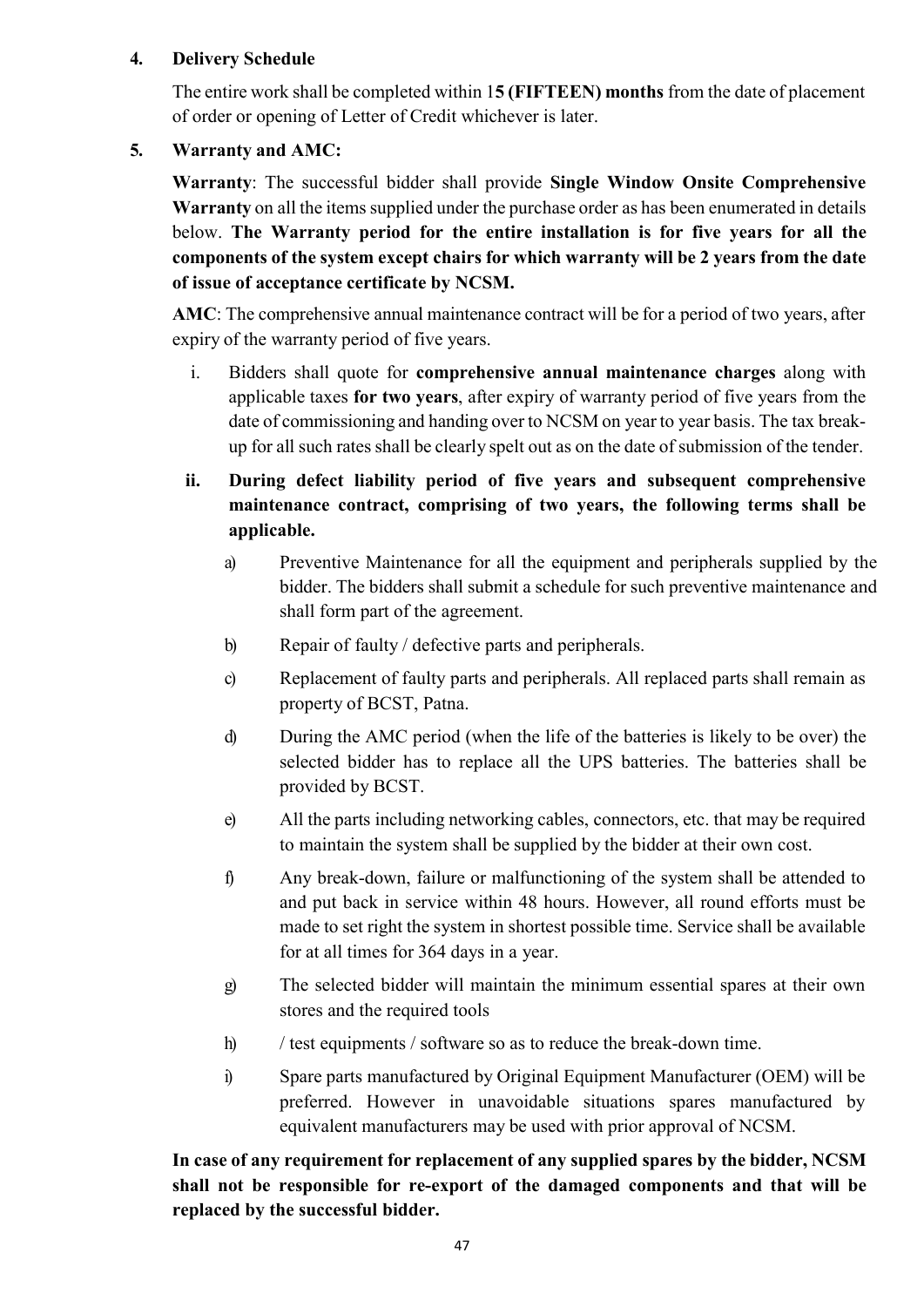**4. Delivery Schedule**

The entire work shall be completed within 1**5 (FIFTEEN) months** from the date of placement of order or opening of Letter of Credit whichever is later.

**5. Warranty and AMC:**

**Warranty**: The successful bidder shall provide **Single Window Onsite Comprehensive Warranty** on all the items supplied under the purchase order as has been enumerated in details below. **The Warranty period for the entire installation is for five years for all the components of the system except chairs for which warranty will be 2 years from the date of issue of acceptance certificate by NCSM.**

**AMC**: The comprehensive annual maintenance contract will be for a period of two years, after expiry of the warranty period of five years.

i. Bidders shall quote for **comprehensive annual maintenance charges** along with applicable taxes **for two years**, after expiry of warranty period of five years from the date of commissioning and handing over to NCSM on year to year basis. The tax break-up for all such rates shall be clearly spelt out as on the date of submission of the tender.

**ii. During defect liability period of five years and subsequent comprehensive maintenance contract, comprising of two years, the following terms shall be applicable.**

a) Preventive Maintenance for all the equipment and peripherals supplied by the bidder. The bidders shall submit a schedule for such preventive maintenance and shall form part of the agreement.

b) Repair of faulty / defective parts and peripherals.

c) Replacement of faulty parts and peripherals. All replaced parts shall remain as property of BCST, Patna.

d) During the AMC period (when the life of the batteries is likely to be over) the selected bidder has to replace all the UPS batteries. The batteries shall be provided by BCST.

e) All the parts including networking cables, connectors, etc. that may be required to maintain the system shall be supplied by the bidder at their own cost.

f) Any break-down, failure or malfunctioning of the system shall be attended to and put back in service within 48 hours. However, all round efforts must be made to set right the system in shortest possible time. Service shall be available for at all times for 364 days in a year.

g) The selected bidder will maintain the minimum essential spares at their own stores and the required tools

h) / test equipments / software so as to reduce the break-down time.

i) Spare parts manufactured by Original Equipment Manufacturer (OEM) will be preferred. However in unavoidable situations spares manufactured by equivalent manufacturers may be used with prior approval of NCSM.

**In case of any requirement for replacement of any supplied spares by the bidder, NCSM shall not be responsible for re-export of the damaged components and that will be replaced by the successful bidder.**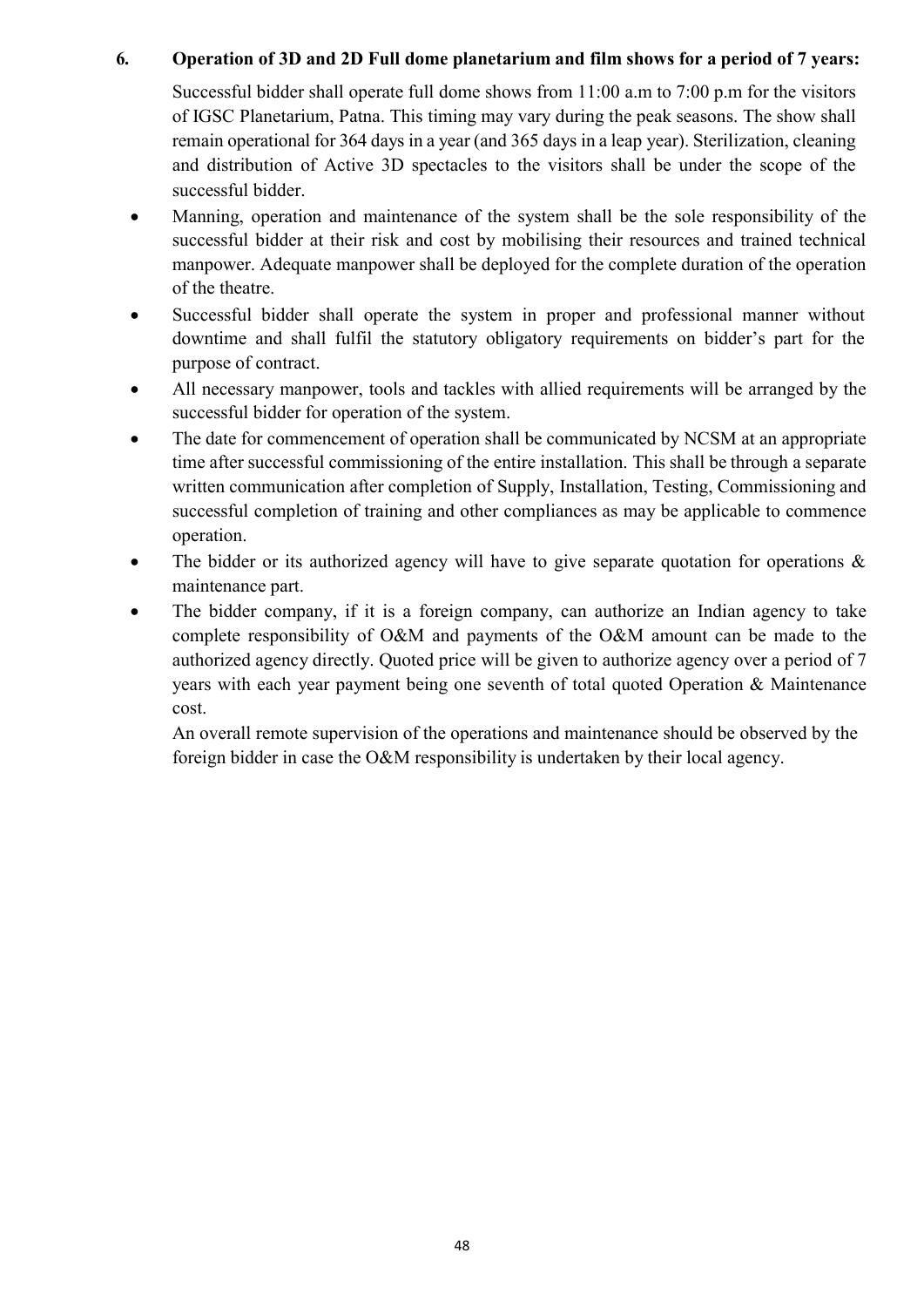**6. Operation of 3D and 2D Full dome planetarium and film shows for a period of 7 years:**

Successful bidder shall operate full dome shows from 11:00 a.m to 7:00 p.m for the visitors of IGSC Planetarium, Patna. This timing may vary during the peak seasons. The show shall remain operational for 364 days in a year (and 365 days in a leap year). Sterilization, cleaning and distribution of Active 3D spectacles to the visitors shall be under the scope of the successful bidder.

- Manning, operation and maintenance of the system shall be the sole responsibility of the successful bidder at their risk and cost by mobilising their resources and trained technical manpower. Adequate manpower shall be deployed for the complete duration of the operation of the theatre.
- Successful bidder shall operate the system in proper and professional manner without downtime and shall fulfil the statutory obligatory requirements on bidder's part for the purpose of contract.
- All necessary manpower, tools and tackles with allied requirements will be arranged by the successful bidder for operation of the system.
- The date for commencement of operation shall be communicated by NCSM at an appropriate time after successful commissioning of the entire installation. This shall be through a separate written communication after completion of Supply, Installation, Testing, Commissioning and successful completion of training and other compliances as may be applicable to commence operation.
- The bidder or its authorized agency will have to give separate quotation for operations & maintenance part.
- The bidder company, if it is a foreign company, can authorize an Indian agency to take complete responsibility of O&M and payments of the O&M amount can be made to the authorized agency directly. Quoted price will be given to authorize agency over a period of 7 years with each year payment being one seventh of total quoted Operation & Maintenance cost.

  An overall remote supervision of the operations and maintenance should be observed by the foreign bidder in case the O&M responsibility is undertaken by their local agency.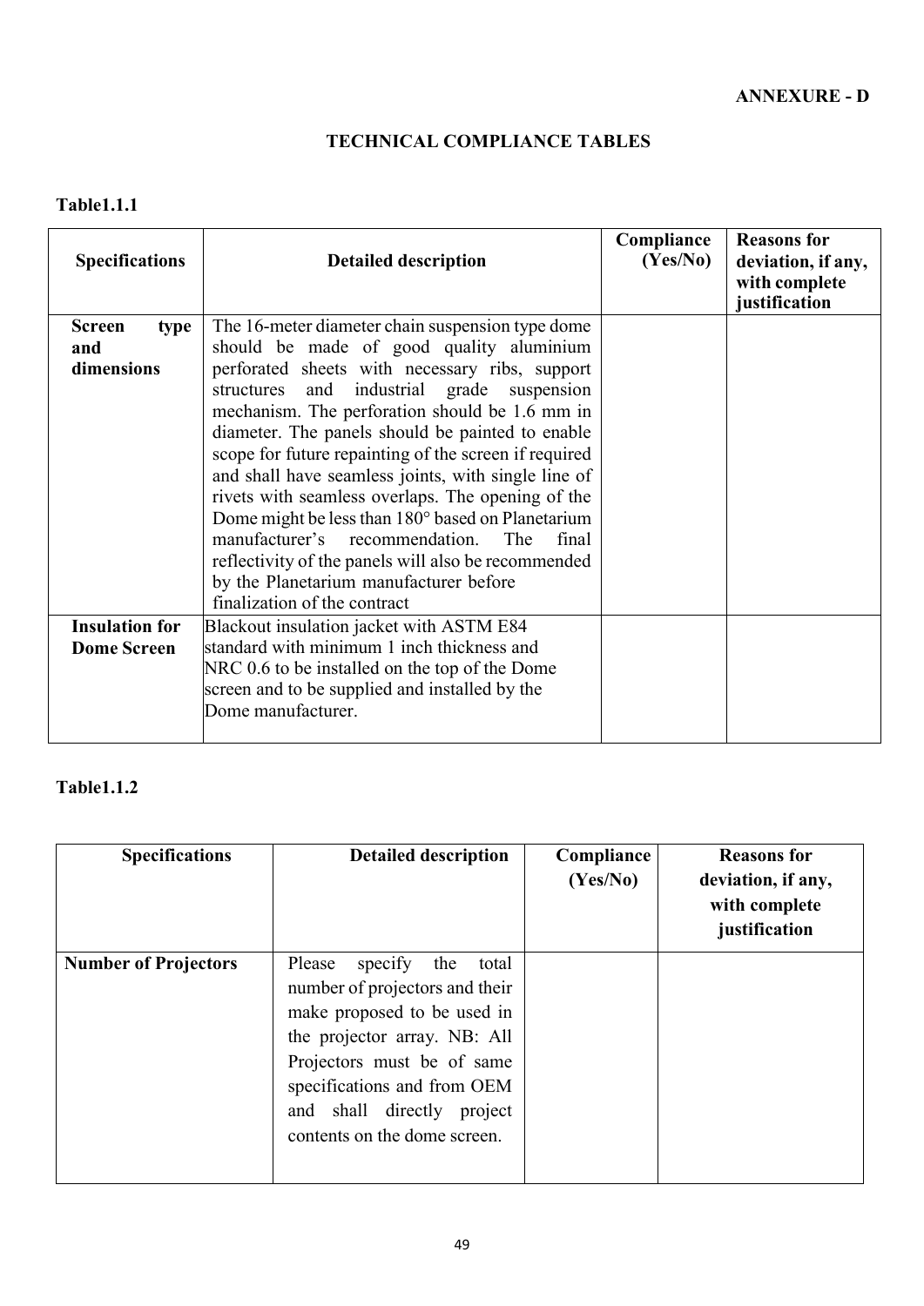**ANNEXURE - D**

## TECHNICAL COMPLIANCE TABLES

**Table1.1.1**

| Specifications | Detailed description | Compliance (Yes/No) | Reasons for deviation, if any, with complete justification |
|---|---|---|---|
| **Screen type and dimensions** | The 16-meter diameter chain suspension type dome should be made of good quality aluminium perforated sheets with necessary ribs, support structures and industrial grade suspension mechanism. The perforation should be 1.6 mm in diameter. The panels should be painted to enable scope for future repainting of the screen if required and shall have seamless joints, with single line of rivets with seamless overlaps. The opening of the Dome might be less than 180° based on Planetarium manufacturer's recommendation. The final reflectivity of the panels will also be recommended by the Planetarium manufacturer before finalization of the contract | | |
| **Insulation for Dome Screen** | Blackout insulation jacket with ASTM E84 standard with minimum 1 inch thickness and NRC 0.6 to be installed on the top of the Dome screen and to be supplied and installed by the Dome manufacturer. | | |

**Table1.1.2**

| Specifications | Detailed description | Compliance (Yes/No) | Reasons for deviation, if any, with complete justification |
|---|---|---|---|
| **Number of Projectors** | Please specify the total number of projectors and their make proposed to be used in the projector array. NB: All Projectors must be of same specifications and from OEM and shall directly project contents on the dome screen. | | |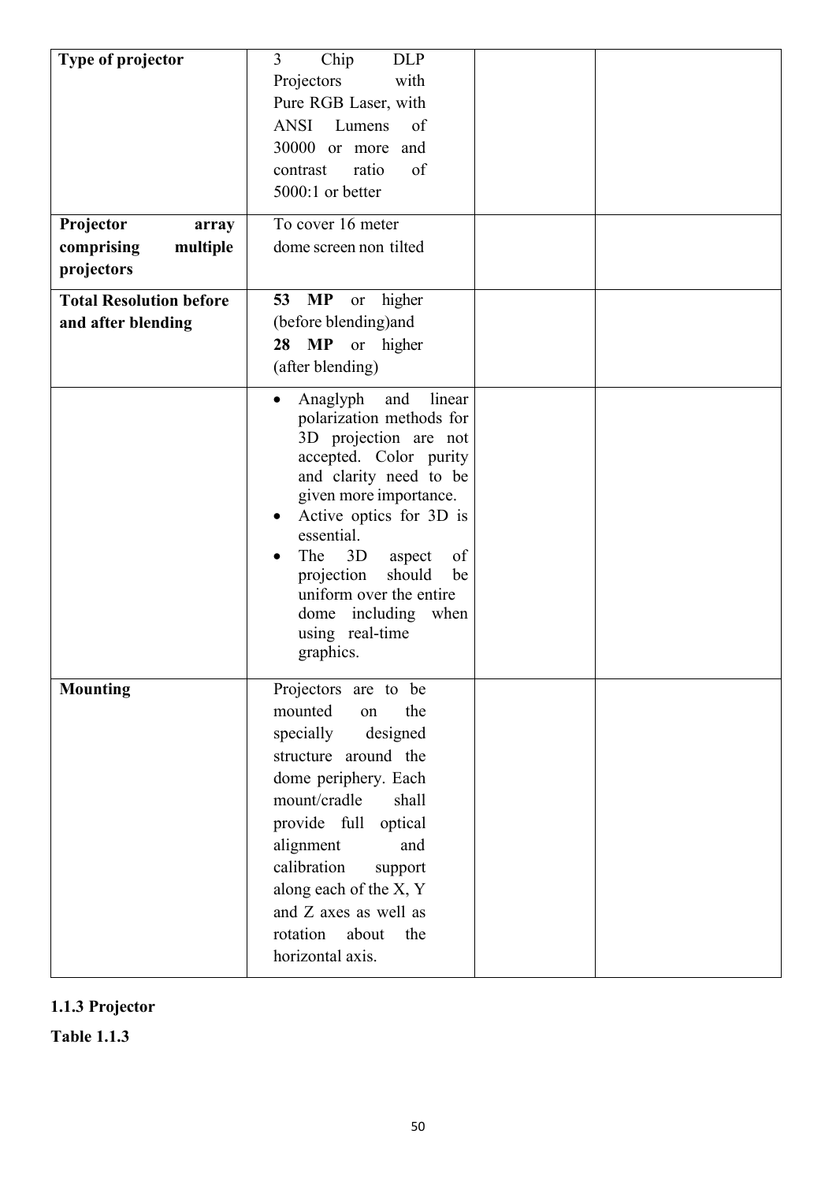| | | | |
|---|---|---|---|
| **Type of projector** | 3 Chip DLP Projectors with Pure RGB Laser, with ANSI Lumens of 30000 or more and contrast ratio of 5000:1 or better | | |
| **Projector array comprising multiple projectors** | To cover 16 meter dome screen non tilted | | |
| **Total Resolution before and after blending** | **53 MP** or higher (before blending)and **28 MP** or higher (after blending) | | |
| | • Anaglyph and linear polarization methods for 3D projection are not accepted. Color purity and clarity need to be given more importance.<br>• Active optics for 3D is essential.<br>• The 3D aspect of projection should be uniform over the entire dome including when using real-time graphics. | | |
| **Mounting** | Projectors are to be mounted on the specially designed structure around the dome periphery. Each mount/cradle shall provide full optical alignment and calibration support along each of the X, Y and Z axes as well as rotation about the horizontal axis. | | |

### 1.1.3 Projector

**Table 1.1.3**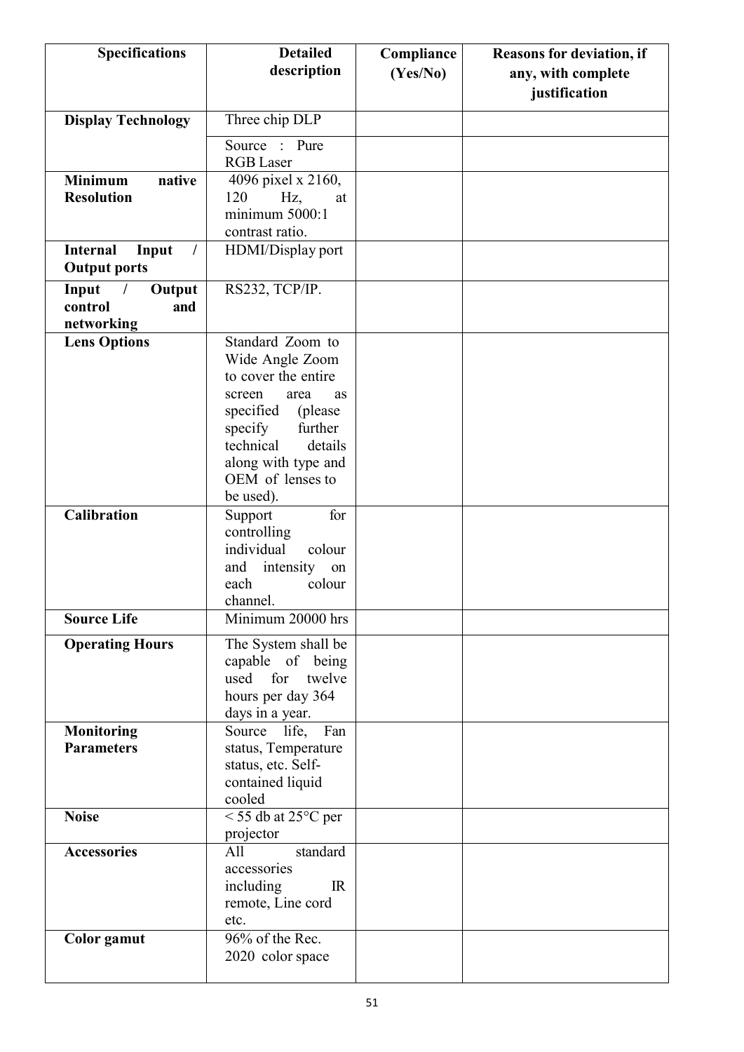| Specifications | Detailed description | Compliance (Yes/No) | Reasons for deviation, if any, with complete justification |
|---|---|---|---|
| **Display Technology** | Three chip DLP | | |
| | Source : Pure RGB Laser | | |
| **Minimum native Resolution** | 4096 pixel x 2160, 120 Hz, at minimum 5000:1 contrast ratio. | | |
| **Internal Input / Output ports** | HDMI/Display port | | |
| **Input / Output control and networking** | RS232, TCP/IP. | | |
| **Lens Options** | Standard Zoom to Wide Angle Zoom to cover the entire screen area as specified (please specify further technical details along with type and OEM of lenses to be used). | | |
| **Calibration** | Support for controlling individual colour and intensity on each colour channel. | | |
| **Source Life** | Minimum 20000 hrs | | |
| **Operating Hours** | The System shall be capable of being used for twelve hours per day 364 days in a year. | | |
| **Monitoring Parameters** | Source life, Fan status, Temperature status, etc. Self-contained liquid cooled | | |
| **Noise** | < 55 db at 25°C per projector | | |
| **Accessories** | All standard accessories including IR remote, Line cord etc. | | |
| **Color gamut** | 96% of the Rec. 2020 color space | | |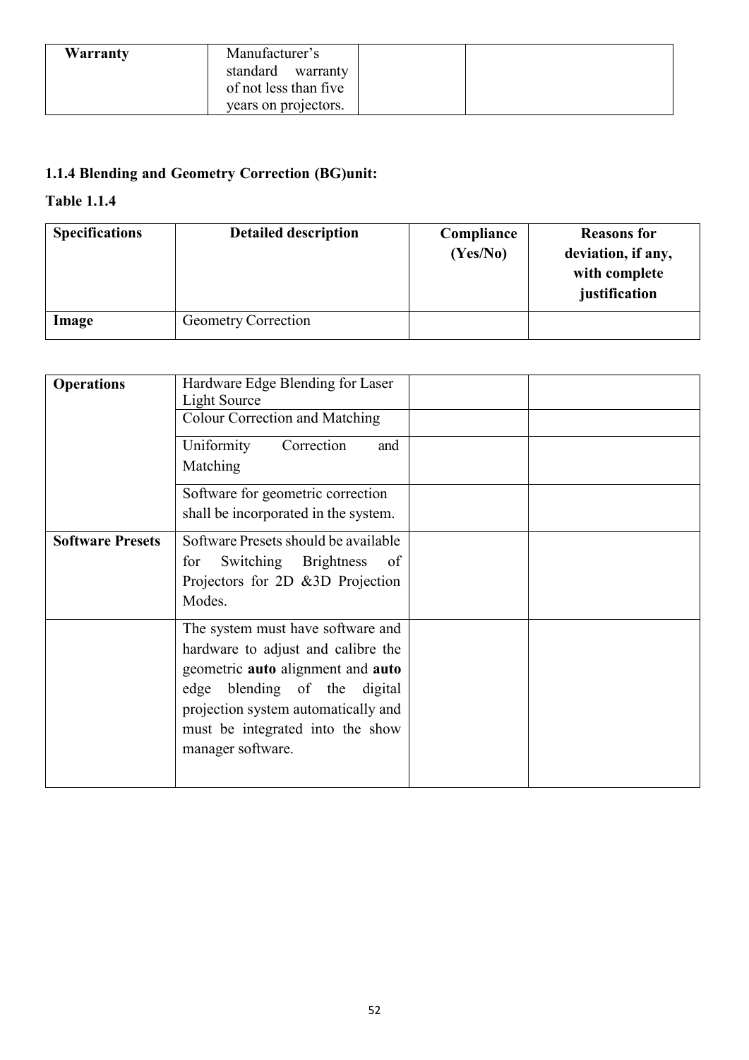| | | | |
|---|---|---|---|
| **Warranty** | Manufacturer's standard warranty of not less than five years on projectors. | | |

**1.1.4 Blending and Geometry Correction (BG)unit:**

**Table 1.1.4**

| **Specifications** | **Detailed description** | **Compliance (Yes/No)** | **Reasons for deviation, if any, with complete justification** |
|---|---|---|---|
| **Image** | Geometry Correction | | |
| **Operations** | Hardware Edge Blending for Laser Light Source | | |
| | Colour Correction and Matching | | |
| | Uniformity Correction and Matching | | |
| | Software for geometric correction shall be incorporated in the system. | | |
| **Software Presets** | Software Presets should be available for Switching Brightness of Projectors for 2D &3D Projection Modes. | | |
| | The system must have software and hardware to adjust and calibre the geometric **auto** alignment and **auto** edge blending of the digital projection system automatically and must be integrated into the show manager software. | | |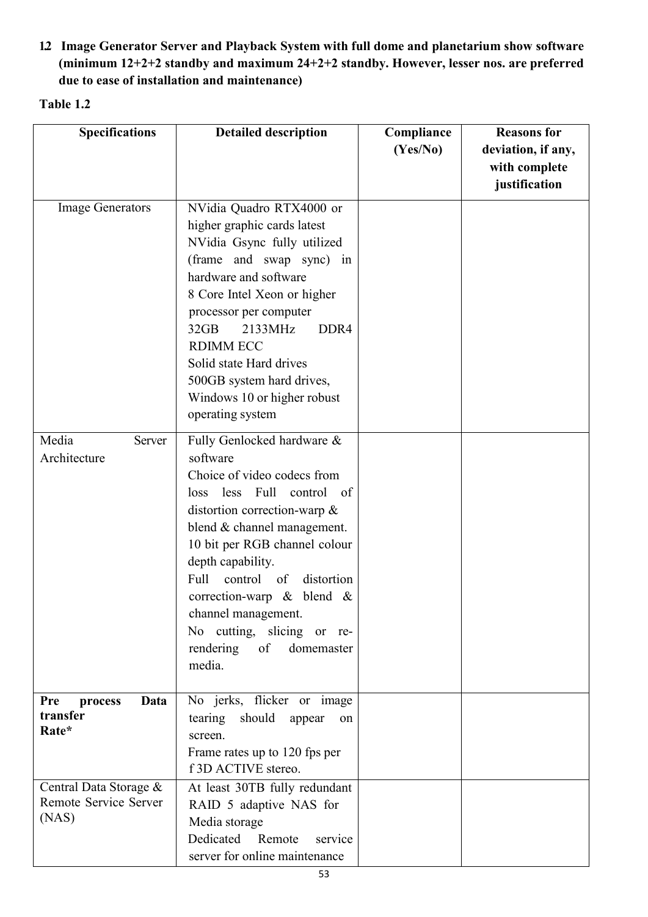**1.2 Image Generator Server and Playback System with full dome and planetarium show software (minimum 12+2+2 standby and maximum 24+2+2 standby. However, lesser nos. are preferred due to ease of installation and maintenance)**

**Table 1.2**

| **Specifications** | **Detailed description** | **Compliance (Yes/No)** | **Reasons for deviation, if any, with complete justification** |
|---|---|---|---|
| Image Generators | NVidia Quadro RTX4000 or higher graphic cards latest NVidia Gsync fully utilized (frame and swap sync) in hardware and software<br>8 Core Intel Xeon or higher processor per computer<br>32GB 2133MHz DDR4 RDIMM ECC<br>Solid state Hard drives<br>500GB system hard drives,<br>Windows 10 or higher robust operating system | | |
| Media Server Architecture | Fully Genlocked hardware & software<br>Choice of video codecs from loss less Full control of distortion correction-warp & blend & channel management.<br>10 bit per RGB channel colour depth capability.<br>Full control of distortion correction-warp & blend & channel management.<br>No cutting, slicing or re-rendering of domemaster media. | | |
| **Pre process Data transfer Rate*** | No jerks, flicker or image tearing should appear on screen.<br>Frame rates up to 120 fps per f 3D ACTIVE stereo. | | |
| Central Data Storage & Remote Service Server (NAS) | At least 30TB fully redundant RAID 5 adaptive NAS for Media storage<br>Dedicated Remote service server for online maintenance | | |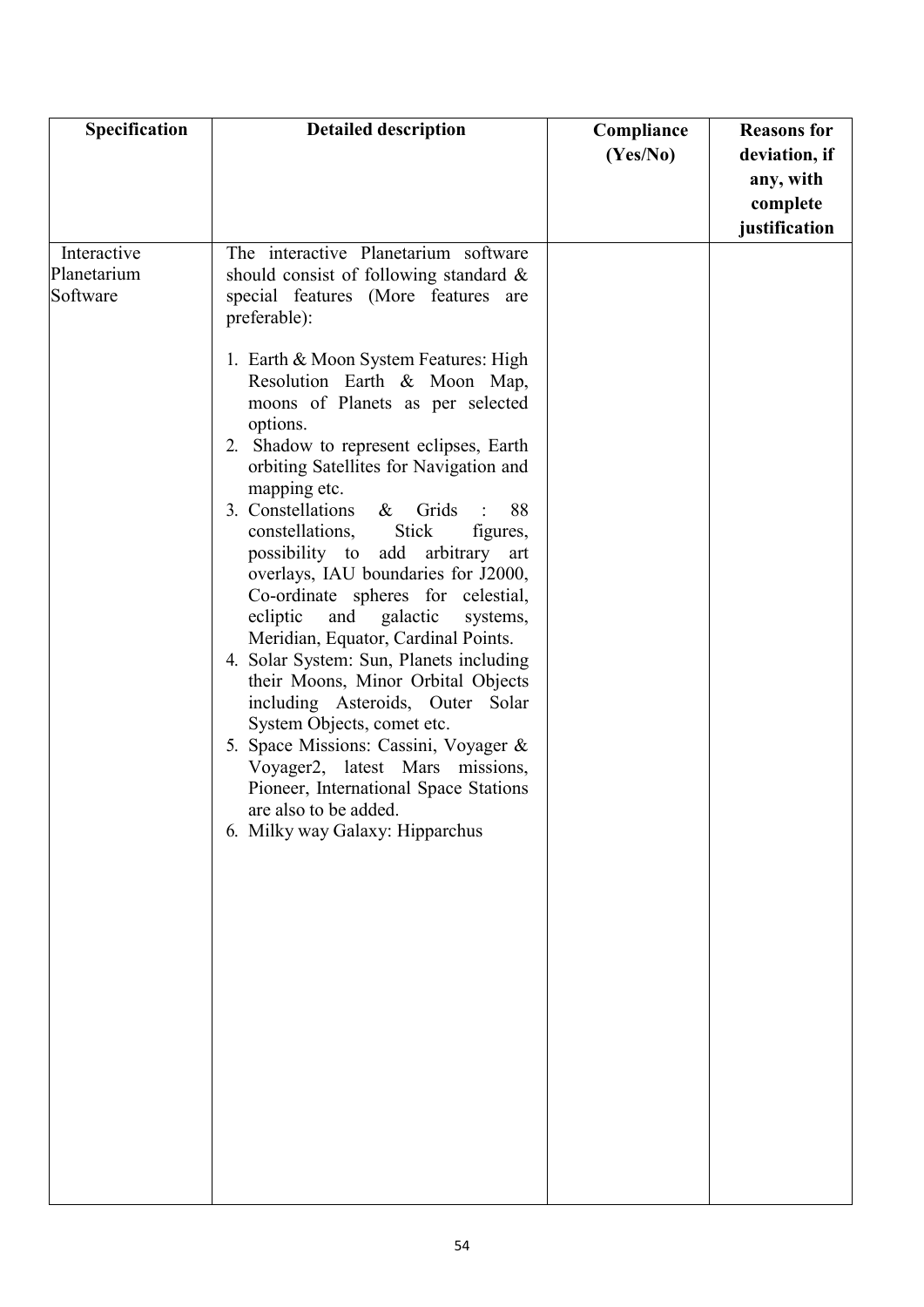| Specification | Detailed description | Compliance (Yes/No) | Reasons for deviation, if any, with complete justification |
|---|---|---|---|
| Interactive Planetarium Software | The interactive Planetarium software should consist of following standard & special features (More features are preferable):<br><br>1. Earth & Moon System Features: High Resolution Earth & Moon Map, moons of Planets as per selected options.<br>2. Shadow to represent eclipses, Earth orbiting Satellites for Navigation and mapping etc.<br>3. Constellations & Grids : 88 constellations, Stick figures, possibility to add arbitrary art overlays, IAU boundaries for J2000, Co-ordinate spheres for celestial, ecliptic and galactic systems, Meridian, Equator, Cardinal Points.<br>4. Solar System: Sun, Planets including their Moons, Minor Orbital Objects including Asteroids, Outer Solar System Objects, comet etc.<br>5. Space Missions: Cassini, Voyager & Voyager2, latest Mars missions, Pioneer, International Space Stations are also to be added.<br>6. Milky way Galaxy: Hipparchus | | |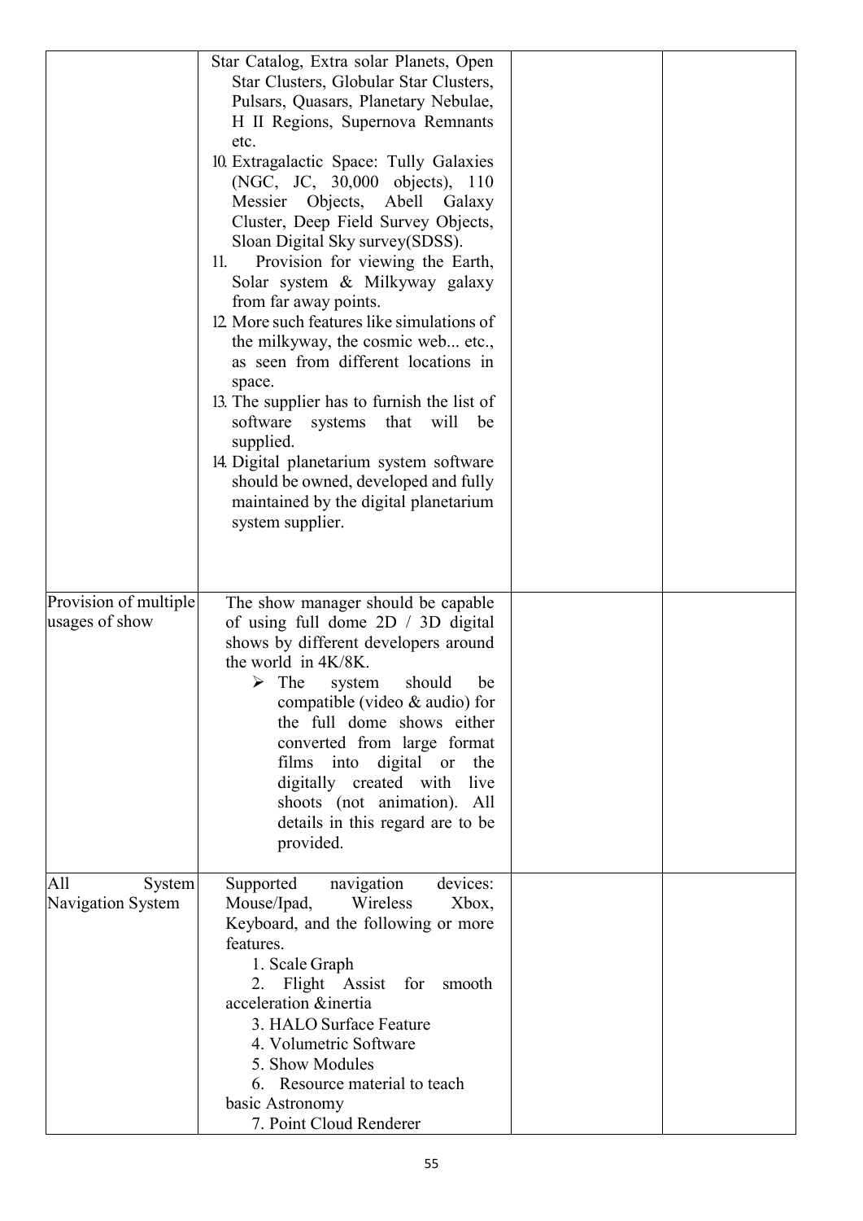| | | | |
|---|---|---|---|
| | Star Catalog, Extra solar Planets, Open Star Clusters, Globular Star Clusters, Pulsars, Quasars, Planetary Nebulae, H II Regions, Supernova Remnants etc.<br>10. Extragalactic Space: Tully Galaxies (NGC, JC, 30,000 objects), 110 Messier Objects, Abell Galaxy Cluster, Deep Field Survey Objects, Sloan Digital Sky survey(SDSS).<br>11. Provision for viewing the Earth, Solar system & Milkyway galaxy from far away points.<br>12. More such features like simulations of the milkyway, the cosmic web... etc., as seen from different locations in space.<br>13. The supplier has to furnish the list of software systems that will be supplied.<br>14. Digital planetarium system software should be owned, developed and fully maintained by the digital planetarium system supplier. | | |
| Provision of multiple usages of show | The show manager should be capable of using full dome 2D / 3D digital shows by different developers around the world in 4K/8K.<br>➢ The system should be compatible (video & audio) for the full dome shows either converted from large format films into digital or the digitally created with live shoots (not animation). All details in this regard are to be provided. | | |
| All System Navigation System | Supported navigation devices: Mouse/Ipad, Wireless Xbox, Keyboard, and the following or more features.<br>1. Scale Graph<br>2. Flight Assist for smooth acceleration &inertia<br>3. HALO Surface Feature<br>4. Volumetric Software<br>5. Show Modules<br>6. Resource material to teach basic Astronomy<br>7. Point Cloud Renderer | | |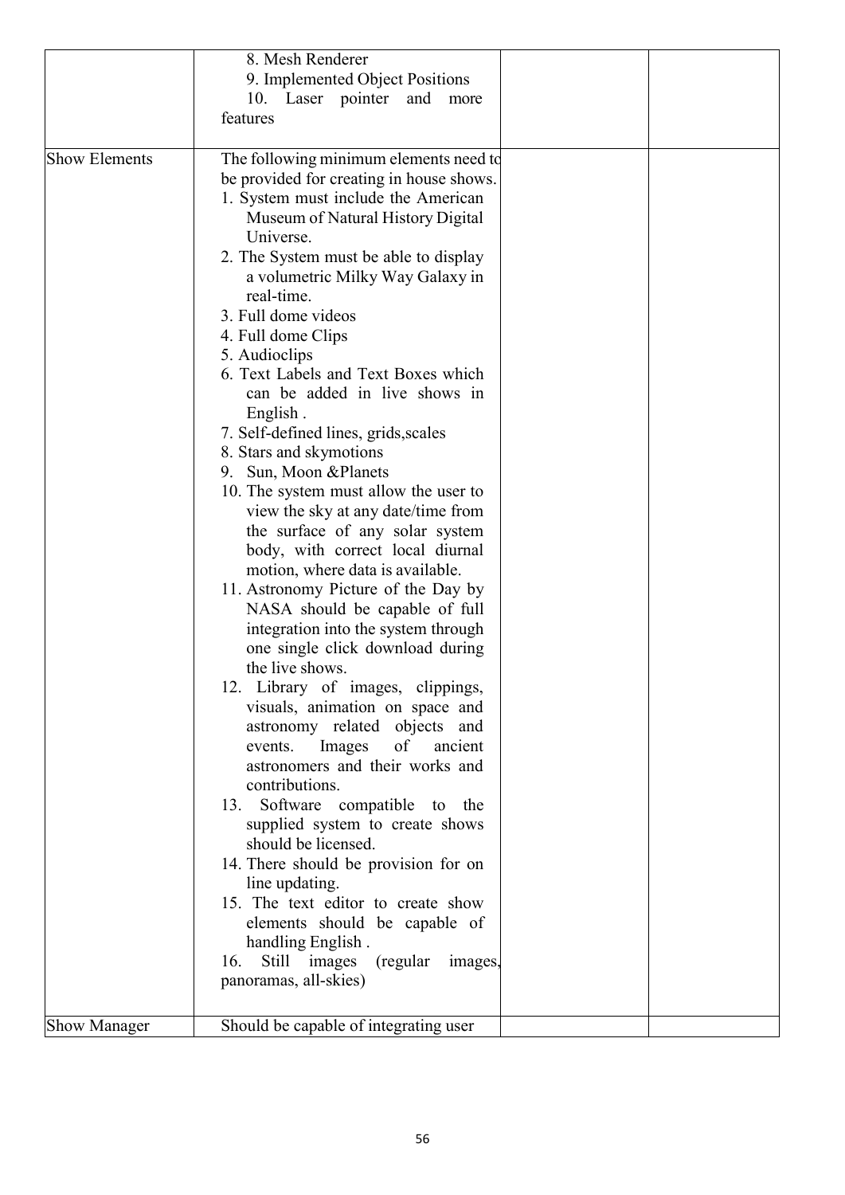| | | | |
|---|---|---|---|
| | 8. Mesh Renderer<br>9. Implemented Object Positions<br>10. Laser pointer and more features | | |
| Show Elements | The following minimum elements need to be provided for creating in house shows.<br>1. System must include the American Museum of Natural History Digital Universe.<br>2. The System must be able to display a volumetric Milky Way Galaxy in real-time.<br>3. Full dome videos<br>4. Full dome Clips<br>5. Audioclips<br>6. Text Labels and Text Boxes which can be added in live shows in English .<br>7. Self-defined lines, grids,scales<br>8. Stars and skymotions<br>9. Sun, Moon &Planets<br>10. The system must allow the user to view the sky at any date/time from the surface of any solar system body, with correct local diurnal motion, where data is available.<br>11. Astronomy Picture of the Day by NASA should be capable of full integration into the system through one single click download during the live shows.<br>12. Library of images, clippings, visuals, animation on space and astronomy related objects and events. Images of ancient astronomers and their works and contributions.<br>13. Software compatible to the supplied system to create shows should be licensed.<br>14. There should be provision for on line updating.<br>15. The text editor to create show elements should be capable of handling English .<br>16. Still images (regular images, panoramas, all-skies) | | |
| Show Manager | Should be capable of integrating user | | |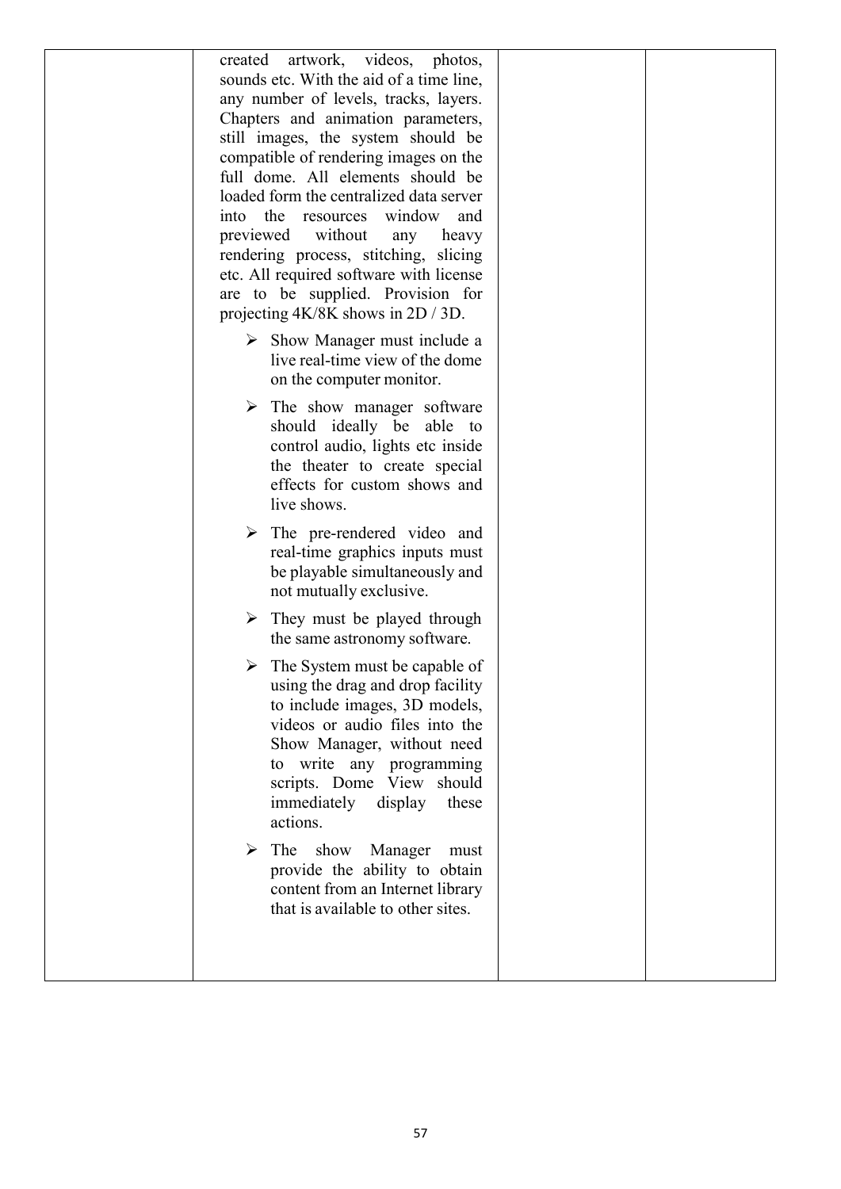| | | | |
|---|---|---|---|
| | created artwork, videos, photos, sounds etc. With the aid of a time line, any number of levels, tracks, layers. Chapters and animation parameters, still images, the system should be compatible of rendering images on the full dome. All elements should be loaded form the centralized data server into the resources window and previewed without any heavy rendering process, stitching, slicing etc. All required software with license are to be supplied. Provision for projecting 4K/8K shows in 2D / 3D.<br>➢ Show Manager must include a live real-time view of the dome on the computer monitor.<br>➢ The show manager software should ideally be able to control audio, lights etc inside the theater to create special effects for custom shows and live shows.<br>➢ The pre-rendered video and real-time graphics inputs must be playable simultaneously and not mutually exclusive.<br>➢ They must be played through the same astronomy software.<br>➢ The System must be capable of using the drag and drop facility to include images, 3D models, videos or audio files into the Show Manager, without need to write any programming scripts. Dome View should immediately display these actions.<br>➢ The show Manager must provide the ability to obtain content from an Internet library that is available to other sites. | | |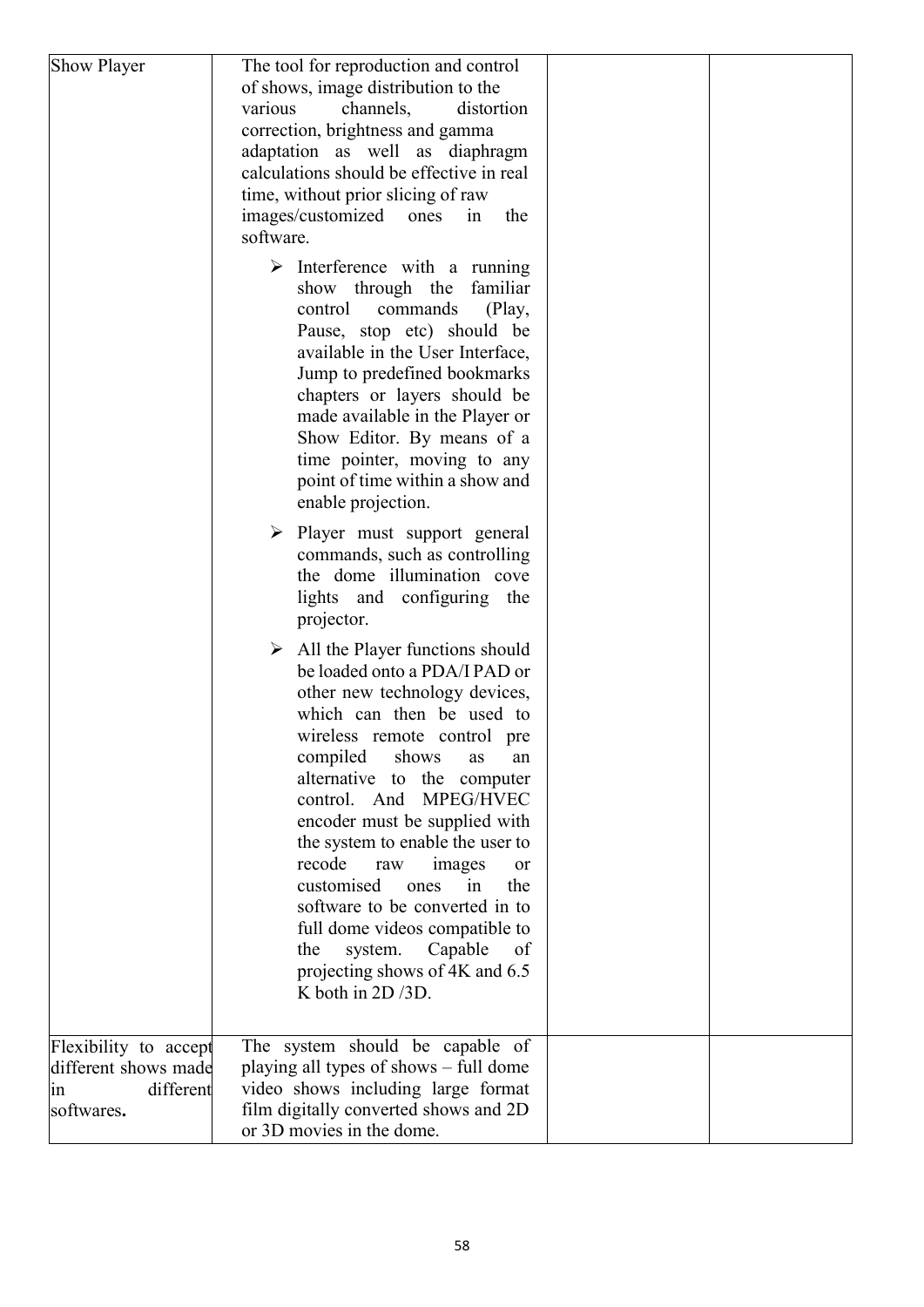| | | | |
|---|---|---|---|
| Show Player | The tool for reproduction and control of shows, image distribution to the various channels, distortion correction, brightness and gamma adaptation as well as diaphragm calculations should be effective in real time, without prior slicing of raw images/customized ones in the software.<br><br>➢ Interference with a running show through the familiar control commands (Play, Pause, stop etc) should be available in the User Interface, Jump to predefined bookmarks chapters or layers should be made available in the Player or Show Editor. By means of a time pointer, moving to any point of time within a show and enable projection.<br><br>➢ Player must support general commands, such as controlling the dome illumination cove lights and configuring the projector.<br><br>➢ All the Player functions should be loaded onto a PDA/I PAD or other new technology devices, which can then be used to wireless remote control pre compiled shows as an alternative to the computer control. And MPEG/HVEC encoder must be supplied with the system to enable the user to recode raw images or customised ones in the software to be converted in to full dome videos compatible to the system. Capable of projecting shows of 4K and 6.5 K both in 2D /3D. | | |
| Flexibility to accept different shows made in different softwares**.** | The system should be capable of playing all types of shows – full dome video shows including large format film digitally converted shows and 2D or 3D movies in the dome. | | |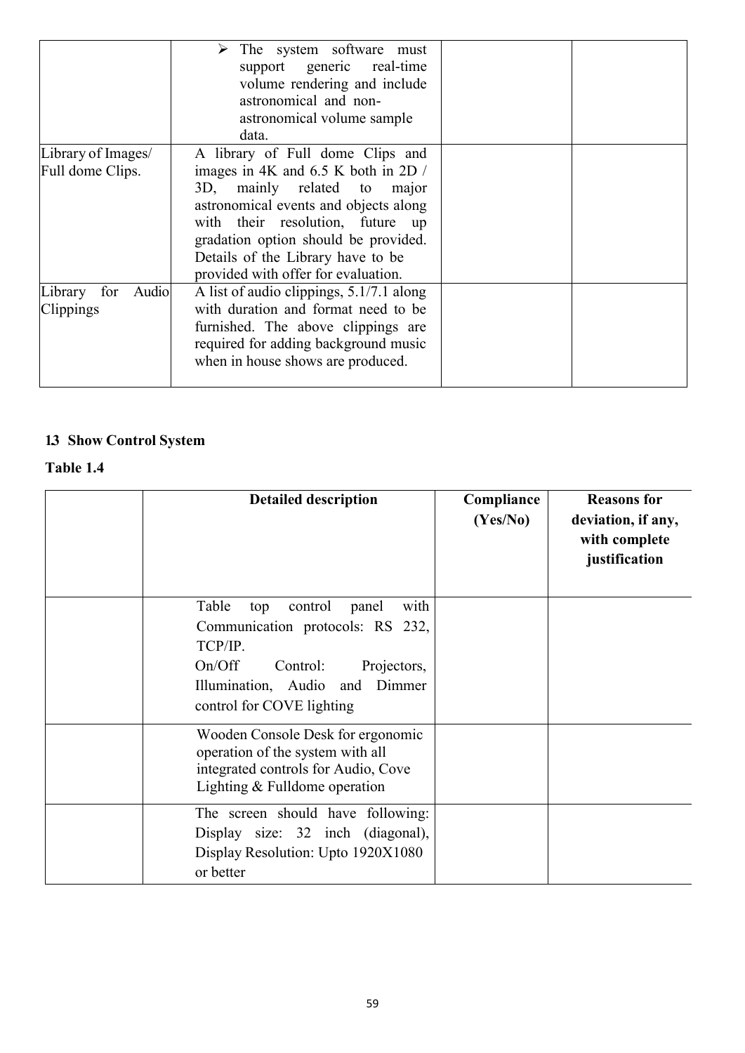| | | | |
|---|---|---|---|
| | ➢ The system software must support generic real-time volume rendering and include astronomical and non-astronomical volume sample data. | | |
| Library of Images/ Full dome Clips. | A library of Full dome Clips and images in 4K and 6.5 K both in 2D / 3D, mainly related to major astronomical events and objects along with their resolution, future up gradation option should be provided. Details of the Library have to be provided with offer for evaluation. | | |
| Library for Audio Clippings | A list of audio clippings, 5.1/7.1 along with duration and format need to be furnished. The above clippings are required for adding background music when in house shows are produced. | | |

## 13 Show Control System

**Table 1.4**

| | Detailed description | Compliance (Yes/No) | Reasons for deviation, if any, with complete justification |
|---|---|---|---|
| | Table top control panel with Communication protocols: RS 232, TCP/IP. On/Off Control: Projectors, Illumination, Audio and Dimmer control for COVE lighting | | |
| | Wooden Console Desk for ergonomic operation of the system with all integrated controls for Audio, Cove Lighting & Fulldome operation | | |
| | The screen should have following: Display size: 32 inch (diagonal), Display Resolution: Upto 1920X1080 or better | | |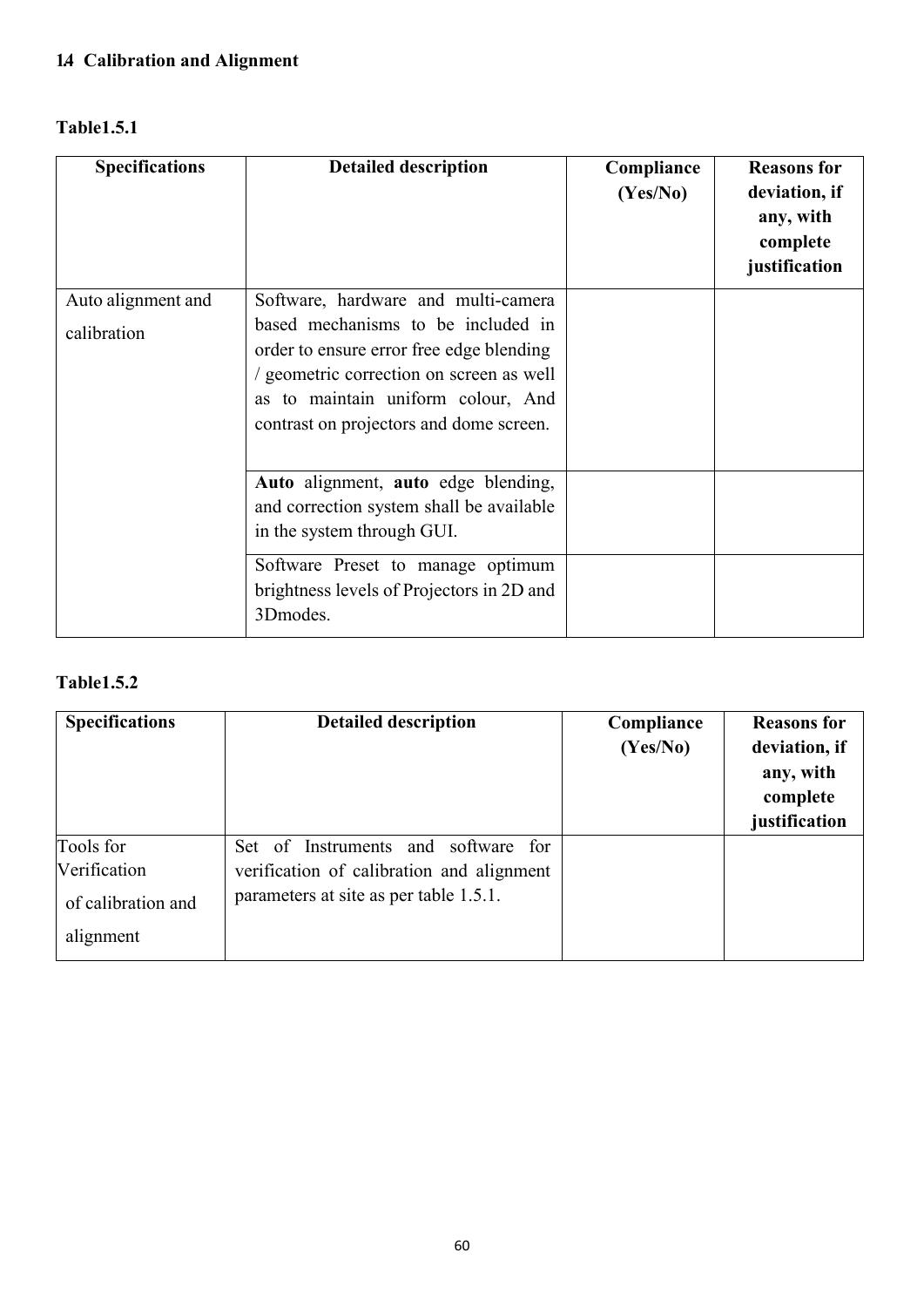## 1.4 Calibration and Alignment

**Table1.5.1**

| Specifications | Detailed description | Compliance (Yes/No) | Reasons for deviation, if any, with complete justification |
|---|---|---|---|
| Auto alignment and calibration | Software, hardware and multi-camera based mechanisms to be included in order to ensure error free edge blending / geometric correction on screen as well as to maintain uniform colour, And contrast on projectors and dome screen. | | |
| | **Auto** alignment, **auto** edge blending, and correction system shall be available in the system through GUI. | | |
| | Software Preset to manage optimum brightness levels of Projectors in 2D and 3Dmodes. | | |

**Table1.5.2**

| Specifications | Detailed description | Compliance (Yes/No) | Reasons for deviation, if any, with complete justification |
|---|---|---|---|
| Tools for Verification of calibration and alignment | Set of Instruments and software for verification of calibration and alignment parameters at site as per table 1.5.1. | | |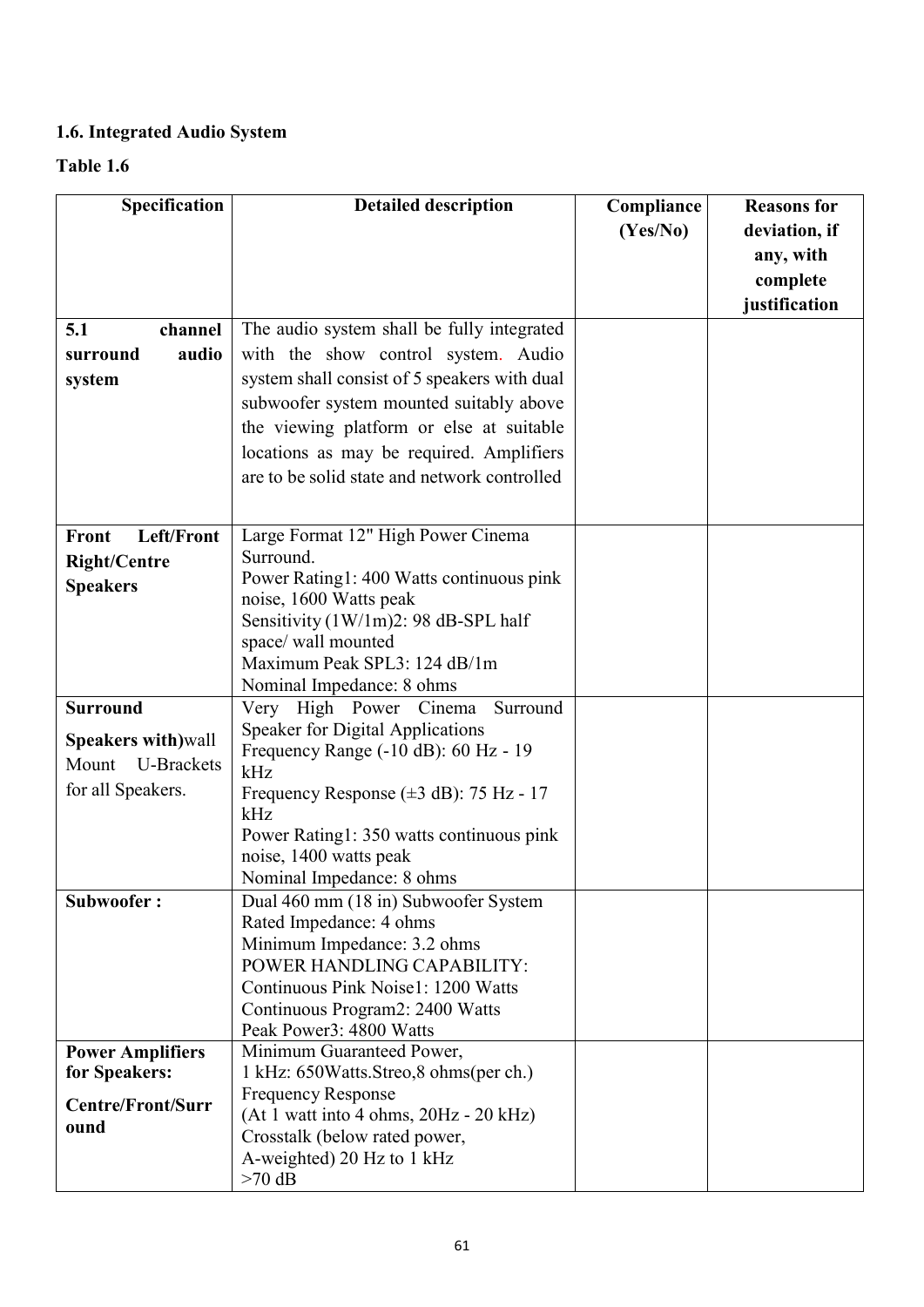**1.6. Integrated Audio System**

**Table 1.6**

| Specification | Detailed description | Compliance (Yes/No) | Reasons for deviation, if any, with complete justification |
|---|---|---|---|
| **5.1 channel surround audio system** | The audio system shall be fully integrated with the show control system. Audio system shall consist of 5 speakers with dual subwoofer system mounted suitably above the viewing platform or else at suitable locations as may be required. Amplifiers are to be solid state and network controlled | | |
| **Front Left/Front Right/Centre Speakers** | Large Format 12" High Power Cinema Surround.<br>Power Rating1: 400 Watts continuous pink noise, 1600 Watts peak<br>Sensitivity (1W/1m)2: 98 dB-SPL half space/ wall mounted<br>Maximum Peak SPL3: 124 dB/1m<br>Nominal Impedance: 8 ohms | | |
| **Surround Speakers with)**wall Mount U-Brackets for all Speakers. | Very High Power Cinema Surround Speaker for Digital Applications<br>Frequency Range (-10 dB): 60 Hz - 19 kHz<br>Frequency Response (±3 dB): 75 Hz - 17 kHz<br>Power Rating1: 350 watts continuous pink noise, 1400 watts peak<br>Nominal Impedance: 8 ohms | | |
| **Subwoofer :** | Dual 460 mm (18 in) Subwoofer System<br>Rated Impedance: 4 ohms<br>Minimum Impedance: 3.2 ohms<br>POWER HANDLING CAPABILITY:<br>Continuous Pink Noise1: 1200 Watts<br>Continuous Program2: 2400 Watts<br>Peak Power3: 4800 Watts | | |
| **Power Amplifiers for Speakers:**<br>**Centre/Front/Surround** | Minimum Guaranteed Power,<br>1 kHz: 650Watts.Streo,8 ohms(per ch.)<br>Frequency Response<br>(At 1 watt into 4 ohms, 20Hz - 20 kHz)<br>Crosstalk (below rated power, A-weighted) 20 Hz to 1 kHz<br>>70 dB | | |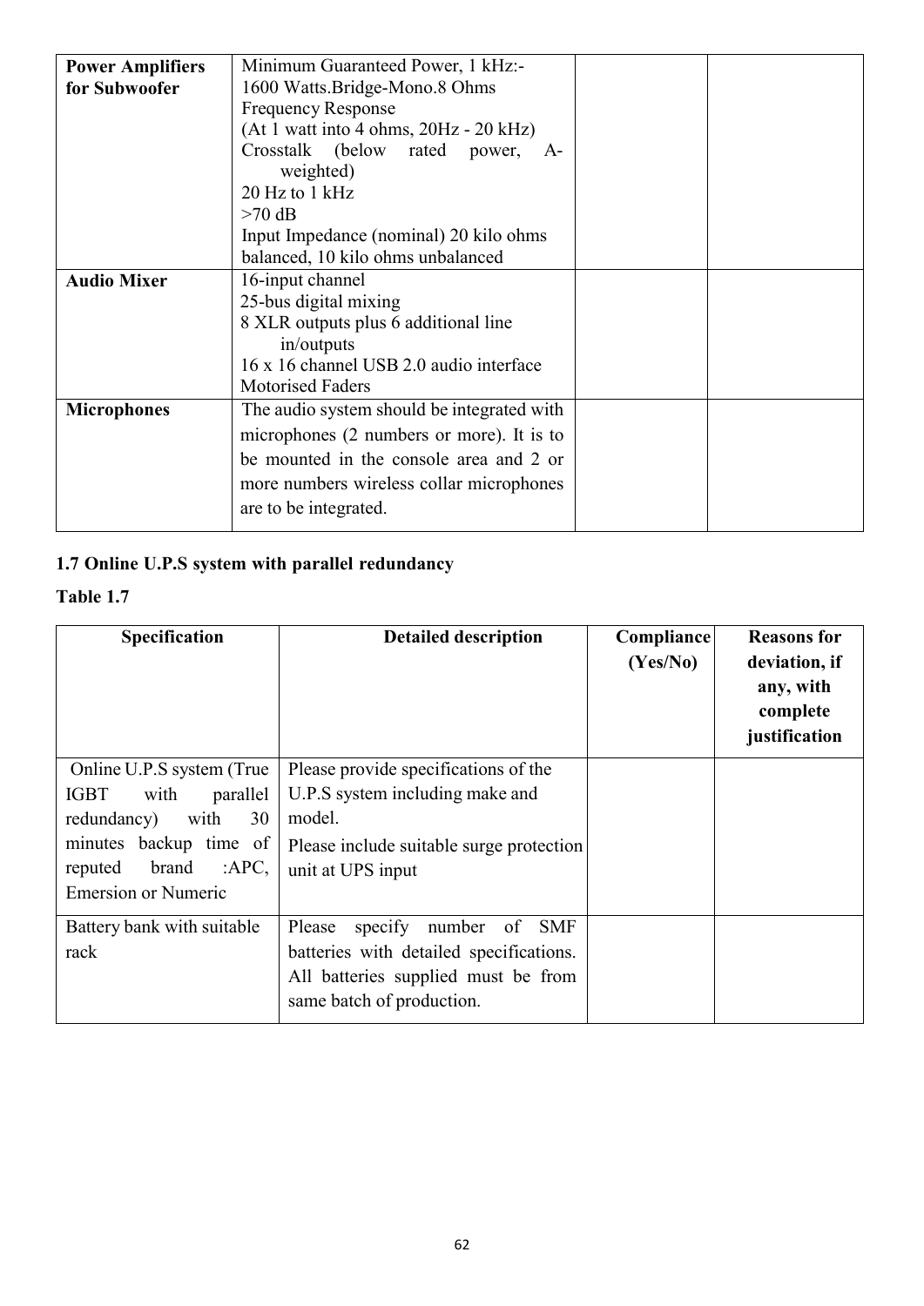| | | | |
|---|---|---|---|
| **Power Amplifiers for Subwoofer** | Minimum Guaranteed Power, 1 kHz:- 1600 Watts.Bridge-Mono.8 Ohms Frequency Response (At 1 watt into 4 ohms, 20Hz - 20 kHz) Crosstalk (below rated power, A-weighted) 20 Hz to 1 kHz >70 dB Input Impedance (nominal) 20 kilo ohms balanced, 10 kilo ohms unbalanced | | |
| **Audio Mixer** | 16-input channel 25-bus digital mixing 8 XLR outputs plus 6 additional line in/outputs 16 x 16 channel USB 2.0 audio interface Motorised Faders | | |
| **Microphones** | The audio system should be integrated with microphones (2 numbers or more). It is to be mounted in the console area and 2 or more numbers wireless collar microphones are to be integrated. | | |

**1.7 Online U.P.S system with parallel redundancy**

**Table 1.7**

| Specification | Detailed description | Compliance (Yes/No) | Reasons for deviation, if any, with complete justification |
|---|---|---|---|
| Online U.P.S system (True IGBT with parallel redundancy) with 30 minutes backup time of reputed brand :APC, Emersion or Numeric | Please provide specifications of the U.P.S system including make and model. Please include suitable surge protection unit at UPS input | | |
| Battery bank with suitable rack | Please specify number of SMF batteries with detailed specifications. All batteries supplied must be from same batch of production. | | |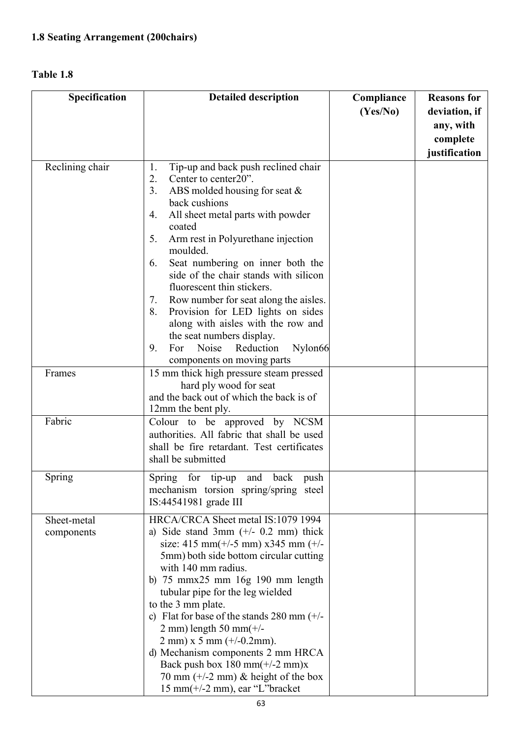**1.8 Seating Arrangement (200chairs)**

**Table 1.8**

| Specification | Detailed description | Compliance (Yes/No) | Reasons for deviation, if any, with complete justification |
|---|---|---|---|
| Reclining chair | 1. Tip-up and back push reclined chair<br>2. Center to center20".<br>3. ABS molded housing for seat & back cushions<br>4. All sheet metal parts with powder coated<br>5. Arm rest in Polyurethane injection moulded.<br>6. Seat numbering on inner both the side of the chair stands with silicon fluorescent thin stickers.<br>7. Row number for seat along the aisles.<br>8. Provision for LED lights on sides along with aisles with the row and the seat numbers display.<br>9. For Noise Reduction Nylon66 components on moving parts | | |
| Frames | 15 mm thick high pressure steam pressed hard ply wood for seat and the back out of which the back is of 12mm the bent ply. | | |
| Fabric | Colour to be approved by NCSM authorities. All fabric that shall be used shall be fire retardant. Test certificates shall be submitted | | |
| Spring | Spring for tip-up and back push mechanism torsion spring/spring steel IS:44541981 grade III | | |
| Sheet-metal components | HRCA/CRCA Sheet metal IS:1079 1994<br>a) Side stand 3mm (+/- 0.2 mm) thick size: 415 mm(+/-5 mm) x345 mm (+/- 5mm) both side bottom circular cutting with 140 mm radius.<br>b) 75 mmx25 mm 16g 190 mm length tubular pipe for the leg wielded to the 3 mm plate.<br>c) Flat for base of the stands 280 mm (+/- 2 mm) length 50 mm(+/- 2 mm) x 5 mm (+/-0.2mm).<br>d) Mechanism components 2 mm HRCA Back push box 180 mm(+/-2 mm)x 70 mm (+/-2 mm) & height of the box 15 mm(+/-2 mm), ear "L"bracket | | |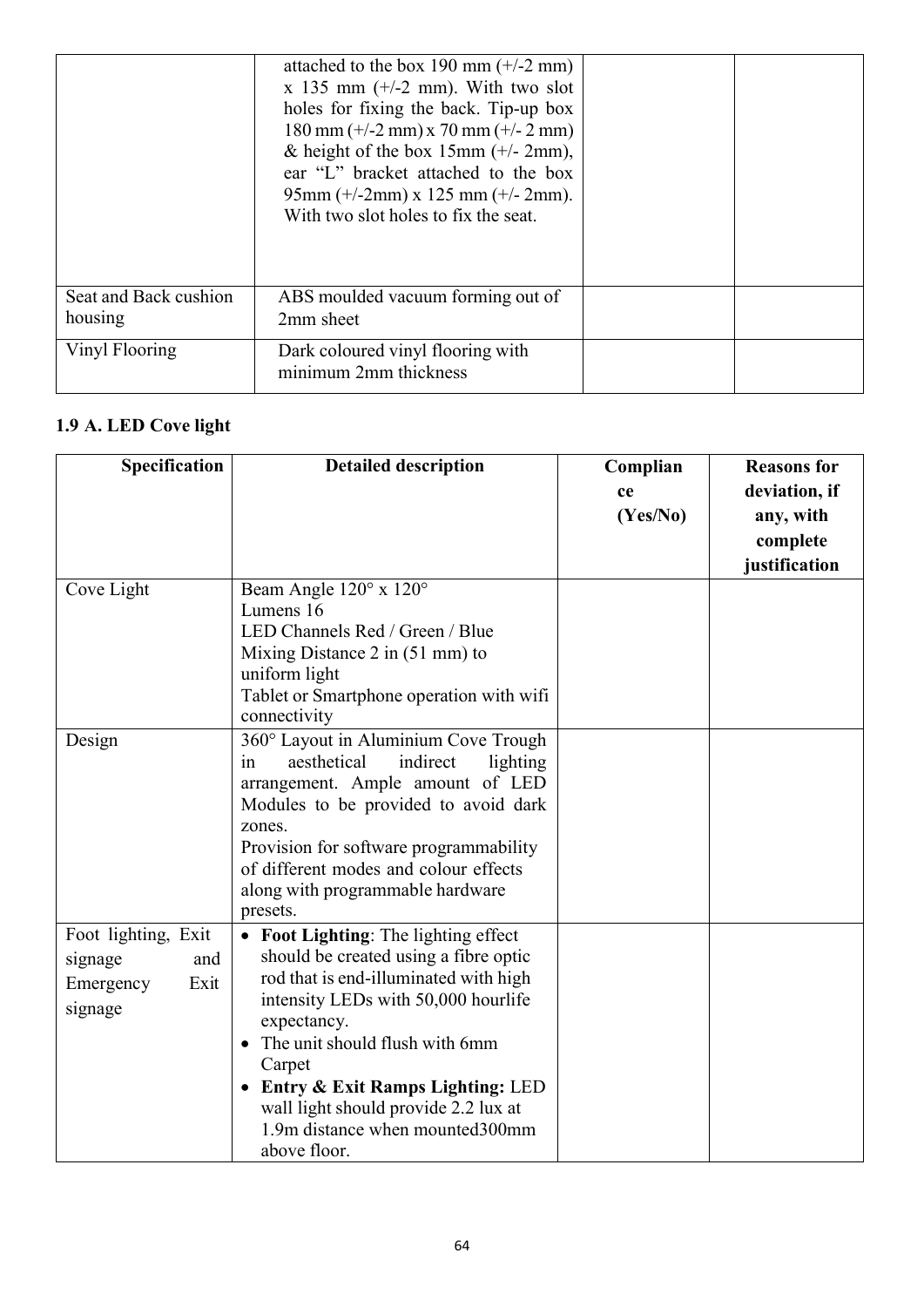| | | | |
|---|---|---|---|
| | attached to the box 190 mm (+/-2 mm) x 135 mm (+/-2 mm). With two slot holes for fixing the back. Tip-up box 180 mm (+/-2 mm) x 70 mm (+/- 2 mm) & height of the box 15mm (+/- 2mm), ear "L" bracket attached to the box 95mm (+/-2mm) x 125 mm (+/- 2mm). With two slot holes to fix the seat. | | |
| Seat and Back cushion housing | ABS moulded vacuum forming out of 2mm sheet | | |
| Vinyl Flooring | Dark coloured vinyl flooring with minimum 2mm thickness | | |

**1.9 A. LED Cove light**

| Specification | Detailed description | Compliance (Yes/No) | Reasons for deviation, if any, with complete justification |
|---|---|---|---|
| Cove Light | Beam Angle 120° x 120°<br>Lumens 16<br>LED Channels Red / Green / Blue<br>Mixing Distance 2 in (51 mm) to uniform light<br>Tablet or Smartphone operation with wifi connectivity | | |
| Design | 360° Layout in Aluminium Cove Trough in aesthetical indirect lighting arrangement. Ample amount of LED Modules to be provided to avoid dark zones.<br>Provision for software programmability of different modes and colour effects along with programmable hardware presets. | | |
| Foot lighting, Exit signage and Emergency Exit signage | • **Foot Lighting**: The lighting effect should be created using a fibre optic rod that is end-illuminated with high intensity LEDs with 50,000 hourlife expectancy.<br>• The unit should flush with 6mm Carpet<br>• **Entry & Exit Ramps Lighting:** LED wall light should provide 2.2 lux at 1.9m distance when mounted300mm above floor. | | |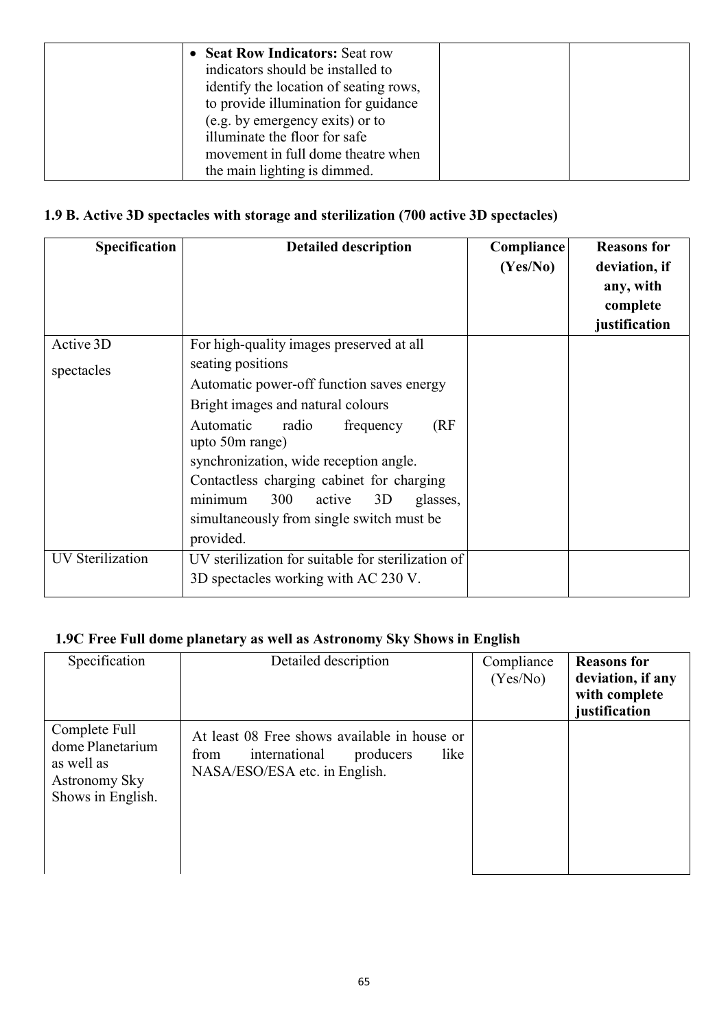| | | | |
|---|---|---|---|
| | • **Seat Row Indicators:** Seat row indicators should be installed to identify the location of seating rows, to provide illumination for guidance (e.g. by emergency exits) or to illuminate the floor for safe movement in full dome theatre when the main lighting is dimmed. | | |

**1.9 B. Active 3D spectacles with storage and sterilization (700 active 3D spectacles)**

| Specification | Detailed description | Compliance (Yes/No) | Reasons for deviation, if any, with complete justification |
|---|---|---|---|
| Active 3D spectacles | For high-quality images preserved at all seating positions<br>Automatic power-off function saves energy<br>Bright images and natural colours<br>Automatic radio frequency (RF upto 50m range)<br>synchronization, wide reception angle.<br>Contactless charging cabinet for charging minimum 300 active 3D glasses, simultaneously from single switch must be provided. | | |
| UV Sterilization | UV sterilization for suitable for sterilization of 3D spectacles working with AC 230 V. | | |

**1.9C Free Full dome planetary as well as Astronomy Sky Shows in English**

| Specification | Detailed description | Compliance (Yes/No) | Reasons for deviation, if any with complete justification |
|---|---|---|---|
| Complete Full dome Planetarium as well as Astronomy Sky Shows in English. | At least 08 Free shows available in house or from international producers like NASA/ESO/ESA etc. in English. | | |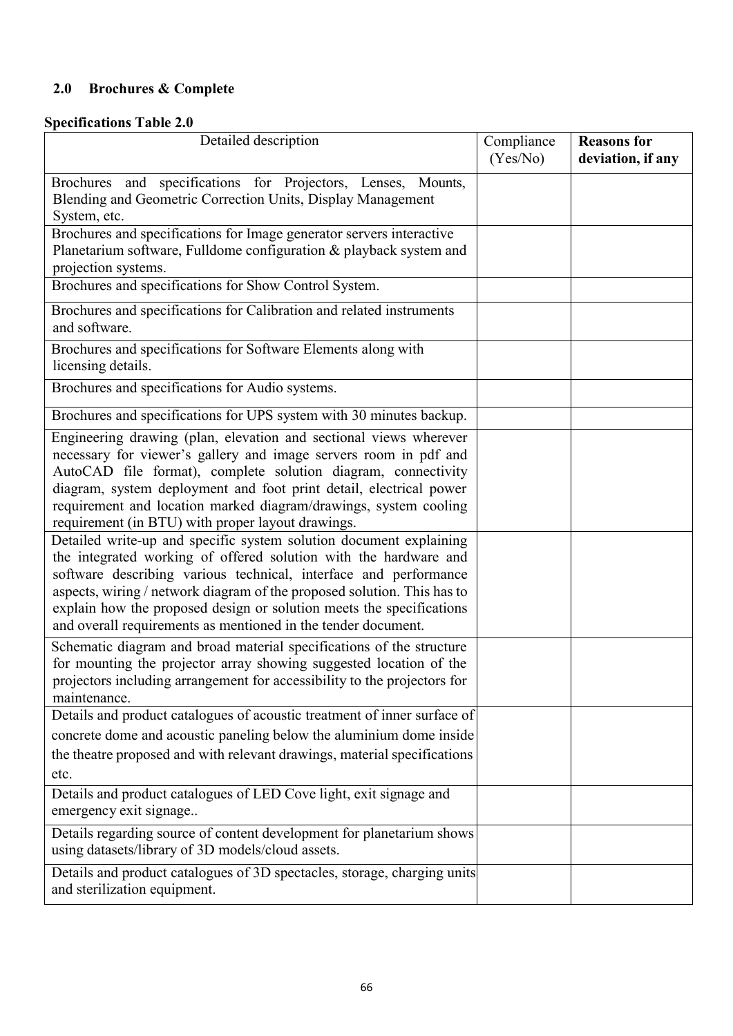## 2.0 Brochures & Complete

**Specifications Table 2.0**

| Detailed description | Compliance (Yes/No) | **Reasons for deviation, if any** |
|---|---|---|
| Brochures and specifications for Projectors, Lenses, Mounts, Blending and Geometric Correction Units, Display Management System, etc. | | |
| Brochures and specifications for Image generator servers interactive Planetarium software, Fulldome configuration & playback system and projection systems. | | |
| Brochures and specifications for Show Control System. | | |
| Brochures and specifications for Calibration and related instruments and software. | | |
| Brochures and specifications for Software Elements along with licensing details. | | |
| Brochures and specifications for Audio systems. | | |
| Brochures and specifications for UPS system with 30 minutes backup. | | |
| Engineering drawing (plan, elevation and sectional views wherever necessary for viewer's gallery and image servers room in pdf and AutoCAD file format), complete solution diagram, connectivity diagram, system deployment and foot print detail, electrical power requirement and location marked diagram/drawings, system cooling requirement (in BTU) with proper layout drawings. | | |
| Detailed write-up and specific system solution document explaining the integrated working of offered solution with the hardware and software describing various technical, interface and performance aspects, wiring / network diagram of the proposed solution. This has to explain how the proposed design or solution meets the specifications and overall requirements as mentioned in the tender document. | | |
| Schematic diagram and broad material specifications of the structure for mounting the projector array showing suggested location of the projectors including arrangement for accessibility to the projectors for maintenance. | | |
| Details and product catalogues of acoustic treatment of inner surface of concrete dome and acoustic paneling below the aluminium dome inside the theatre proposed and with relevant drawings, material specifications etc. | | |
| Details and product catalogues of LED Cove light, exit signage and emergency exit signage.. | | |
| Details regarding source of content development for planetarium shows using datasets/library of 3D models/cloud assets. | | |
| Details and product catalogues of 3D spectacles, storage, charging units and sterilization equipment. | | |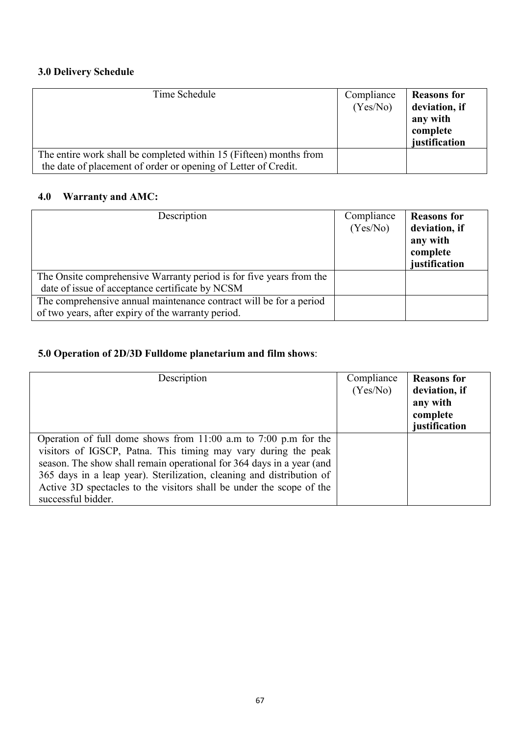### 3.0 Delivery Schedule

| Time Schedule | Compliance (Yes/No) | **Reasons for deviation, if any with complete justification** |
|---|---|---|
| The entire work shall be completed within 15 (Fifteen) months from the date of placement of order or opening of Letter of Credit. | | |

### 4.0 Warranty and AMC:

| Description | Compliance (Yes/No) | **Reasons for deviation, if any with complete justification** |
|---|---|---|
| The Onsite comprehensive Warranty period is for five years from the date of issue of acceptance certificate by NCSM | | |
| The comprehensive annual maintenance contract will be for a period of two years, after expiry of the warranty period. | | |

### 5.0 Operation of 2D/3D Fulldome planetarium and film shows:

| Description | Compliance (Yes/No) | **Reasons for deviation, if any with complete justification** |
|---|---|---|
| Operation of full dome shows from 11:00 a.m to 7:00 p.m for the visitors of IGSCP, Patna. This timing may vary during the peak season. The show shall remain operational for 364 days in a year (and 365 days in a leap year). Sterilization, cleaning and distribution of Active 3D spectacles to the visitors shall be under the scope of the successful bidder. | | |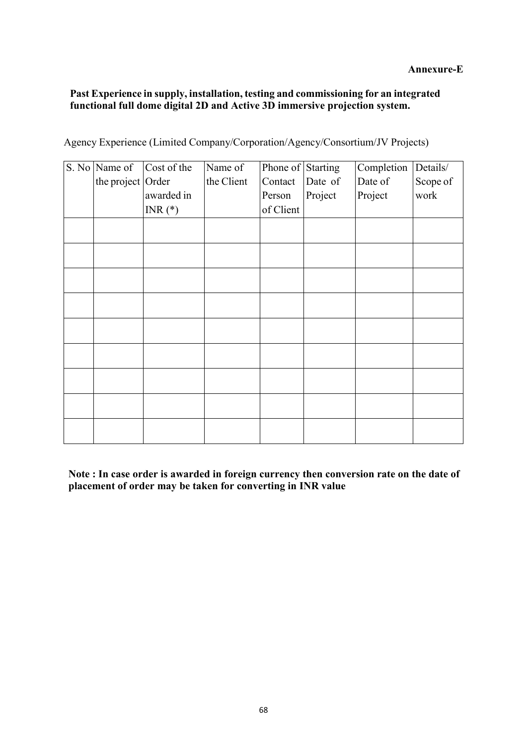**Annexure-E**

**Past Experience in supply, installation, testing and commissioning for an integrated functional full dome digital 2D and Active 3D immersive projection system.**

Agency Experience (Limited Company/Corporation/Agency/Consortium/JV Projects)

| S. No | Name of the project | Cost of the Order awarded in INR (*) | Name of the Client | Phone of Contact Person of Client | Starting Date of Project | Completion Date of Project | Details/ Scope of work |
|---|---|---|---|---|---|---|---|
| | | | | | | | |
| | | | | | | | |
| | | | | | | | |
| | | | | | | | |
| | | | | | | | |
| | | | | | | | |
| | | | | | | | |
| | | | | | | | |
| | | | | | | | |

**Note : In case order is awarded in foreign currency then conversion rate on the date of placement of order may be taken for converting in INR value**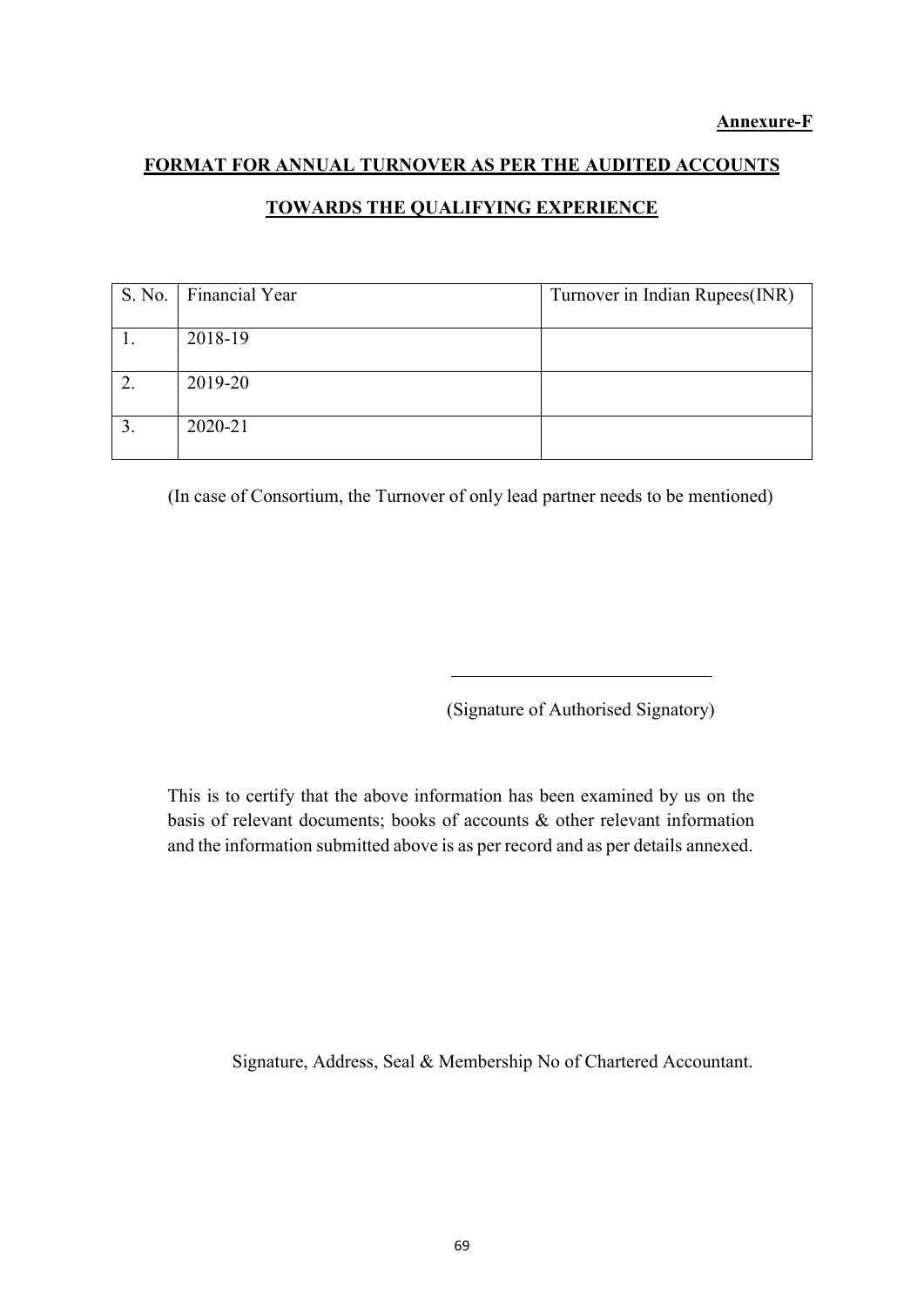**Annexure-F**

**FORMAT FOR ANNUAL TURNOVER AS PER THE AUDITED ACCOUNTS**

**TOWARDS THE QUALIFYING EXPERIENCE**

| S. No. | Financial Year | Turnover in Indian Rupees(INR) |
|---|---|---|
| 1. | 2018-19 | |
| 2. | 2019-20 | |
| 3. | 2020-21 | |

(In case of Consortium, the Turnover of only lead partner needs to be mentioned)

\_\_\_\_\_\_\_\_\_\_\_\_\_\_\_\_\_\_\_\_\_\_\_\_\_\_\_\_

(Signature of Authorised Signatory)

This is to certify that the above information has been examined by us on the basis of relevant documents; books of accounts & other relevant information and the information submitted above is as per record and as per details annexed.

Signature, Address, Seal & Membership No of Chartered Accountant.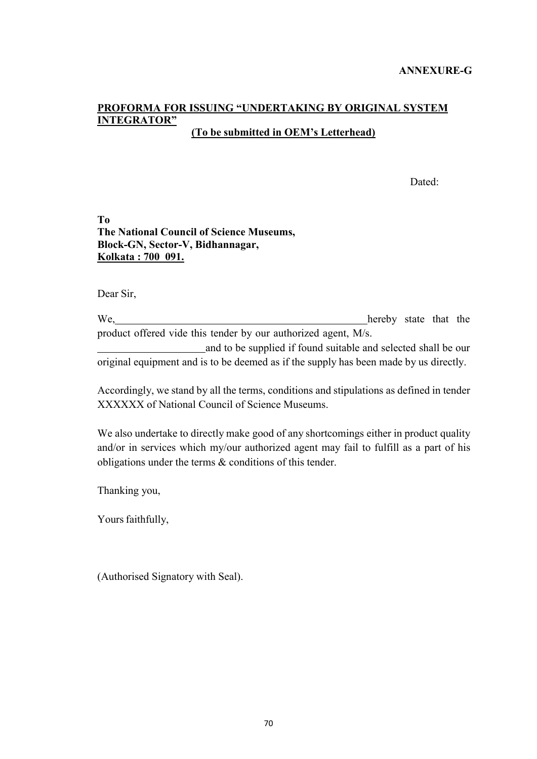**ANNEXURE-G**

## PROFORMA FOR ISSUING "UNDERTAKING BY ORIGINAL SYSTEM INTEGRATOR"

**(To be submitted in OEM's Letterhead)**

Dated:

**To**
**The National Council of Science Museums,**
**Block-GN, Sector-V, Bidhannagar,**
**Kolkata : 700 091.**

Dear Sir,

We,\_\_\_\_\_\_\_\_\_\_\_\_\_\_\_\_\_\_\_\_\_\_\_\_\_\_\_\_\_\_\_\_\_\_\_\_\_\_\_\_\_\_\_\_\_\_\_\_ hereby state that the product offered vide this tender by our authorized agent, M/s. \_\_\_\_\_\_\_\_\_\_\_\_\_\_\_\_\_\_\_\_ and to be supplied if found suitable and selected shall be our original equipment and is to be deemed as if the supply has been made by us directly.

Accordingly, we stand by all the terms, conditions and stipulations as defined in tender XXXXXX of National Council of Science Museums.

We also undertake to directly make good of any shortcomings either in product quality and/or in services which my/our authorized agent may fail to fulfill as a part of his obligations under the terms & conditions of this tender.

Thanking you,

Yours faithfully,

(Authorised Signatory with Seal).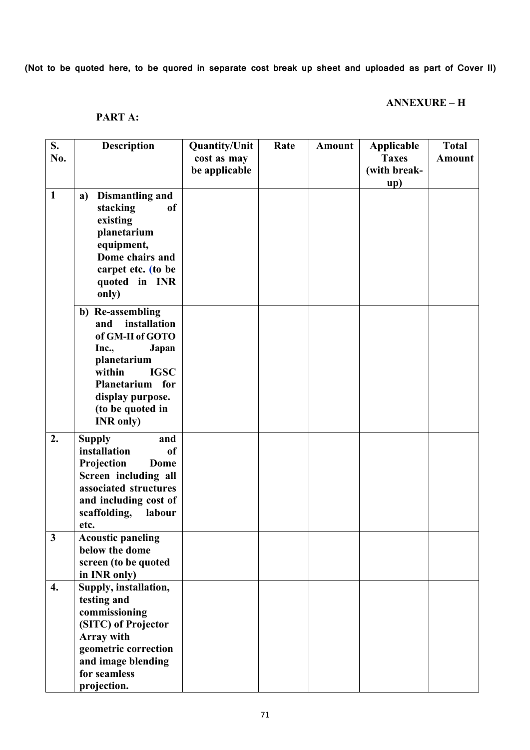(Not to be quoted here, to be quored in separate cost break up sheet and uploaded as part of Cover II)

**ANNEXURE – H**

**PART A:**

| S. No. | Description | Quantity/Unit cost as may be applicable | Rate | Amount | Applicable Taxes (with break-up) | Total Amount |
|---|---|---|---|---|---|---|
| 1 | a) Dismantling and stacking of existing planetarium equipment, Dome chairs and carpet etc. (to be quoted in INR only) | | | | | |
| | b) Re-assembling and installation of GM-II of GOTO Inc., Japan planetarium within IGSC Planetarium for display purpose. (to be quoted in INR only) | | | | | |
| 2. | Supply and installation of Projection Dome Screen including all associated structures and including cost of scaffolding, labour etc. | | | | | |
| 3 | Acoustic paneling below the dome screen (to be quoted in INR only) | | | | | |
| 4. | Supply, installation, testing and commissioning (SITC) of Projector Array with geometric correction and image blending for seamless projection. | | | | | |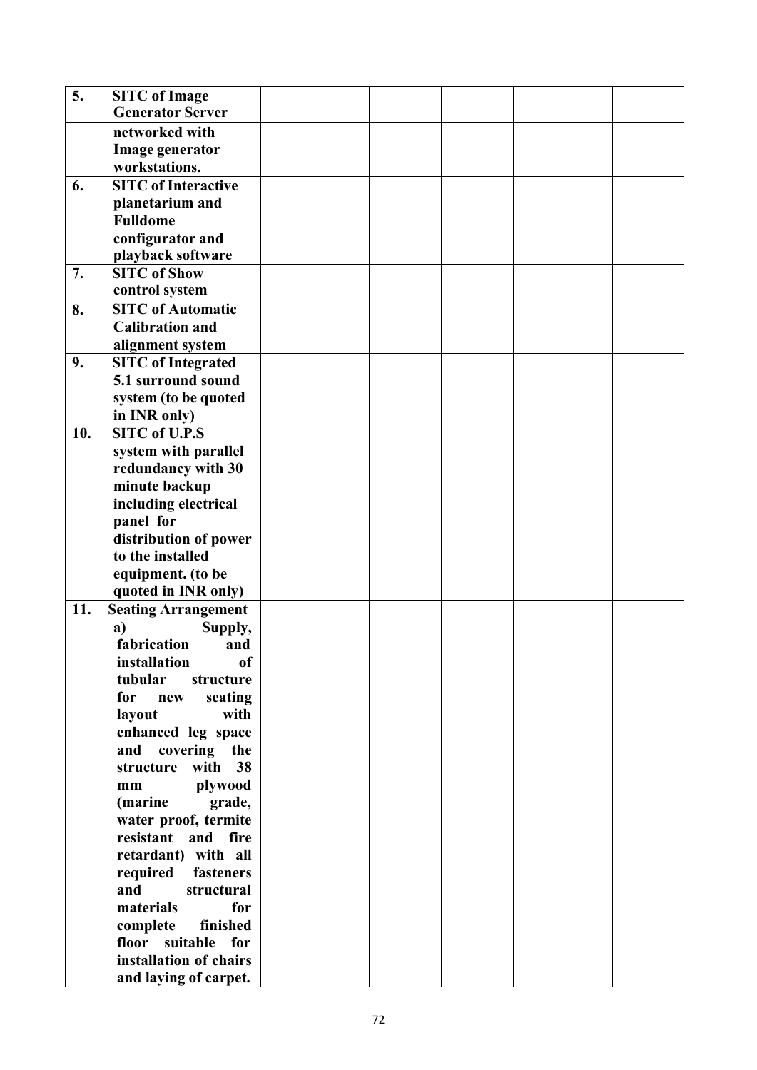| | | | | | | |
|---|---|---|---|---|---|---|
| **5.** | **SITC of Image Generator Server** | | | | | |
| | **networked with Image generator workstations.** | | | | | |
| **6.** | **SITC of Interactive planetarium and Fulldome configurator and playback software** | | | | | |
| **7.** | **SITC of Show control system** | | | | | |
| **8.** | **SITC of Automatic Calibration and alignment system** | | | | | |
| **9.** | **SITC of Integrated 5.1 surround sound system (to be quoted in INR only)** | | | | | |
| **10.** | **SITC of U.P.S system with parallel redundancy with 30 minute backup including electrical panel for distribution of power to the installed equipment. (to be quoted in INR only)** | | | | | |
| **11.** | **Seating Arrangement**<br>**a) Supply, fabrication and installation of tubular structure for new seating layout with enhanced leg space and covering the structure with 38 mm plywood (marine grade, water proof, termite resistant and fire retardant) with all required fasteners and structural materials for complete finished floor suitable for installation of chairs and laying of carpet.** | | | | | |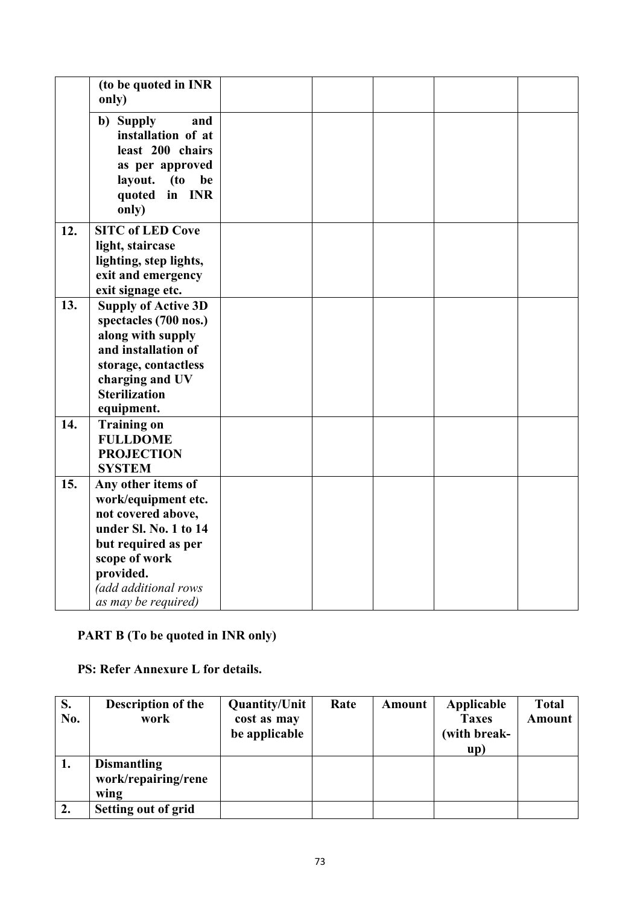| | | | | | | |
|---|---|---|---|---|---|---|
| | **(to be quoted in INR only)** | | | | | |
| | **b) Supply and installation of at least 200 chairs as per approved layout. (to be quoted in INR only)** | | | | | |
| **12.** | **SITC of LED Cove light, staircase lighting, step lights, exit and emergency exit signage etc.** | | | | | |
| **13.** | **Supply of Active 3D spectacles (700 nos.) along with supply and installation of storage, contactless charging and UV Sterilization equipment.** | | | | | |
| **14.** | **Training on FULLDOME PROJECTION SYSTEM** | | | | | |
| **15.** | **Any other items of work/equipment etc. not covered above, under Sl. No. 1 to 14 but required as per scope of work provided.** *(add additional rows as may be required)* | | | | | |

**PART B (To be quoted in INR only)**

**PS: Refer Annexure L for details.**

| S. No. | Description of the work | Quantity/Unit cost as may be applicable | Rate | Amount | Applicable Taxes (with break-up) | Total Amount |
|---|---|---|---|---|---|---|
| **1.** | **Dismantling work/repairing/renewing** | | | | | |
| **2.** | **Setting out of grid** | | | | | |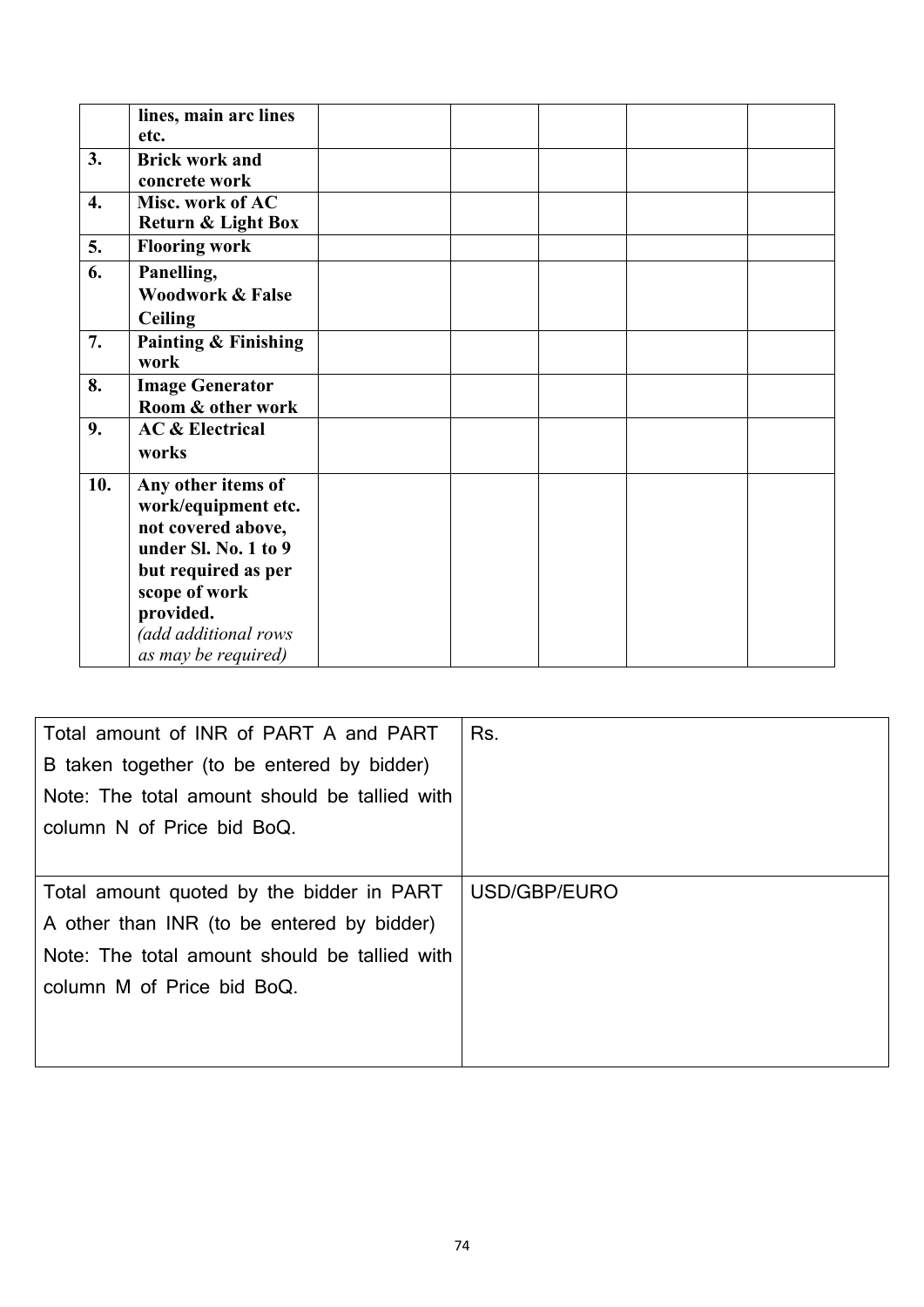| | | | | | | |
|---|---|---|---|---|---|---|
| | **lines, main arc lines etc.** | | | | | |
| **3.** | **Brick work and concrete work** | | | | | |
| **4.** | **Misc. work of AC Return & Light Box** | | | | | |
| **5.** | **Flooring work** | | | | | |
| **6.** | **Panelling, Woodwork & False Ceiling** | | | | | |
| **7.** | **Painting & Finishing work** | | | | | |
| **8.** | **Image Generator Room & other work** | | | | | |
| **9.** | **AC & Electrical works** | | | | | |
| **10.** | **Any other items of work/equipment etc. not covered above, under Sl. No. 1 to 9 but required as per scope of work provided.** *(add additional rows as may be required)* | | | | | |

| | |
|---|---|
| Total amount of INR of PART A and PART B taken together (to be entered by bidder) Note: The total amount should be tallied with column N of Price bid BoQ. | Rs. |
| Total amount quoted by the bidder in PART A other than INR (to be entered by bidder) Note: The total amount should be tallied with column M of Price bid BoQ. | USD/GBP/EURO |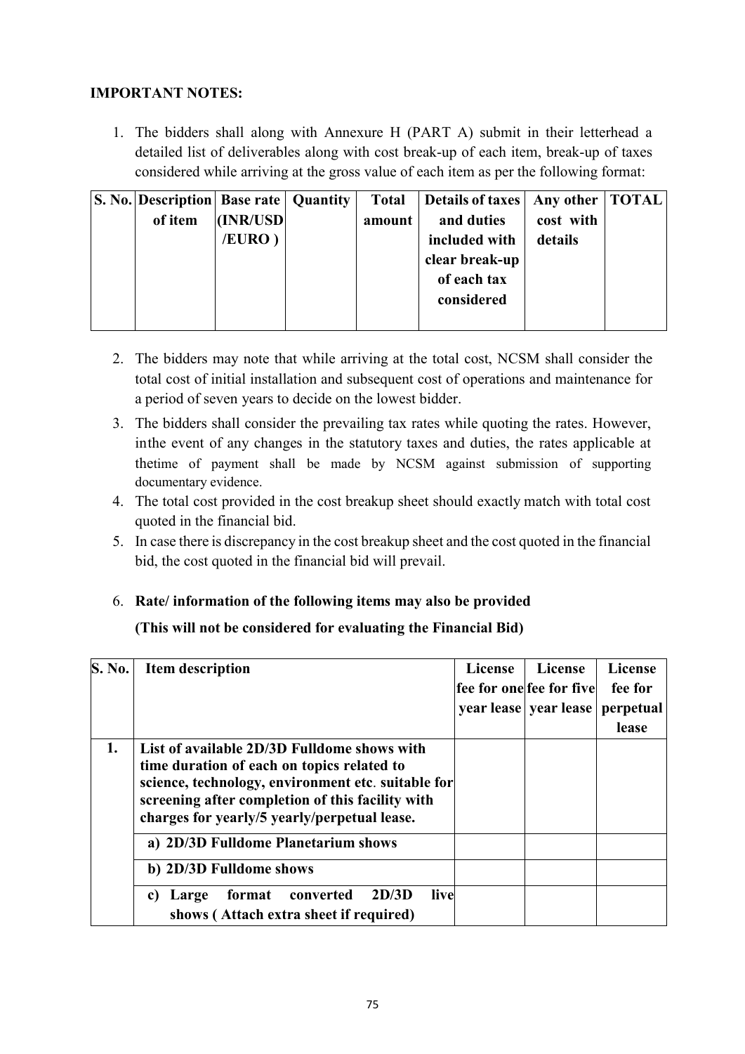**IMPORTANT NOTES:**

1. The bidders shall along with Annexure H (PART A) submit in their letterhead a detailed list of deliverables along with cost break-up of each item, break-up of taxes considered while arriving at the gross value of each item as per the following format:

| S. No. | Description of item | Base rate (INR/USD /EURO ) | Quantity | Total amount | Details of taxes and duties included with clear break-up of each tax considered | Any other cost with details | TOTAL |
|---|---|---|---|---|---|---|---|
| | | | | | | | |

2. The bidders may note that while arriving at the total cost, NCSM shall consider the total cost of initial installation and subsequent cost of operations and maintenance for a period of seven years to decide on the lowest bidder.
3. The bidders shall consider the prevailing tax rates while quoting the rates. However, inthe event of any changes in the statutory taxes and duties, the rates applicable at thetime of payment shall be made by NCSM against submission of supporting documentary evidence.
4. The total cost provided in the cost breakup sheet should exactly match with total cost quoted in the financial bid.
5. In case there is discrepancy in the cost breakup sheet and the cost quoted in the financial bid, the cost quoted in the financial bid will prevail.
6. **Rate/ information of the following items may also be provided**

   **(This will not be considered for evaluating the Financial Bid)**

| S. No. | Item description | License fee for one year lease | License fee for five year lease | License fee for perpetual lease |
|---|---|---|---|---|
| **1.** | **List of available 2D/3D Fulldome shows with time duration of each on topics related to science, technology, environment etc. suitable for screening after completion of this facility with charges for yearly/5 yearly/perpetual lease.** | | | |
| | **a) 2D/3D Fulldome Planetarium shows** | | | |
| | **b) 2D/3D Fulldome shows** | | | |
| | **c) Large format converted 2D/3D live shows ( Attach extra sheet if required)** | | | |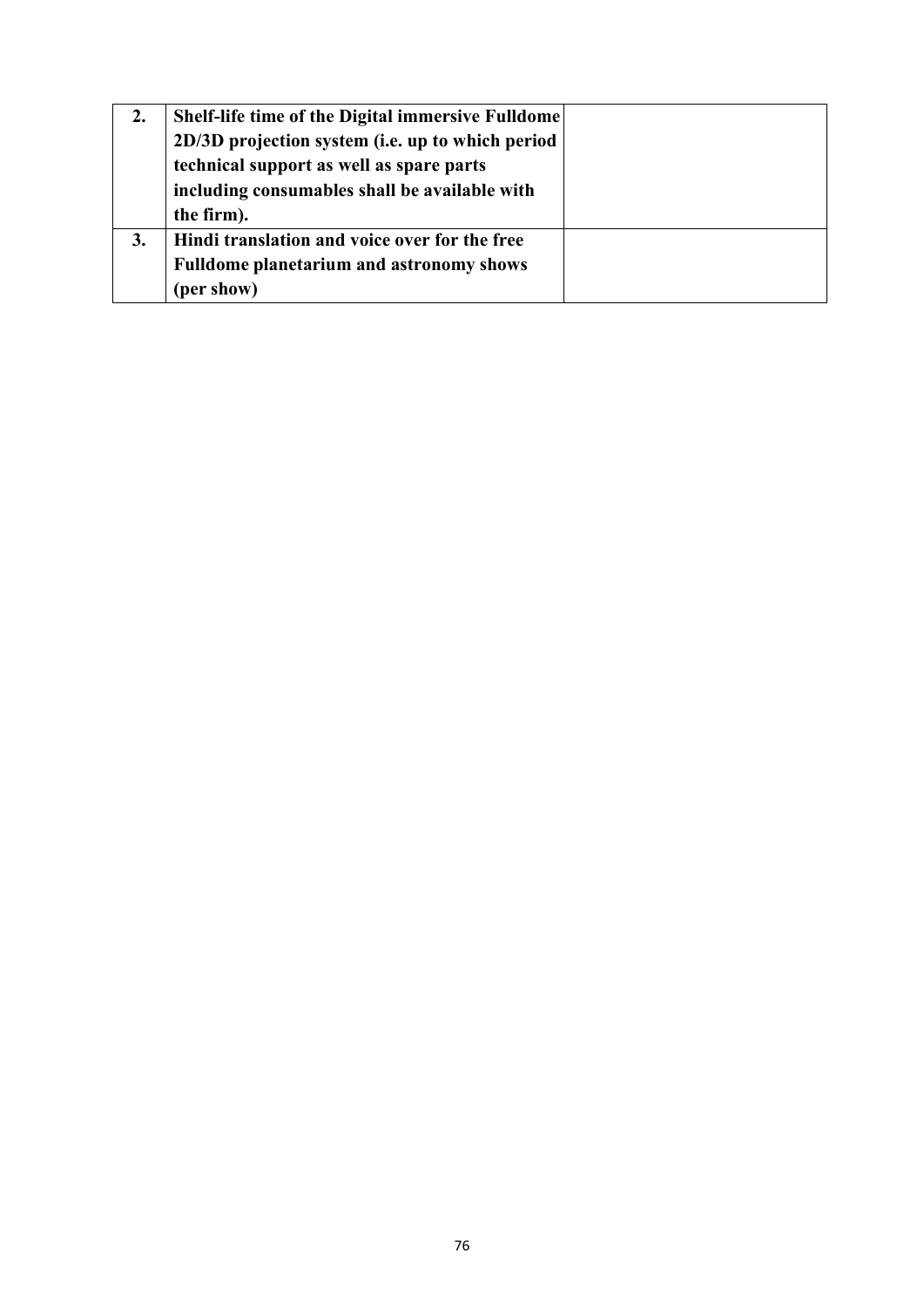| | | |
|---|---|---|
| **2.** | **Shelf-life time of the Digital immersive Fulldome 2D/3D projection system (i.e. up to which period technical support as well as spare parts including consumables shall be available with the firm).** | |
| **3.** | **Hindi translation and voice over for the free Fulldome planetarium and astronomy shows (per show)** | |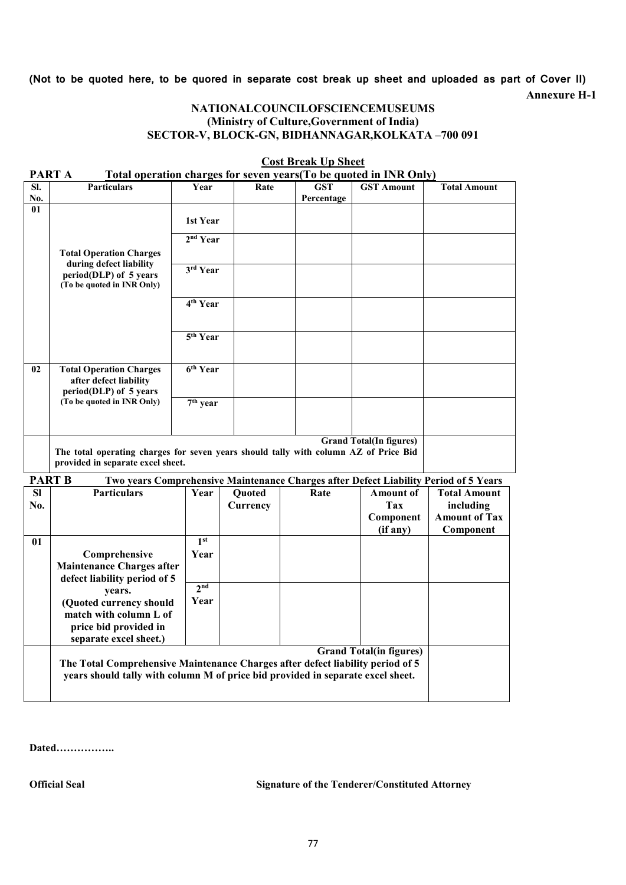**(Not to be quoted here, to be quored in separate cost break up sheet and uploaded as part of Cover II)**

**Annexure H-1**

**NATIONALCOUNCILOFSCIENCEMUSEUMS**
**(Ministry of Culture,Government of India)**
**SECTOR-V, BLOCK-GN, BIDHANNAGAR,KOLKATA –700 091**

**Cost Break Up Sheet**

**PART A Total operation charges for seven years(To be quoted in INR Only)**

| Sl. No. | Particulars | Year | Rate | GST Percentage | GST Amount | Total Amount |
|---|---|---|---|---|---|---|
| 01 | Total Operation Charges during defect liability period(DLP) of 5 years (To be quoted in INR Only) | 1st Year | | | | |
| | | 2nd Year | | | | |
| | | 3rd Year | | | | |
| | | 4th Year | | | | |
| | | 5th Year | | | | |
| 02 | Total Operation Charges after defect liability period(DLP) of 5 years (To be quoted in INR Only) | 6th Year | | | | |
| | | 7th year | | | | |
| | **Grand Total(In figures)** The total operating charges for seven years should tally with column AZ of Price Bid provided in separate excel sheet. | | | | | |

**PART B Two years Comprehensive Maintenance Charges after Defect Liability Period of 5 Years**

| Sl No. | Particulars | Year | Quoted Currency | Rate | Amount of Tax Component (if any) | Total Amount including Amount of Tax Component |
|---|---|---|---|---|---|---|
| 01 | Comprehensive Maintenance Charges after defect liability period of 5 years. (Quoted currency should match with column L of price bid provided in separate excel sheet.) | 1st Year | | | | |
| | | 2nd Year | | | | |
| | **Grand Total(in figures)** The Total Comprehensive Maintenance Charges after defect liability period of 5 years should tally with column M of price bid provided in separate excel sheet. | | | | | |

**Dated……………..**

**Official Seal** **Signature of the Tenderer/Constituted Attorney**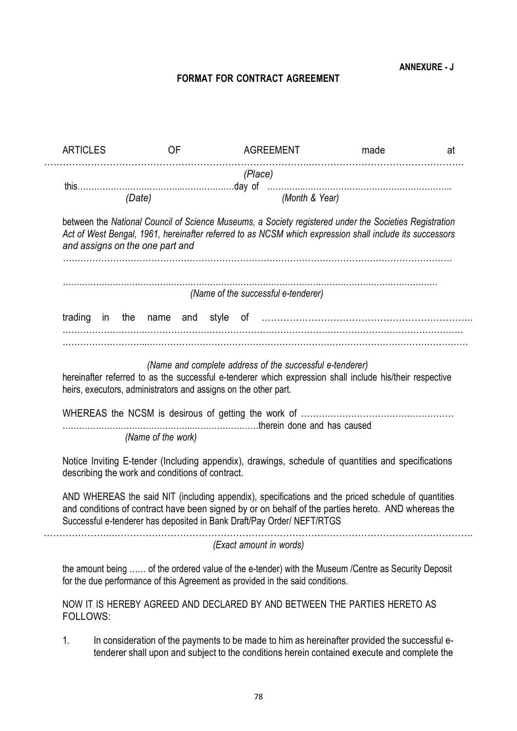**ANNEXURE - J**

## FORMAT FOR CONTRACT AGREEMENT

ARTICLES OF AGREEMENT made at ……………………………………………………………………………………………………………………………….

*(Place)*

this…………………………………………………day of ……………………………………………………………..

*(Date)* *(Month & Year)*

between the *National Council of Science Museums, a Society registered under the Societies Registration Act of West Bengal, 1961, hereinafter referred to as NCSM which expression shall include its successors and assigns on the one part and*

……………………………………………………………………………………………………………………

……………………………………………………………………………………………………………………

*(Name of the successful e-tenderer)*

trading in the name and style of ………………………………………………………………

……………………………………………………………………………………………………………………

……………………………………………………………………………………………………………………

*(Name and complete address of the successful e-tenderer)*

hereinafter referred to as the successful e-tenderer which expression shall include his/their respective heirs, executors, administrators and assigns on the other part.

WHEREAS the NCSM is desirous of getting the work of ……………………………………………… ……………………………………………………………therein done and has caused

*(Name of the work)*

Notice Inviting E-tender (Including appendix), drawings, schedule of quantities and specifications describing the work and conditions of contract.

AND WHEREAS the said NIT (including appendix), specifications and the priced schedule of quantities and conditions of contract have been signed by or on behalf of the parties hereto. AND whereas the Successful e-tenderer has deposited in Bank Draft/Pay Order/ NEFT/RTGS

……………………………………………………………………………………………………………………………

*(Exact amount in words)*

the amount being …… of the ordered value of the e-tender) with the Museum /Centre as Security Deposit for the due performance of this Agreement as provided in the said conditions.

NOW IT IS HEREBY AGREED AND DECLARED BY AND BETWEEN THE PARTIES HERETO AS FOLLOWS:

1. In consideration of the payments to be made to him as hereinafter provided the successful e-tenderer shall upon and subject to the conditions herein contained execute and complete the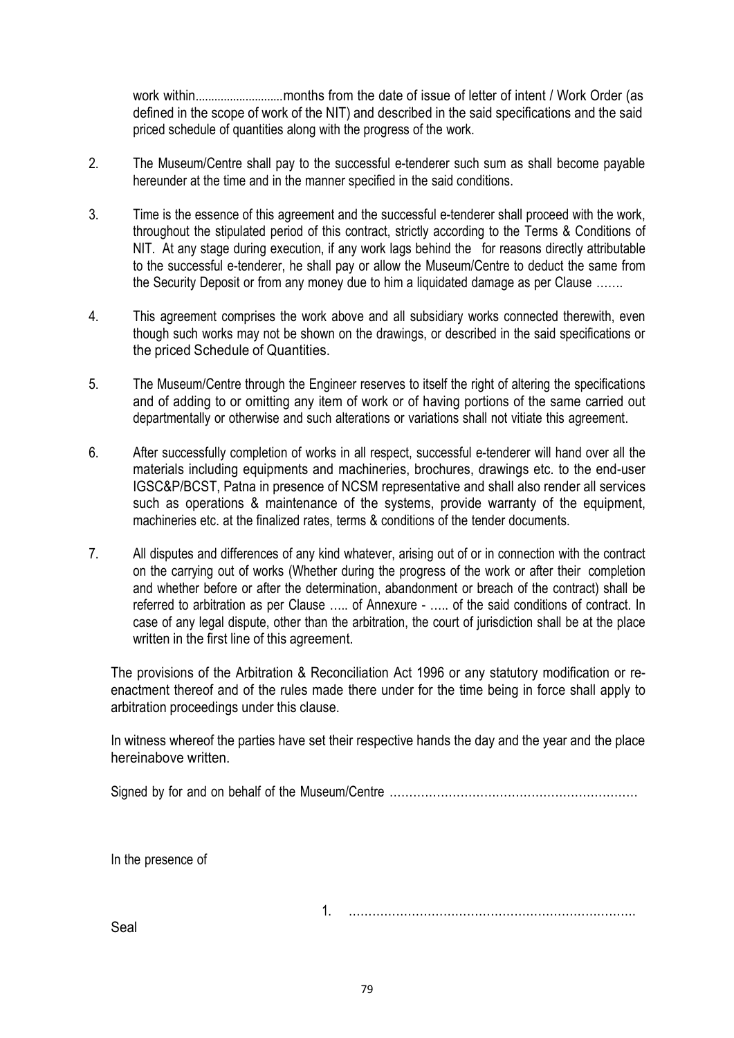work within............................months from the date of issue of letter of intent / Work Order (as defined in the scope of work of the NIT) and described in the said specifications and the said priced schedule of quantities along with the progress of the work.

2. The Museum/Centre shall pay to the successful e-tenderer such sum as shall become payable hereunder at the time and in the manner specified in the said conditions.

3. Time is the essence of this agreement and the successful e-tenderer shall proceed with the work, throughout the stipulated period of this contract, strictly according to the Terms & Conditions of NIT. At any stage during execution, if any work lags behind the for reasons directly attributable to the successful e-tenderer, he shall pay or allow the Museum/Centre to deduct the same from the Security Deposit or from any money due to him a liquidated damage as per Clause …….

4. This agreement comprises the work above and all subsidiary works connected therewith, even though such works may not be shown on the drawings, or described in the said specifications or the priced Schedule of Quantities.

5. The Museum/Centre through the Engineer reserves to itself the right of altering the specifications and of adding to or omitting any item of work or of having portions of the same carried out departmentally or otherwise and such alterations or variations shall not vitiate this agreement.

6. After successfully completion of works in all respect, successful e-tenderer will hand over all the materials including equipments and machineries, brochures, drawings etc. to the end-user IGSC&P/BCST, Patna in presence of NCSM representative and shall also render all services such as operations & maintenance of the systems, provide warranty of the equipment, machineries etc. at the finalized rates, terms & conditions of the tender documents.

7. All disputes and differences of any kind whatever, arising out of or in connection with the contract on the carrying out of works (Whether during the progress of the work or after their completion and whether before or after the determination, abandonment or breach of the contract) shall be referred to arbitration as per Clause ….. of Annexure - ….. of the said conditions of contract. In case of any legal dispute, other than the arbitration, the court of jurisdiction shall be at the place written in the first line of this agreement.

The provisions of the Arbitration & Reconciliation Act 1996 or any statutory modification or re-enactment thereof and of the rules made there under for the time being in force shall apply to arbitration proceedings under this clause.

In witness whereof the parties have set their respective hands the day and the year and the place hereinabove written.

Signed by for and on behalf of the Museum/Centre ……………………………………………………….

In the presence of

Seal

1. ……………………………………………………………….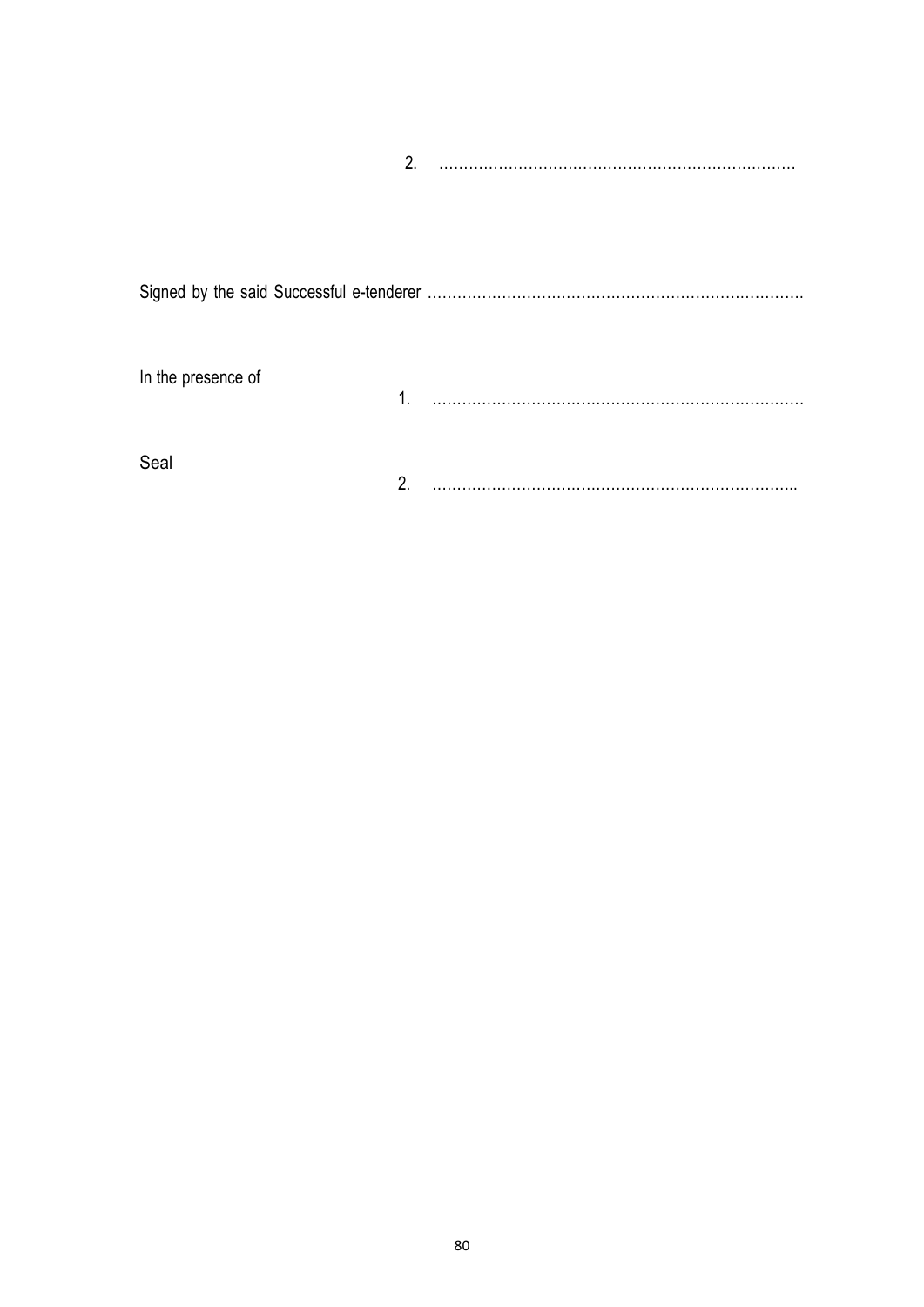2. ………………………………………………………………

Signed by the said Successful e-tenderer ………………………………………………………………….

In the presence of

1. …………………………………………………………………

Seal

2. ………………………………………………………………..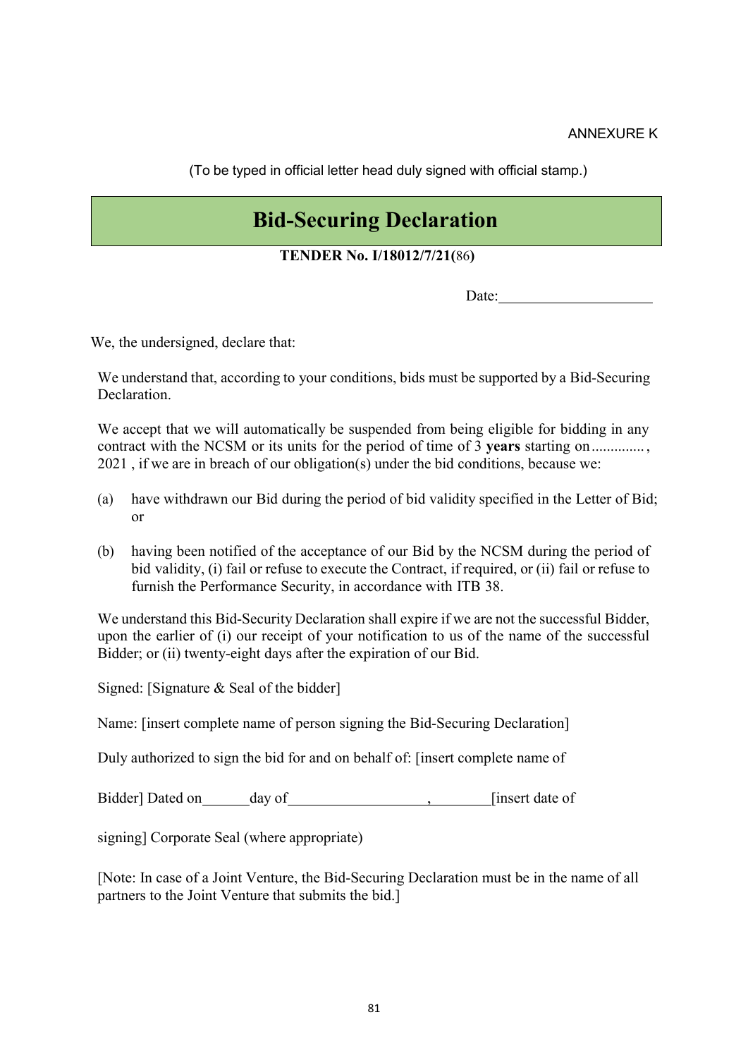ANNEXURE K

(To be typed in official letter head duly signed with official stamp.)

# Bid-Securing Declaration

**TENDER No. I/18012/7/21(86)**

Date:____________________

We, the undersigned, declare that:

We understand that, according to your conditions, bids must be supported by a Bid-Securing Declaration.

We accept that we will automatically be suspended from being eligible for bidding in any contract with the NCSM or its units for the period of time of 3 **years** starting on............., 2021 , if we are in breach of our obligation(s) under the bid conditions, because we:

(a) have withdrawn our Bid during the period of bid validity specified in the Letter of Bid; or

(b) having been notified of the acceptance of our Bid by the NCSM during the period of bid validity, (i) fail or refuse to execute the Contract, if required, or (ii) fail or refuse to furnish the Performance Security, in accordance with ITB 38.

We understand this Bid-Security Declaration shall expire if we are not the successful Bidder, upon the earlier of (i) our receipt of your notification to us of the name of the successful Bidder; or (ii) twenty-eight days after the expiration of our Bid.

Signed: [Signature & Seal of the bidder]

Name: [insert complete name of person signing the Bid-Securing Declaration]

Duly authorized to sign the bid for and on behalf of: [insert complete name of

Bidder] Dated on______day of__________________,________[insert date of

signing] Corporate Seal (where appropriate)

[Note: In case of a Joint Venture, the Bid-Securing Declaration must be in the name of all partners to the Joint Venture that submits the bid.]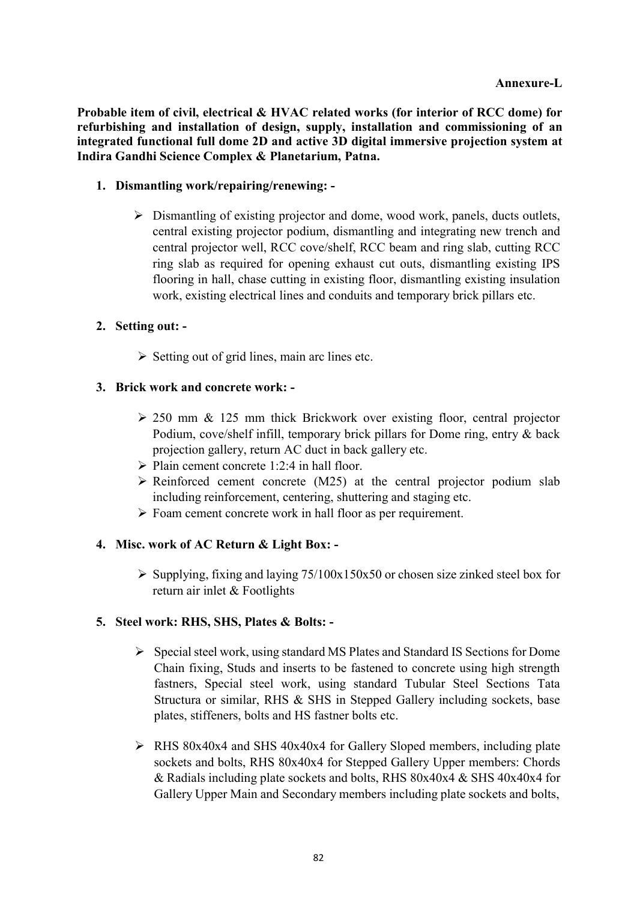**Annexure-L**

**Probable item of civil, electrical & HVAC related works (for interior of RCC dome) for refurbishing and installation of design, supply, installation and commissioning of an integrated functional full dome 2D and active 3D digital immersive projection system at Indira Gandhi Science Complex & Planetarium, Patna.**

1. **Dismantling work/repairing/renewing: -**

   - Dismantling of existing projector and dome, wood work, panels, ducts outlets, central existing projector podium, dismantling and integrating new trench and central projector well, RCC cove/shelf, RCC beam and ring slab, cutting RCC ring slab as required for opening exhaust cut outs, dismantling existing IPS flooring in hall, chase cutting in existing floor, dismantling existing insulation work, existing electrical lines and conduits and temporary brick pillars etc.

2. **Setting out: -**

   - Setting out of grid lines, main arc lines etc.

3. **Brick work and concrete work: -**

   - 250 mm & 125 mm thick Brickwork over existing floor, central projector Podium, cove/shelf infill, temporary brick pillars for Dome ring, entry & back projection gallery, return AC duct in back gallery etc.
   - Plain cement concrete 1:2:4 in hall floor.
   - Reinforced cement concrete (M25) at the central projector podium slab including reinforcement, centering, shuttering and staging etc.
   - Foam cement concrete work in hall floor as per requirement.

4. **Misc. work of AC Return & Light Box: -**

   - Supplying, fixing and laying 75/100x150x50 or chosen size zinked steel box for return air inlet & Footlights

5. **Steel work: RHS, SHS, Plates & Bolts: -**

   - Special steel work, using standard MS Plates and Standard IS Sections for Dome Chain fixing, Studs and inserts to be fastened to concrete using high strength fastners, Special steel work, using standard Tubular Steel Sections Tata Structura or similar, RHS & SHS in Stepped Gallery including sockets, base plates, stiffeners, bolts and HS fastner bolts etc.

   - RHS 80x40x4 and SHS 40x40x4 for Gallery Sloped members, including plate sockets and bolts, RHS 80x40x4 for Stepped Gallery Upper members: Chords & Radials including plate sockets and bolts, RHS 80x40x4 & SHS 40x40x4 for Gallery Upper Main and Secondary members including plate sockets and bolts,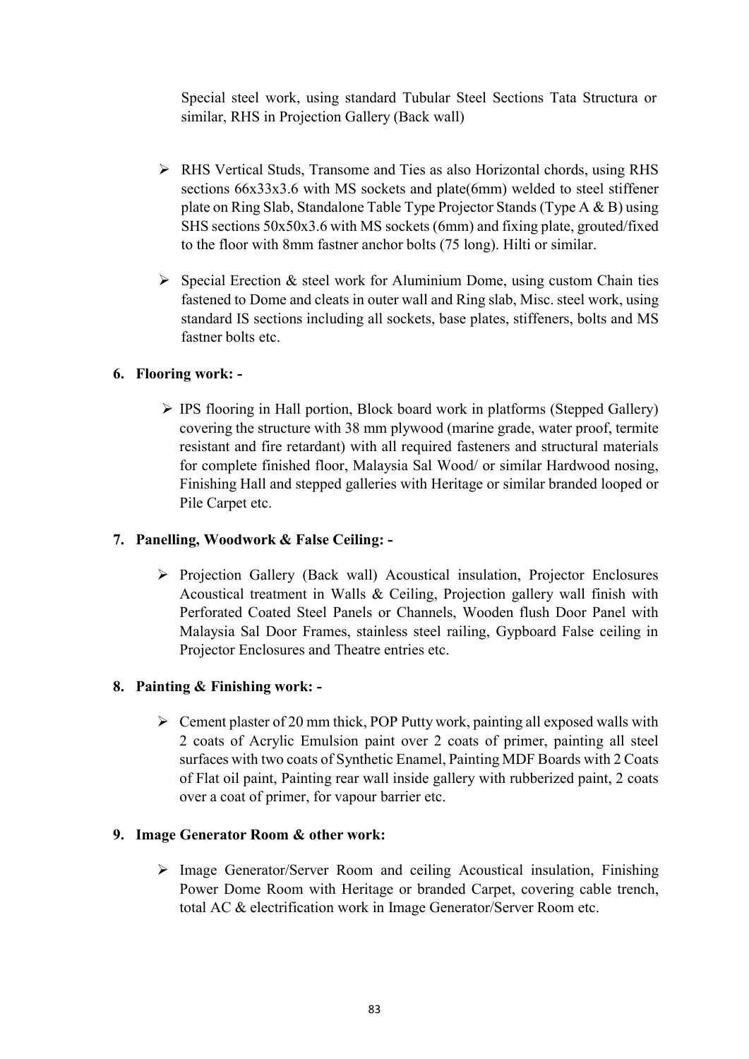Special steel work, using standard Tubular Steel Sections Tata Structura or similar, RHS in Projection Gallery (Back wall)

- RHS Vertical Studs, Transome and Ties as also Horizontal chords, using RHS sections 66x33x3.6 with MS sockets and plate(6mm) welded to steel stiffener plate on Ring Slab, Standalone Table Type Projector Stands (Type A & B) using SHS sections 50x50x3.6 with MS sockets (6mm) and fixing plate, grouted/fixed to the floor with 8mm fastner anchor bolts (75 long). Hilti or similar.

- Special Erection & steel work for Aluminium Dome, using custom Chain ties fastened to Dome and cleats in outer wall and Ring slab, Misc. steel work, using standard IS sections including all sockets, base plates, stiffeners, bolts and MS fastner bolts etc.

**6. Flooring work: -**

- IPS flooring in Hall portion, Block board work in platforms (Stepped Gallery) covering the structure with 38 mm plywood (marine grade, water proof, termite resistant and fire retardant) with all required fasteners and structural materials for complete finished floor, Malaysia Sal Wood/ or similar Hardwood nosing, Finishing Hall and stepped galleries with Heritage or similar branded looped or Pile Carpet etc.

**7. Panelling, Woodwork & False Ceiling: -**

- Projection Gallery (Back wall) Acoustical insulation, Projector Enclosures Acoustical treatment in Walls & Ceiling, Projection gallery wall finish with Perforated Coated Steel Panels or Channels, Wooden flush Door Panel with Malaysia Sal Door Frames, stainless steel railing, Gypboard False ceiling in Projector Enclosures and Theatre entries etc.

**8. Painting & Finishing work: -**

- Cement plaster of 20 mm thick, POP Putty work, painting all exposed walls with 2 coats of Acrylic Emulsion paint over 2 coats of primer, painting all steel surfaces with two coats of Synthetic Enamel, Painting MDF Boards with 2 Coats of Flat oil paint, Painting rear wall inside gallery with rubberized paint, 2 coats over a coat of primer, for vapour barrier etc.

**9. Image Generator Room & other work:**

- Image Generator/Server Room and ceiling Acoustical insulation, Finishing Power Dome Room with Heritage or branded Carpet, covering cable trench, total AC & electrification work in Image Generator/Server Room etc.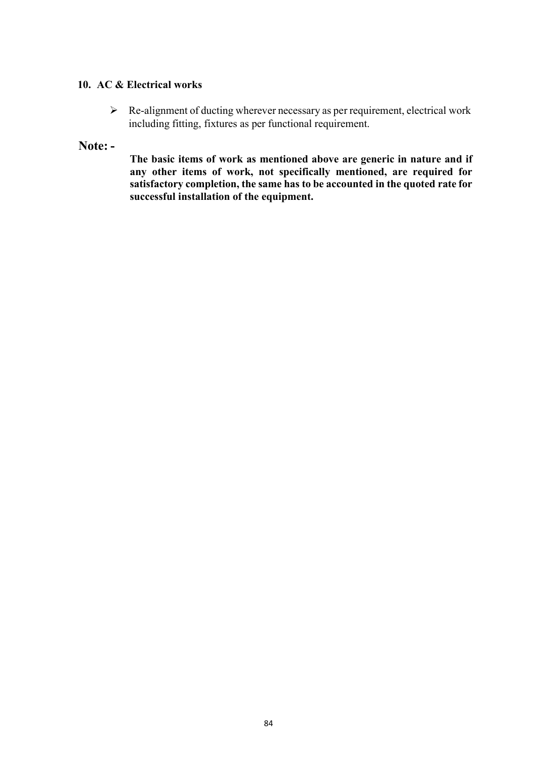**10. AC & Electrical works**

- Re-alignment of ducting wherever necessary as per requirement, electrical work including fitting, fixtures as per functional requirement.

**Note: -**

**The basic items of work as mentioned above are generic in nature and if any other items of work, not specifically mentioned, are required for satisfactory completion, the same has to be accounted in the quoted rate for successful installation of the equipment.**